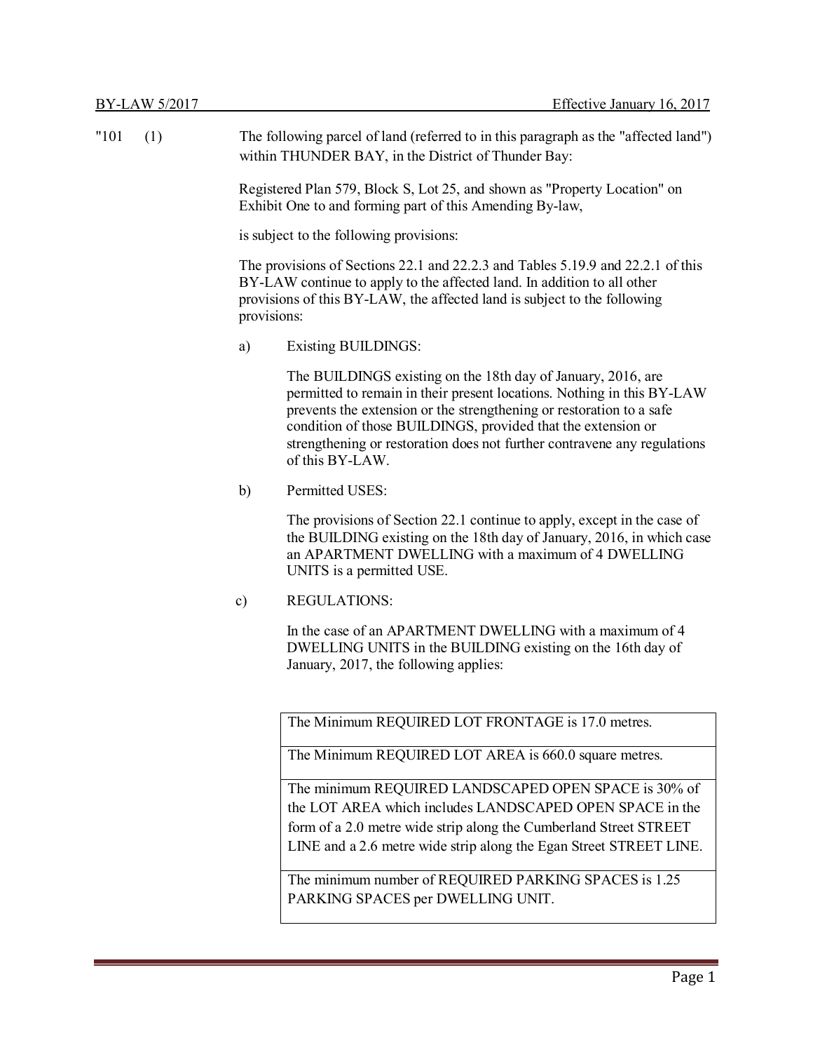"101 (1) The following parcel of land (referred to in this paragraph as the "affected land") within THUNDER BAY, in the District of Thunder Bay:

Registered Plan 579, Block S, Lot 25, and shown as "Property Location" on Exhibit One to and forming part of this Amending By-law,

is subject to the following provisions:

The provisions of Sections 22.1 and 22.2.3 and Tables 5.19.9 and 22.2.1 of this BY-LAW continue to apply to the affected land. In addition to all other provisions of this BY-LAW, the affected land is subject to the following provisions:

a) Existing BUILDINGS:

The BUILDINGS existing on the 18th day of January, 2016, are permitted to remain in their present locations. Nothing in this BY-LAW prevents the extension or the strengthening or restoration to a safe condition of those BUILDINGS, provided that the extension or strengthening or restoration does not further contravene any regulations of this BY-LAW.

b) Permitted USES:

The provisions of Section 22.1 continue to apply, except in the case of the BUILDING existing on the 18th day of January, 2016, in which case an APARTMENT DWELLING with a maximum of 4 DWELLING UNITS is a permitted USE.

c) REGULATIONS:

In the case of an APARTMENT DWELLING with a maximum of 4 DWELLING UNITS in the BUILDING existing on the 16th day of January, 2017, the following applies:

| |
|---|
| The Minimum REQUIRED LOT FRONTAGE is 17.0 metres. |
| The Minimum REQUIRED LOT AREA is 660.0 square metres. |
| The minimum REQUIRED LANDSCAPED OPEN SPACE is 30% of the LOT AREA which includes LANDSCAPED OPEN SPACE in the form of a 2.0 metre wide strip along the Cumberland Street STREET LINE and a 2.6 metre wide strip along the Egan Street STREET LINE. |
| The minimum number of REQUIRED PARKING SPACES is 1.25 PARKING SPACES per DWELLING UNIT. |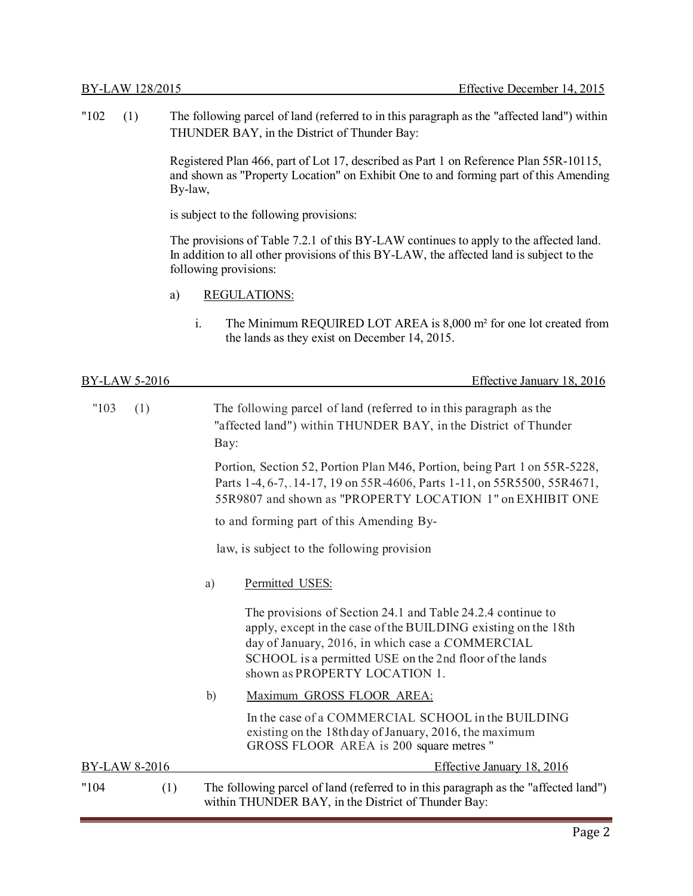BY-LAW 128/2015 Effective December 14, 2015

"102 (1) The following parcel of land (referred to in this paragraph as the "affected land") within THUNDER BAY, in the District of Thunder Bay:

Registered Plan 466, part of Lot 17, described as Part 1 on Reference Plan 55R-10115, and shown as "Property Location" on Exhibit One to and forming part of this Amending By-law,

is subject to the following provisions:

The provisions of Table 7.2.1 of this BY-LAW continues to apply to the affected land. In addition to all other provisions of this BY-LAW, the affected land is subject to the following provisions:

a) REGULATIONS:

i. The Minimum REQUIRED LOT AREA is 8,000 m² for one lot created from the lands as they exist on December 14, 2015.

BY-LAW 5-2016 Effective January 18, 2016

"103 (1) The following parcel of land (referred to in this paragraph as the "affected land") within THUNDER BAY, in the District of Thunder Bay:

Portion, Section 52, Portion Plan M46, Portion, being Part 1 on 55R-5228, Parts 1-4, 6-7,.14-17, 19 on 55R-4606, Parts 1-11, on 55R5500, 55R4671, 55R9807 and shown as "PROPERTY LOCATION 1" on EXHIBIT ONE to and forming part of this Amending By-law, is subject to the following provision

a) Permitted USES:

The provisions of Section 24.1 and Table 24.2.4 continue to apply, except in the case of the BUILDING existing on the 18th day of January, 2016, in which case a COMMERCIAL SCHOOL is a permitted USE on the 2nd floor of the lands shown as PROPERTY LOCATION 1.

b) Maximum GROSS FLOOR AREA:

In the case of a COMMERCIAL SCHOOL in the BUILDING existing on the 18th day of January, 2016, the maximum GROSS FLOOR AREA is 200 square metres "

BY-LAW 8-2016 Effective January 18, 2016

"104 (1) The following parcel of land (referred to in this paragraph as the "affected land") within THUNDER BAY, in the District of Thunder Bay: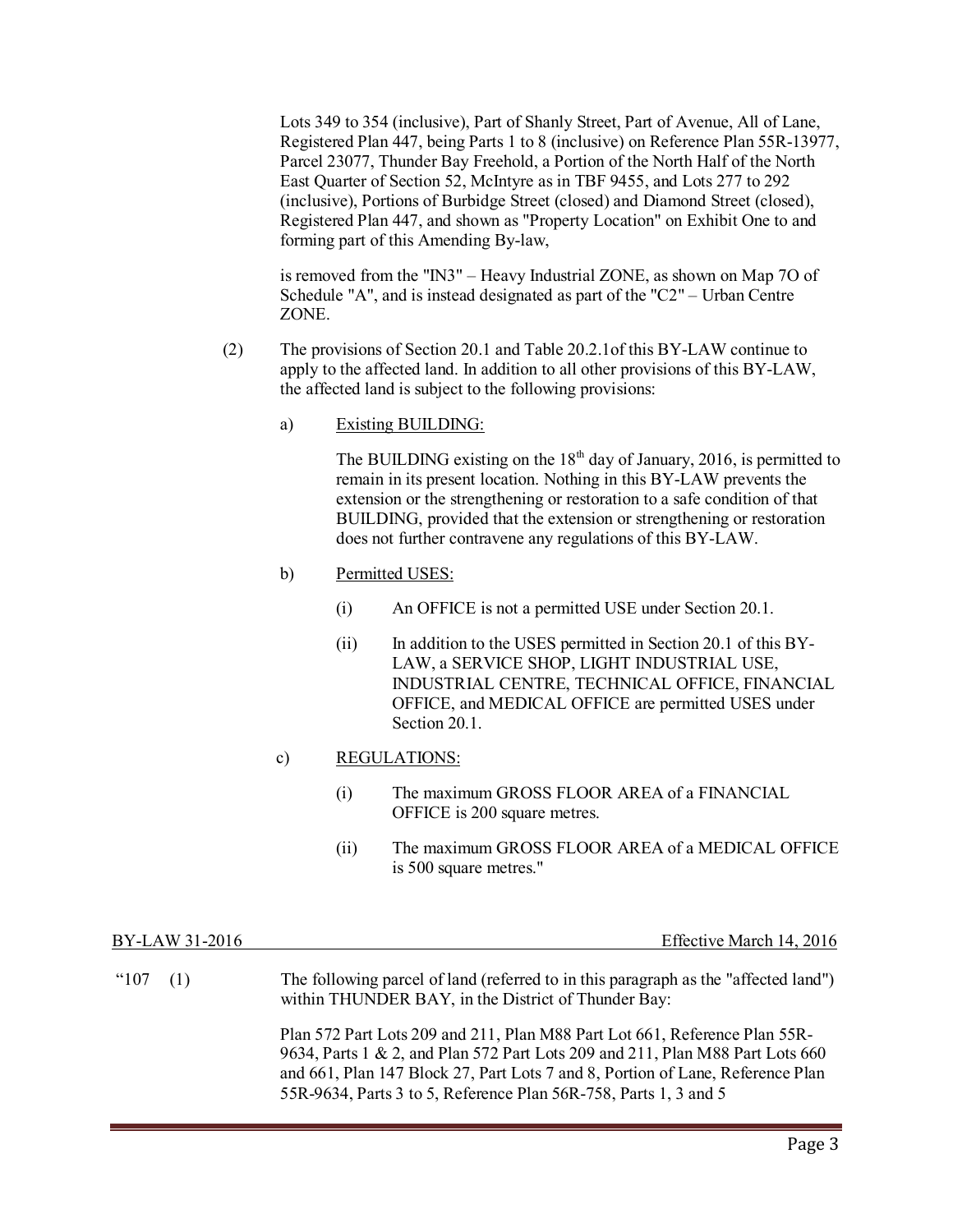Lots 349 to 354 (inclusive), Part of Shanly Street, Part of Avenue, All of Lane, Registered Plan 447, being Parts 1 to 8 (inclusive) on Reference Plan 55R-13977, Parcel 23077, Thunder Bay Freehold, a Portion of the North Half of the North East Quarter of Section 52, McIntyre as in TBF 9455, and Lots 277 to 292 (inclusive), Portions of Burbidge Street (closed) and Diamond Street (closed), Registered Plan 447, and shown as "Property Location" on Exhibit One to and forming part of this Amending By-law,

is removed from the "IN3" – Heavy Industrial ZONE, as shown on Map 7O of Schedule "A", and is instead designated as part of the "C2" – Urban Centre ZONE.

(2) The provisions of Section 20.1 and Table 20.2.1of this BY-LAW continue to apply to the affected land. In addition to all other provisions of this BY-LAW, the affected land is subject to the following provisions:

a) Existing BUILDING:

The BUILDING existing on the 18th day of January, 2016, is permitted to remain in its present location. Nothing in this BY-LAW prevents the extension or the strengthening or restoration to a safe condition of that BUILDING, provided that the extension or strengthening or restoration does not further contravene any regulations of this BY-LAW.

b) Permitted USES:

(i) An OFFICE is not a permitted USE under Section 20.1.

(ii) In addition to the USES permitted in Section 20.1 of this BY-LAW, a SERVICE SHOP, LIGHT INDUSTRIAL USE, INDUSTRIAL CENTRE, TECHNICAL OFFICE, FINANCIAL OFFICE, and MEDICAL OFFICE are permitted USES under Section 20.1.

c) REGULATIONS:

(i) The maximum GROSS FLOOR AREA of a FINANCIAL OFFICE is 200 square metres.

(ii) The maximum GROSS FLOOR AREA of a MEDICAL OFFICE is 500 square metres."

BY-LAW 31-2016 — Effective March 14, 2016

"107 (1) The following parcel of land (referred to in this paragraph as the "affected land") within THUNDER BAY, in the District of Thunder Bay:

Plan 572 Part Lots 209 and 211, Plan M88 Part Lot 661, Reference Plan 55R-9634, Parts 1 & 2, and Plan 572 Part Lots 209 and 211, Plan M88 Part Lots 660 and 661, Plan 147 Block 27, Part Lots 7 and 8, Portion of Lane, Reference Plan 55R-9634, Parts 3 to 5, Reference Plan 56R-758, Parts 1, 3 and 5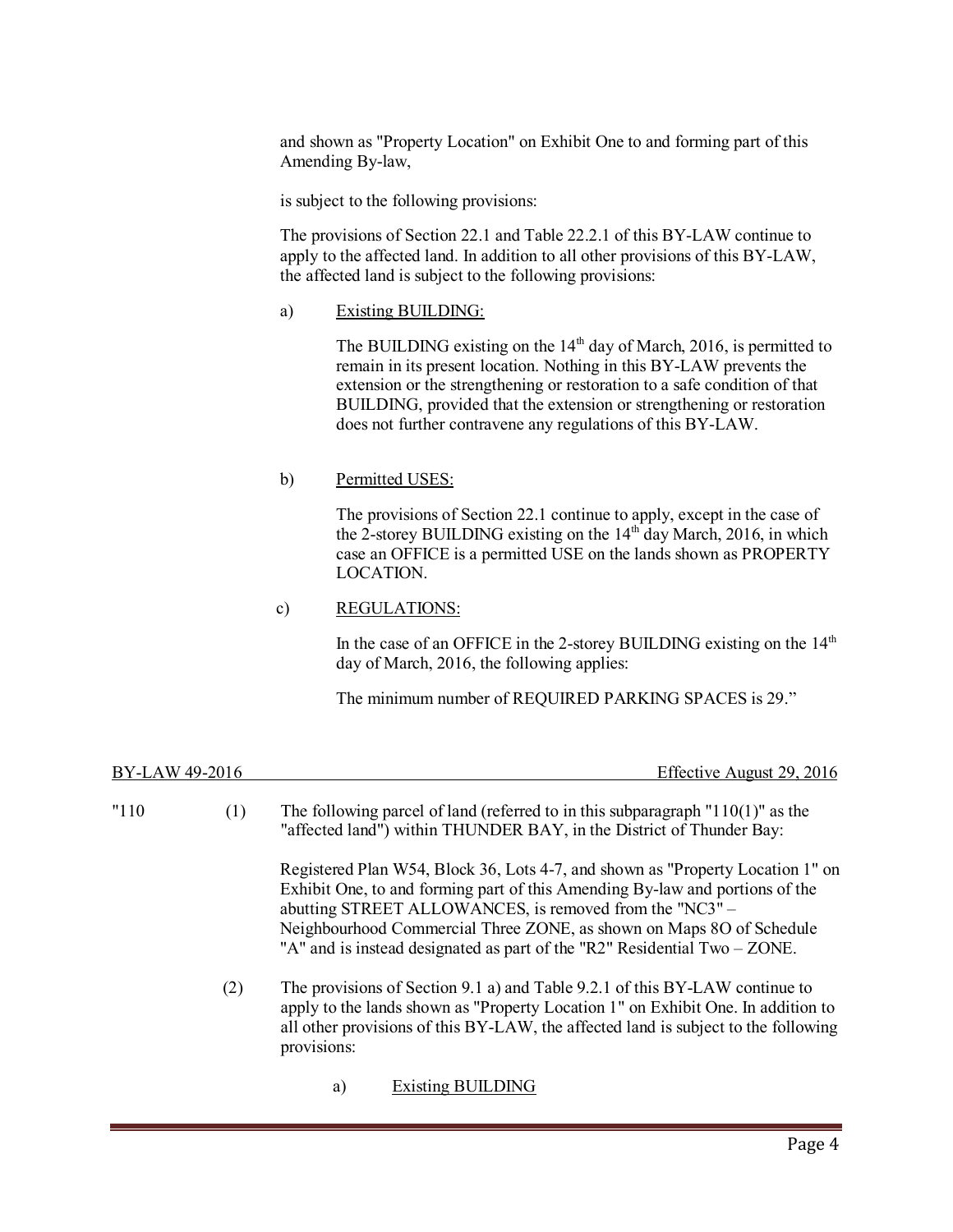and shown as "Property Location" on Exhibit One to and forming part of this Amending By-law,

is subject to the following provisions:

The provisions of Section 22.1 and Table 22.2.1 of this BY-LAW continue to apply to the affected land. In addition to all other provisions of this BY-LAW, the affected land is subject to the following provisions:

a) Existing BUILDING:

The BUILDING existing on the 14th day of March, 2016, is permitted to remain in its present location. Nothing in this BY-LAW prevents the extension or the strengthening or restoration to a safe condition of that BUILDING, provided that the extension or strengthening or restoration does not further contravene any regulations of this BY-LAW.

b) Permitted USES:

The provisions of Section 22.1 continue to apply, except in the case of the 2-storey BUILDING existing on the 14th day March, 2016, in which case an OFFICE is a permitted USE on the lands shown as PROPERTY LOCATION.

c) REGULATIONS:

In the case of an OFFICE in the 2-storey BUILDING existing on the 14th day of March, 2016, the following applies:

The minimum number of REQUIRED PARKING SPACES is 29."

BY-LAW 49-2016 Effective August 29, 2016

"110 (1) The following parcel of land (referred to in this subparagraph "110(1)" as the "affected land") within THUNDER BAY, in the District of Thunder Bay:

Registered Plan W54, Block 36, Lots 4-7, and shown as "Property Location 1" on Exhibit One, to and forming part of this Amending By-law and portions of the abutting STREET ALLOWANCES, is removed from the "NC3" – Neighbourhood Commercial Three ZONE, as shown on Maps 8O of Schedule "A" and is instead designated as part of the "R2" Residential Two – ZONE.

(2) The provisions of Section 9.1 a) and Table 9.2.1 of this BY-LAW continue to apply to the lands shown as "Property Location 1" on Exhibit One. In addition to all other provisions of this BY-LAW, the affected land is subject to the following provisions:

a) Existing BUILDING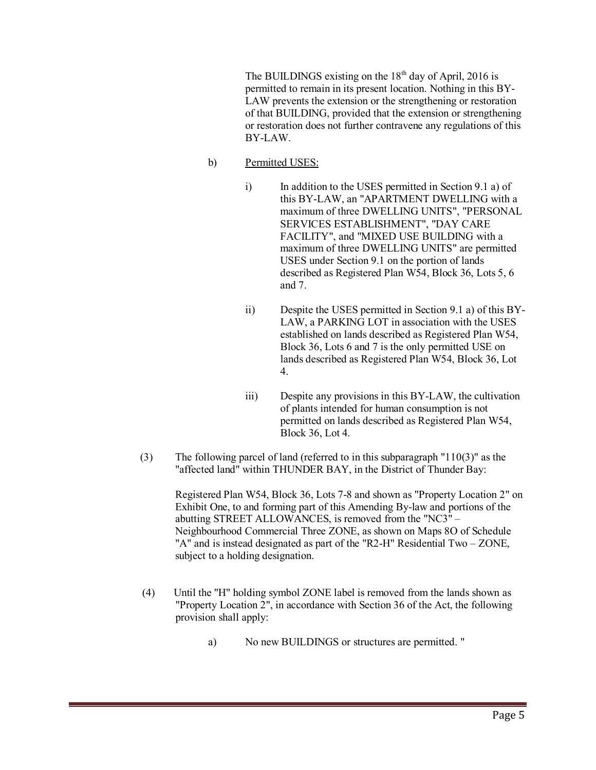The BUILDINGS existing on the 18th day of April, 2016 is permitted to remain in its present location. Nothing in this BY-LAW prevents the extension or the strengthening or restoration of that BUILDING, provided that the extension or strengthening or restoration does not further contravene any regulations of this BY-LAW.

b) Permitted USES:

i) In addition to the USES permitted in Section 9.1 a) of this BY-LAW, an "APARTMENT DWELLING with a maximum of three DWELLING UNITS", "PERSONAL SERVICES ESTABLISHMENT", "DAY CARE FACILITY", and "MIXED USE BUILDING with a maximum of three DWELLING UNITS" are permitted USES under Section 9.1 on the portion of lands described as Registered Plan W54, Block 36, Lots 5, 6 and 7.

ii) Despite the USES permitted in Section 9.1 a) of this BY-LAW, a PARKING LOT in association with the USES established on lands described as Registered Plan W54, Block 36, Lots 6 and 7 is the only permitted USE on lands described as Registered Plan W54, Block 36, Lot 4.

iii) Despite any provisions in this BY-LAW, the cultivation of plants intended for human consumption is not permitted on lands described as Registered Plan W54, Block 36, Lot 4.

(3) The following parcel of land (referred to in this subparagraph "110(3)" as the "affected land" within THUNDER BAY, in the District of Thunder Bay:

Registered Plan W54, Block 36, Lots 7-8 and shown as "Property Location 2" on Exhibit One, to and forming part of this Amending By-law and portions of the abutting STREET ALLOWANCES, is removed from the "NC3" – Neighbourhood Commercial Three ZONE, as shown on Maps 8O of Schedule "A" and is instead designated as part of the "R2-H" Residential Two – ZONE, subject to a holding designation.

(4) Until the "H" holding symbol ZONE label is removed from the lands shown as "Property Location 2", in accordance with Section 36 of the Act, the following provision shall apply:

a) No new BUILDINGS or structures are permitted. "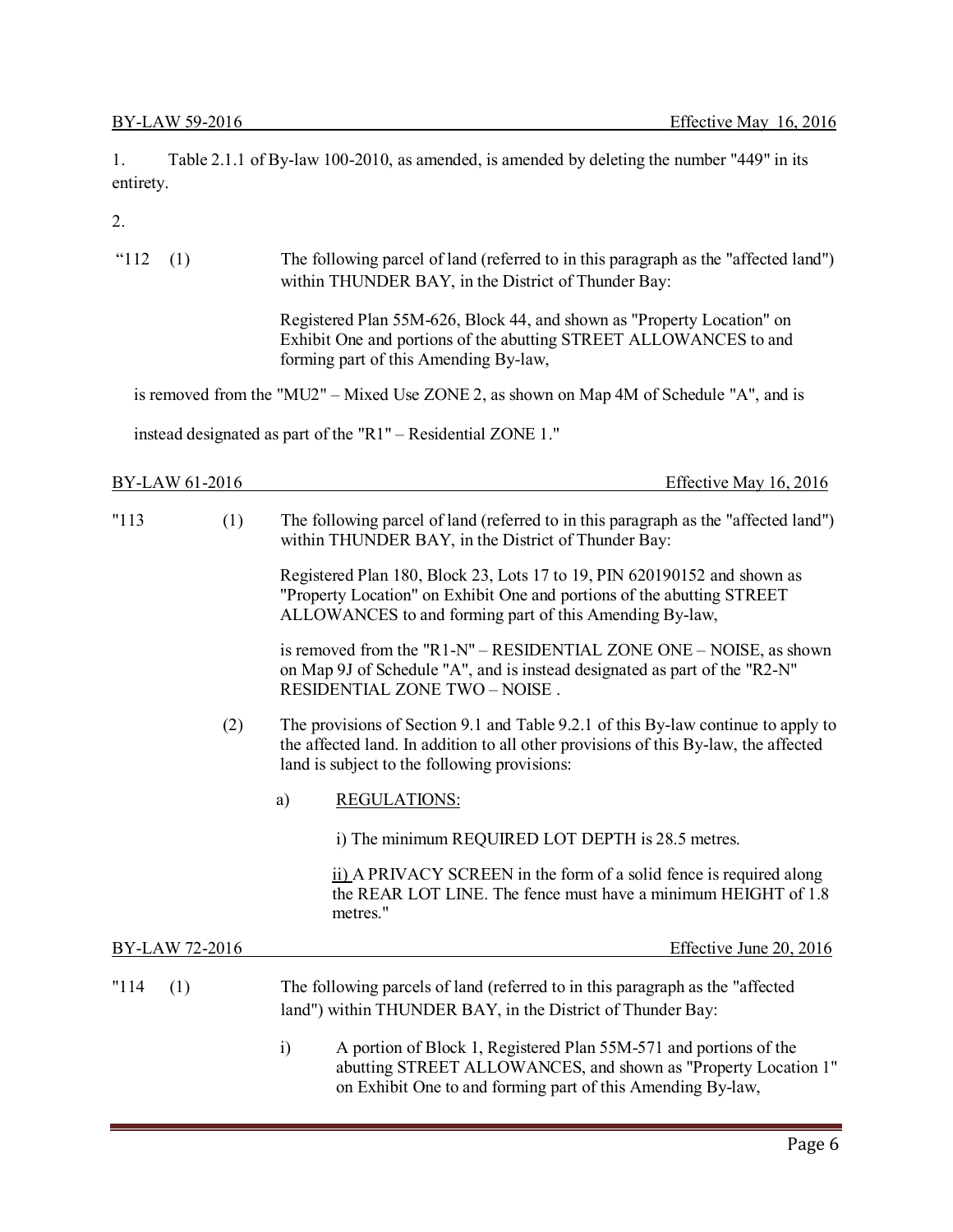BY-LAW 59-2016 Effective May 16, 2016

1. Table 2.1.1 of By-law 100-2010, as amended, is amended by deleting the number "449" in its entirety.

2.

"112 (1) The following parcel of land (referred to in this paragraph as the "affected land") within THUNDER BAY, in the District of Thunder Bay:

Registered Plan 55M-626, Block 44, and shown as "Property Location" on Exhibit One and portions of the abutting STREET ALLOWANCES to and forming part of this Amending By-law,

is removed from the "MU2" – Mixed Use ZONE 2, as shown on Map 4M of Schedule "A", and is instead designated as part of the "R1" – Residential ZONE 1."

BY-LAW 61-2016 Effective May 16, 2016

"113 (1) The following parcel of land (referred to in this paragraph as the "affected land") within THUNDER BAY, in the District of Thunder Bay:

Registered Plan 180, Block 23, Lots 17 to 19, PIN 620190152 and shown as "Property Location" on Exhibit One and portions of the abutting STREET ALLOWANCES to and forming part of this Amending By-law,

is removed from the "R1-N" – RESIDENTIAL ZONE ONE – NOISE, as shown on Map 9J of Schedule "A", and is instead designated as part of the "R2-N" RESIDENTIAL ZONE TWO – NOISE .

(2) The provisions of Section 9.1 and Table 9.2.1 of this By-law continue to apply to the affected land. In addition to all other provisions of this By-law, the affected land is subject to the following provisions:

a) REGULATIONS:

i) The minimum REQUIRED LOT DEPTH is 28.5 metres.

ii) A PRIVACY SCREEN in the form of a solid fence is required along the REAR LOT LINE. The fence must have a minimum HEIGHT of 1.8 metres."

BY-LAW 72-2016 Effective June 20, 2016

"114 (1) The following parcels of land (referred to in this paragraph as the "affected land") within THUNDER BAY, in the District of Thunder Bay:

i) A portion of Block 1, Registered Plan 55M-571 and portions of the abutting STREET ALLOWANCES, and shown as "Property Location 1" on Exhibit One to and forming part of this Amending By-law,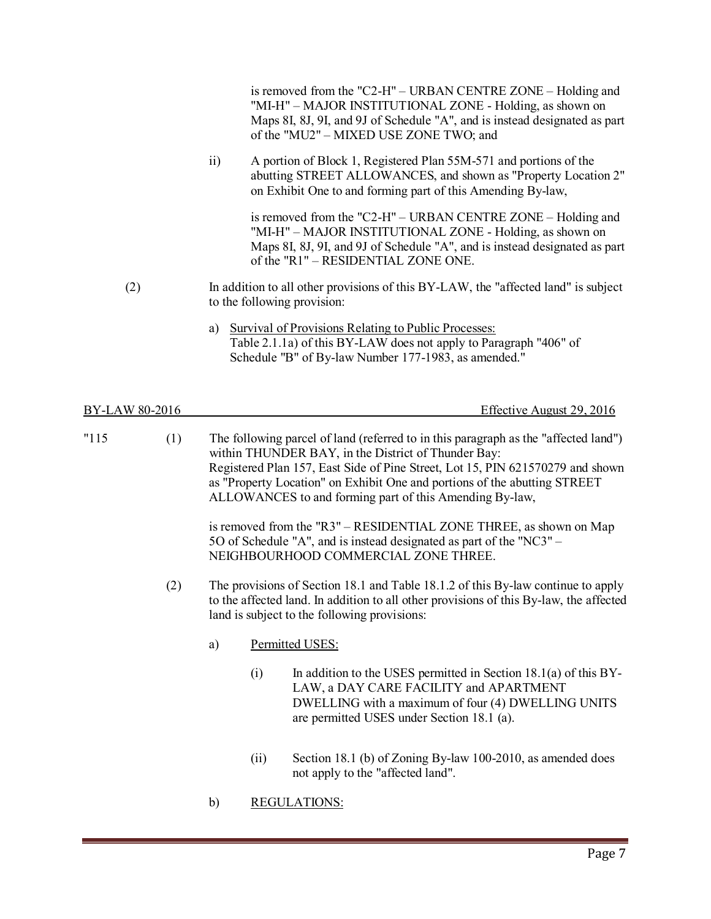is removed from the "C2-H" – URBAN CENTRE ZONE – Holding and "MI-H" – MAJOR INSTITUTIONAL ZONE - Holding, as shown on Maps 8I, 8J, 9I, and 9J of Schedule "A", and is instead designated as part of the "MU2" – MIXED USE ZONE TWO; and

ii) A portion of Block 1, Registered Plan 55M-571 and portions of the abutting STREET ALLOWANCES, and shown as "Property Location 2" on Exhibit One to and forming part of this Amending By-law,

is removed from the "C2-H" – URBAN CENTRE ZONE – Holding and "MI-H" – MAJOR INSTITUTIONAL ZONE - Holding, as shown on Maps 8I, 8J, 9I, and 9J of Schedule "A", and is instead designated as part of the "R1" – RESIDENTIAL ZONE ONE.

(2) In addition to all other provisions of this BY-LAW, the "affected land" is subject to the following provision:

a) Survival of Provisions Relating to Public Processes:
Table 2.1.1a) of this BY-LAW does not apply to Paragraph "406" of Schedule "B" of By-law Number 177-1983, as amended."

BY-LAW 80-2016 Effective August 29, 2016

"115 (1) The following parcel of land (referred to in this paragraph as the "affected land") within THUNDER BAY, in the District of Thunder Bay:
Registered Plan 157, East Side of Pine Street, Lot 15, PIN 621570279 and shown as "Property Location" on Exhibit One and portions of the abutting STREET ALLOWANCES to and forming part of this Amending By-law,

is removed from the "R3" – RESIDENTIAL ZONE THREE, as shown on Map 5O of Schedule "A", and is instead designated as part of the "NC3" – NEIGHBOURHOOD COMMERCIAL ZONE THREE.

(2) The provisions of Section 18.1 and Table 18.1.2 of this By-law continue to apply to the affected land. In addition to all other provisions of this By-law, the affected land is subject to the following provisions:

a) Permitted USES:

(i) In addition to the USES permitted in Section 18.1(a) of this BY-LAW, a DAY CARE FACILITY and APARTMENT DWELLING with a maximum of four (4) DWELLING UNITS are permitted USES under Section 18.1 (a).

(ii) Section 18.1 (b) of Zoning By-law 100-2010, as amended does not apply to the "affected land".

b) REGULATIONS: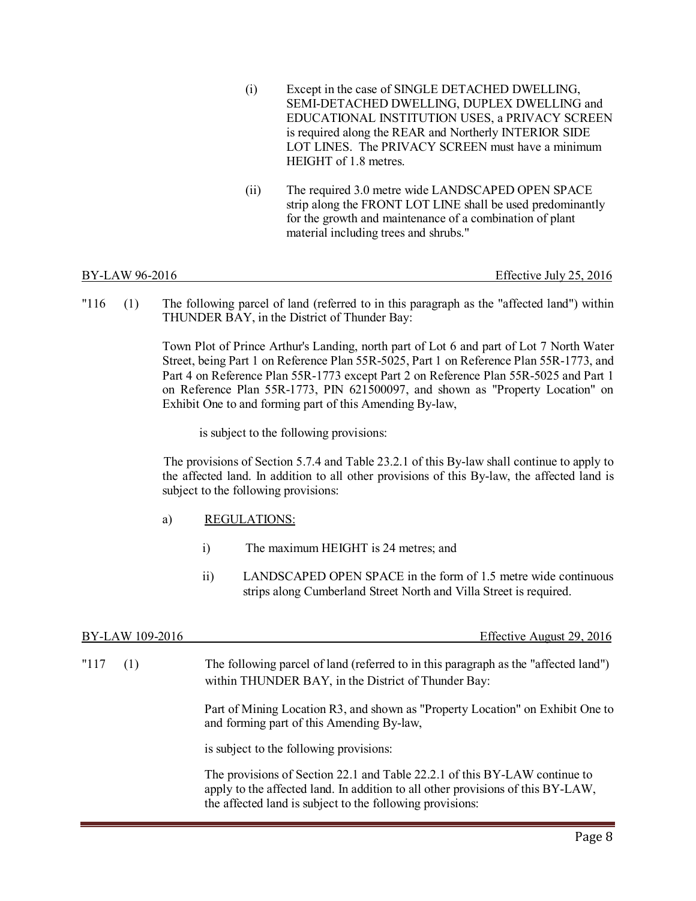(i) Except in the case of SINGLE DETACHED DWELLING, SEMI-DETACHED DWELLING, DUPLEX DWELLING and EDUCATIONAL INSTITUTION USES, a PRIVACY SCREEN is required along the REAR and Northerly INTERIOR SIDE LOT LINES. The PRIVACY SCREEN must have a minimum HEIGHT of 1.8 metres.

(ii) The required 3.0 metre wide LANDSCAPED OPEN SPACE strip along the FRONT LOT LINE shall be used predominantly for the growth and maintenance of a combination of plant material including trees and shrubs."

BY-LAW 96-2016 — Effective July 25, 2016

"116 (1) The following parcel of land (referred to in this paragraph as the "affected land") within THUNDER BAY, in the District of Thunder Bay:

Town Plot of Prince Arthur's Landing, north part of Lot 6 and part of Lot 7 North Water Street, being Part 1 on Reference Plan 55R-5025, Part 1 on Reference Plan 55R-1773, and Part 4 on Reference Plan 55R-1773 except Part 2 on Reference Plan 55R-5025 and Part 1 on Reference Plan 55R-1773, PIN 621500097, and shown as "Property Location" on Exhibit One to and forming part of this Amending By-law,

is subject to the following provisions:

The provisions of Section 5.7.4 and Table 23.2.1 of this By-law shall continue to apply to the affected land. In addition to all other provisions of this By-law, the affected land is subject to the following provisions:

a) REGULATIONS:

i) The maximum HEIGHT is 24 metres; and

ii) LANDSCAPED OPEN SPACE in the form of 1.5 metre wide continuous strips along Cumberland Street North and Villa Street is required.

BY-LAW 109-2016 — Effective August 29, 2016

"117 (1) The following parcel of land (referred to in this paragraph as the "affected land") within THUNDER BAY, in the District of Thunder Bay:

Part of Mining Location R3, and shown as "Property Location" on Exhibit One to and forming part of this Amending By-law,

is subject to the following provisions:

The provisions of Section 22.1 and Table 22.2.1 of this BY-LAW continue to apply to the affected land. In addition to all other provisions of this BY-LAW, the affected land is subject to the following provisions: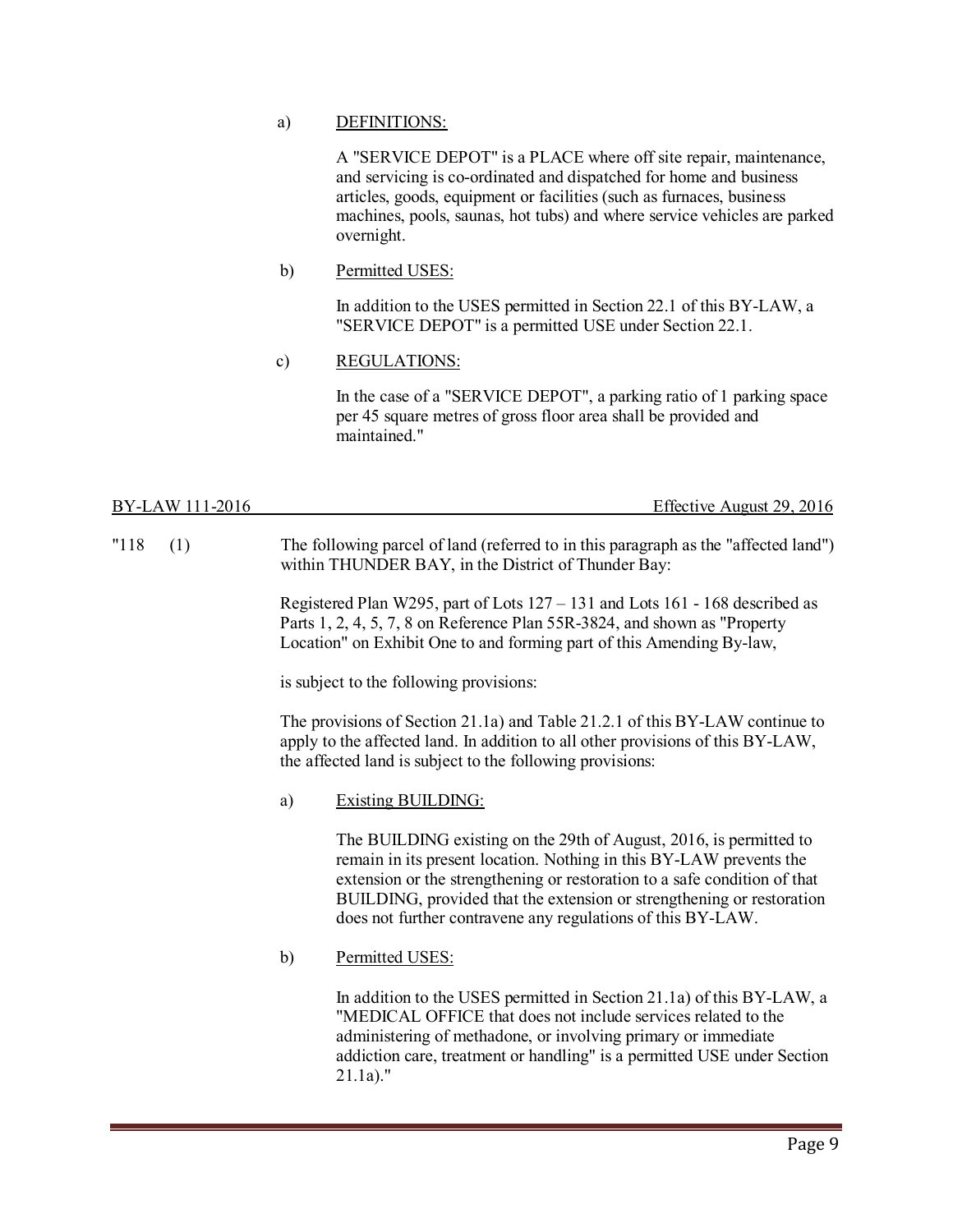a) DEFINITIONS:

A "SERVICE DEPOT" is a PLACE where off site repair, maintenance, and servicing is co-ordinated and dispatched for home and business articles, goods, equipment or facilities (such as furnaces, business machines, pools, saunas, hot tubs) and where service vehicles are parked overnight.

b) Permitted USES:

In addition to the USES permitted in Section 22.1 of this BY-LAW, a "SERVICE DEPOT" is a permitted USE under Section 22.1.

c) REGULATIONS:

In the case of a "SERVICE DEPOT", a parking ratio of 1 parking space per 45 square metres of gross floor area shall be provided and maintained."

BY-LAW 111-2016 — Effective August 29, 2016

"118 (1) The following parcel of land (referred to in this paragraph as the "affected land") within THUNDER BAY, in the District of Thunder Bay:

Registered Plan W295, part of Lots 127 – 131 and Lots 161 - 168 described as Parts 1, 2, 4, 5, 7, 8 on Reference Plan 55R-3824, and shown as "Property Location" on Exhibit One to and forming part of this Amending By-law,

is subject to the following provisions:

The provisions of Section 21.1a) and Table 21.2.1 of this BY-LAW continue to apply to the affected land. In addition to all other provisions of this BY-LAW, the affected land is subject to the following provisions:

a) Existing BUILDING:

The BUILDING existing on the 29th of August, 2016, is permitted to remain in its present location. Nothing in this BY-LAW prevents the extension or the strengthening or restoration to a safe condition of that BUILDING, provided that the extension or strengthening or restoration does not further contravene any regulations of this BY-LAW.

b) Permitted USES:

In addition to the USES permitted in Section 21.1a) of this BY-LAW, a "MEDICAL OFFICE that does not include services related to the administering of methadone, or involving primary or immediate addiction care, treatment or handling" is a permitted USE under Section 21.1a)."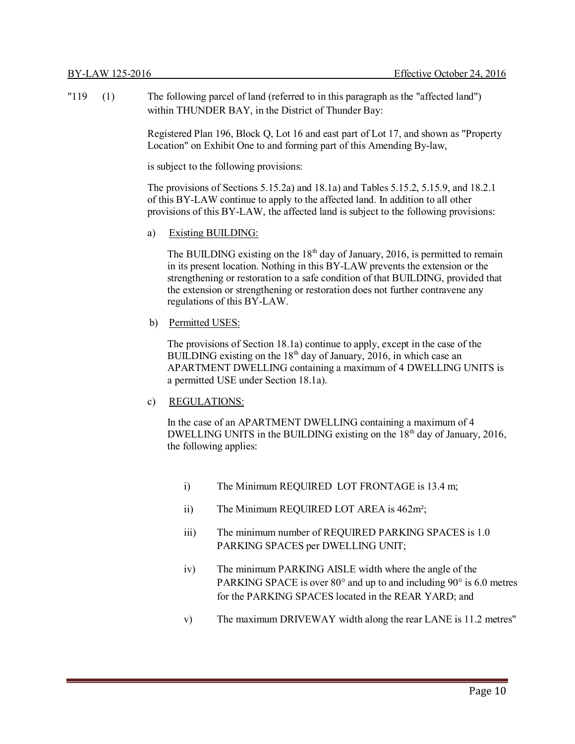"119 (1) The following parcel of land (referred to in this paragraph as the "affected land") within THUNDER BAY, in the District of Thunder Bay:

Registered Plan 196, Block Q, Lot 16 and east part of Lot 17, and shown as "Property Location" on Exhibit One to and forming part of this Amending By-law,

is subject to the following provisions:

The provisions of Sections 5.15.2a) and 18.1a) and Tables 5.15.2, 5.15.9, and 18.2.1 of this BY-LAW continue to apply to the affected land. In addition to all other provisions of this BY-LAW, the affected land is subject to the following provisions:

a) Existing BUILDING:

The BUILDING existing on the 18th day of January, 2016, is permitted to remain in its present location. Nothing in this BY-LAW prevents the extension or the strengthening or restoration to a safe condition of that BUILDING, provided that the extension or strengthening or restoration does not further contravene any regulations of this BY-LAW.

b) Permitted USES:

The provisions of Section 18.1a) continue to apply, except in the case of the BUILDING existing on the 18th day of January, 2016, in which case an APARTMENT DWELLING containing a maximum of 4 DWELLING UNITS is a permitted USE under Section 18.1a).

c) REGULATIONS:

In the case of an APARTMENT DWELLING containing a maximum of 4 DWELLING UNITS in the BUILDING existing on the 18th day of January, 2016, the following applies:

i) The Minimum REQUIRED LOT FRONTAGE is 13.4 m;

ii) The Minimum REQUIRED LOT AREA is 462m²;

iii) The minimum number of REQUIRED PARKING SPACES is 1.0 PARKING SPACES per DWELLING UNIT;

iv) The minimum PARKING AISLE width where the angle of the PARKING SPACE is over 80° and up to and including 90° is 6.0 metres for the PARKING SPACES located in the REAR YARD; and

v) The maximum DRIVEWAY width along the rear LANE is 11.2 metres"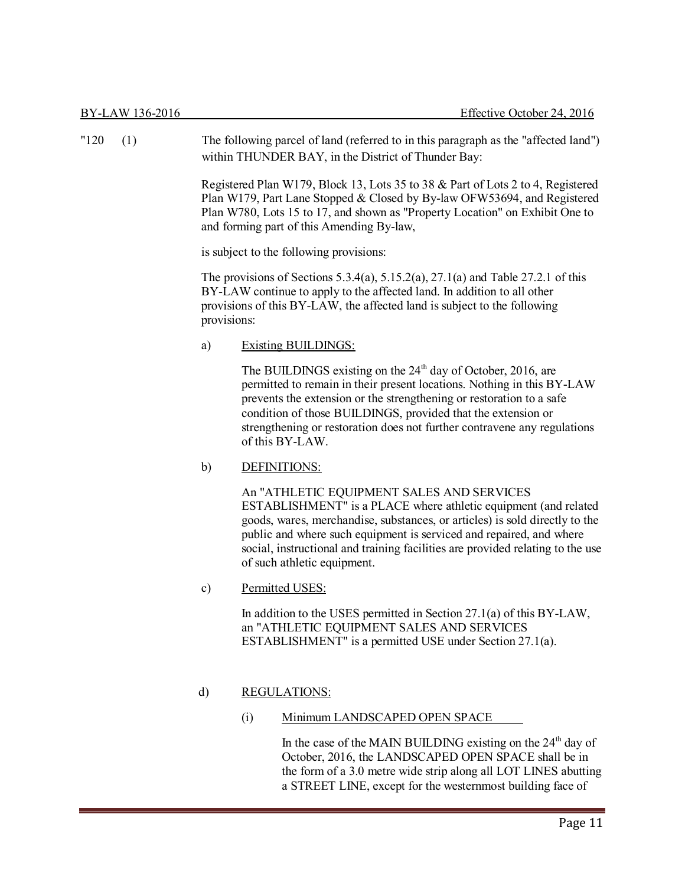"120 (1) The following parcel of land (referred to in this paragraph as the "affected land") within THUNDER BAY, in the District of Thunder Bay:

Registered Plan W179, Block 13, Lots 35 to 38 & Part of Lots 2 to 4, Registered Plan W179, Part Lane Stopped & Closed by By-law OFW53694, and Registered Plan W780, Lots 15 to 17, and shown as "Property Location" on Exhibit One to and forming part of this Amending By-law,

is subject to the following provisions:

The provisions of Sections 5.3.4(a), 5.15.2(a), 27.1(a) and Table 27.2.1 of this BY-LAW continue to apply to the affected land. In addition to all other provisions of this BY-LAW, the affected land is subject to the following provisions:

a) <u>Existing BUILDINGS:</u>

The BUILDINGS existing on the 24th day of October, 2016, are permitted to remain in their present locations. Nothing in this BY-LAW prevents the extension or the strengthening or restoration to a safe condition of those BUILDINGS, provided that the extension or strengthening or restoration does not further contravene any regulations of this BY-LAW.

b) <u>DEFINITIONS:</u>

An "ATHLETIC EQUIPMENT SALES AND SERVICES ESTABLISHMENT" is a PLACE where athletic equipment (and related goods, wares, merchandise, substances, or articles) is sold directly to the public and where such equipment is serviced and repaired, and where social, instructional and training facilities are provided relating to the use of such athletic equipment.

c) <u>Permitted USES:</u>

In addition to the USES permitted in Section 27.1(a) of this BY-LAW, an "ATHLETIC EQUIPMENT SALES AND SERVICES ESTABLISHMENT" is a permitted USE under Section 27.1(a).

d) <u>REGULATIONS:</u>

(i) <u>Minimum LANDSCAPED OPEN SPACE</u>

In the case of the MAIN BUILDING existing on the 24th day of October, 2016, the LANDSCAPED OPEN SPACE shall be in the form of a 3.0 metre wide strip along all LOT LINES abutting a STREET LINE, except for the westernmost building face of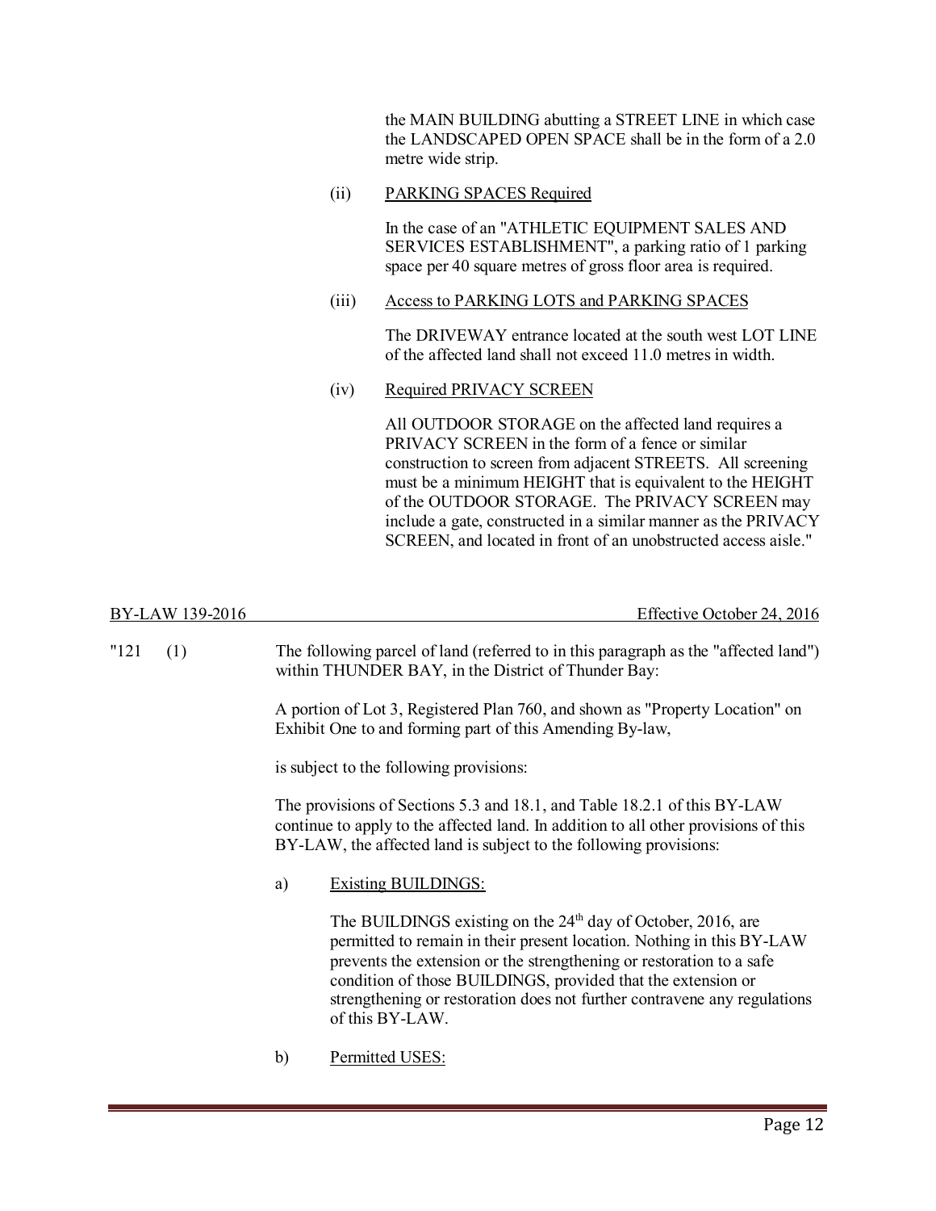the MAIN BUILDING abutting a STREET LINE in which case the LANDSCAPED OPEN SPACE shall be in the form of a 2.0 metre wide strip.

(ii) PARKING SPACES Required

In the case of an "ATHLETIC EQUIPMENT SALES AND SERVICES ESTABLISHMENT", a parking ratio of 1 parking space per 40 square metres of gross floor area is required.

(iii) Access to PARKING LOTS and PARKING SPACES

The DRIVEWAY entrance located at the south west LOT LINE of the affected land shall not exceed 11.0 metres in width.

(iv) Required PRIVACY SCREEN

All OUTDOOR STORAGE on the affected land requires a PRIVACY SCREEN in the form of a fence or similar construction to screen from adjacent STREETS. All screening must be a minimum HEIGHT that is equivalent to the HEIGHT of the OUTDOOR STORAGE. The PRIVACY SCREEN may include a gate, constructed in a similar manner as the PRIVACY SCREEN, and located in front of an unobstructed access aisle."

BY-LAW 139-2016 — Effective October 24, 2016

"121 (1) The following parcel of land (referred to in this paragraph as the "affected land") within THUNDER BAY, in the District of Thunder Bay:

A portion of Lot 3, Registered Plan 760, and shown as "Property Location" on Exhibit One to and forming part of this Amending By-law,

is subject to the following provisions:

The provisions of Sections 5.3 and 18.1, and Table 18.2.1 of this BY-LAW continue to apply to the affected land. In addition to all other provisions of this BY-LAW, the affected land is subject to the following provisions:

a) Existing BUILDINGS:

The BUILDINGS existing on the 24th day of October, 2016, are permitted to remain in their present location. Nothing in this BY-LAW prevents the extension or the strengthening or restoration to a safe condition of those BUILDINGS, provided that the extension or strengthening or restoration does not further contravene any regulations of this BY-LAW.

b) Permitted USES: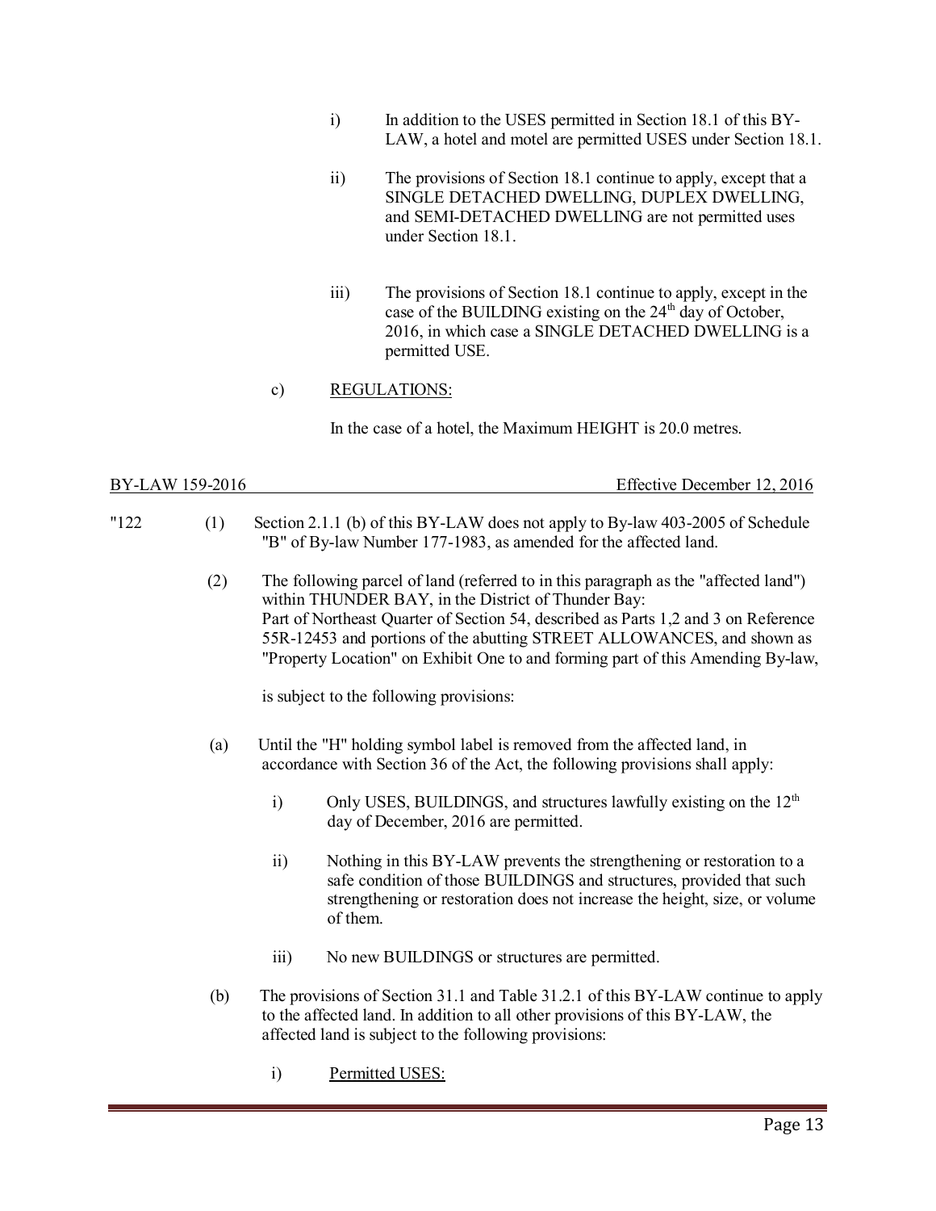i) In addition to the USES permitted in Section 18.1 of this BY-LAW, a hotel and motel are permitted USES under Section 18.1.

ii) The provisions of Section 18.1 continue to apply, except that a SINGLE DETACHED DWELLING, DUPLEX DWELLING, and SEMI-DETACHED DWELLING are not permitted uses under Section 18.1.

iii) The provisions of Section 18.1 continue to apply, except in the case of the BUILDING existing on the 24th day of October, 2016, in which case a SINGLE DETACHED DWELLING is a permitted USE.

c) REGULATIONS:

In the case of a hotel, the Maximum HEIGHT is 20.0 metres.

BY-LAW 159-2016 Effective December 12, 2016

"122 (1) Section 2.1.1 (b) of this BY-LAW does not apply to By-law 403-2005 of Schedule "B" of By-law Number 177-1983, as amended for the affected land.

(2) The following parcel of land (referred to in this paragraph as the "affected land") within THUNDER BAY, in the District of Thunder Bay:
Part of Northeast Quarter of Section 54, described as Parts 1,2 and 3 on Reference 55R-12453 and portions of the abutting STREET ALLOWANCES, and shown as "Property Location" on Exhibit One to and forming part of this Amending By-law,

is subject to the following provisions:

(a) Until the "H" holding symbol label is removed from the affected land, in accordance with Section 36 of the Act, the following provisions shall apply:

i) Only USES, BUILDINGS, and structures lawfully existing on the 12th day of December, 2016 are permitted.

ii) Nothing in this BY-LAW prevents the strengthening or restoration to a safe condition of those BUILDINGS and structures, provided that such strengthening or restoration does not increase the height, size, or volume of them.

iii) No new BUILDINGS or structures are permitted.

(b) The provisions of Section 31.1 and Table 31.2.1 of this BY-LAW continue to apply to the affected land. In addition to all other provisions of this BY-LAW, the affected land is subject to the following provisions:

i) Permitted USES: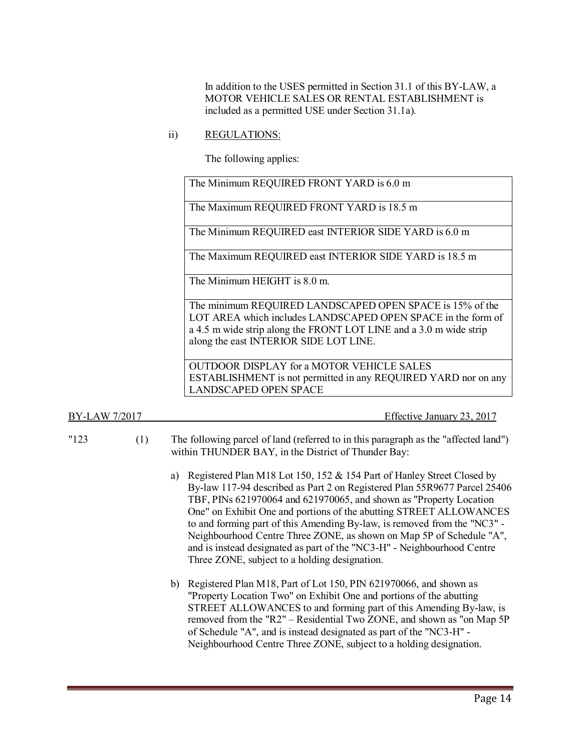In addition to the USES permitted in Section 31.1 of this BY-LAW, a MOTOR VEHICLE SALES OR RENTAL ESTABLISHMENT is included as a permitted USE under Section 31.1a).

ii) REGULATIONS:

The following applies:

| |
|---|
| The Minimum REQUIRED FRONT YARD is 6.0 m |
| The Maximum REQUIRED FRONT YARD is 18.5 m |
| The Minimum REQUIRED east INTERIOR SIDE YARD is 6.0 m |
| The Maximum REQUIRED east INTERIOR SIDE YARD is 18.5 m |
| The Minimum HEIGHT is 8.0 m. |
| The minimum REQUIRED LANDSCAPED OPEN SPACE is 15% of the LOT AREA which includes LANDSCAPED OPEN SPACE in the form of a 4.5 m wide strip along the FRONT LOT LINE and a 3.0 m wide strip along the east INTERIOR SIDE LOT LINE. |
| OUTDOOR DISPLAY for a MOTOR VEHICLE SALES ESTABLISHMENT is not permitted in any REQUIRED YARD nor on any LANDSCAPED OPEN SPACE |

BY-LAW 7/2017 Effective January 23, 2017

"123 (1) The following parcel of land (referred to in this paragraph as the "affected land") within THUNDER BAY, in the District of Thunder Bay:

a) Registered Plan M18 Lot 150, 152 & 154 Part of Hanley Street Closed by By-law 117-94 described as Part 2 on Registered Plan 55R9677 Parcel 25406 TBF, PINs 621970064 and 621970065, and shown as "Property Location One" on Exhibit One and portions of the abutting STREET ALLOWANCES to and forming part of this Amending By-law, is removed from the "NC3" - Neighbourhood Centre Three ZONE, as shown on Map 5P of Schedule "A", and is instead designated as part of the "NC3-H" - Neighbourhood Centre Three ZONE, subject to a holding designation.

b) Registered Plan M18, Part of Lot 150, PIN 621970066, and shown as "Property Location Two" on Exhibit One and portions of the abutting STREET ALLOWANCES to and forming part of this Amending By-law, is removed from the "R2" – Residential Two ZONE, and shown as "on Map 5P of Schedule "A", and is instead designated as part of the "NC3-H" - Neighbourhood Centre Three ZONE, subject to a holding designation.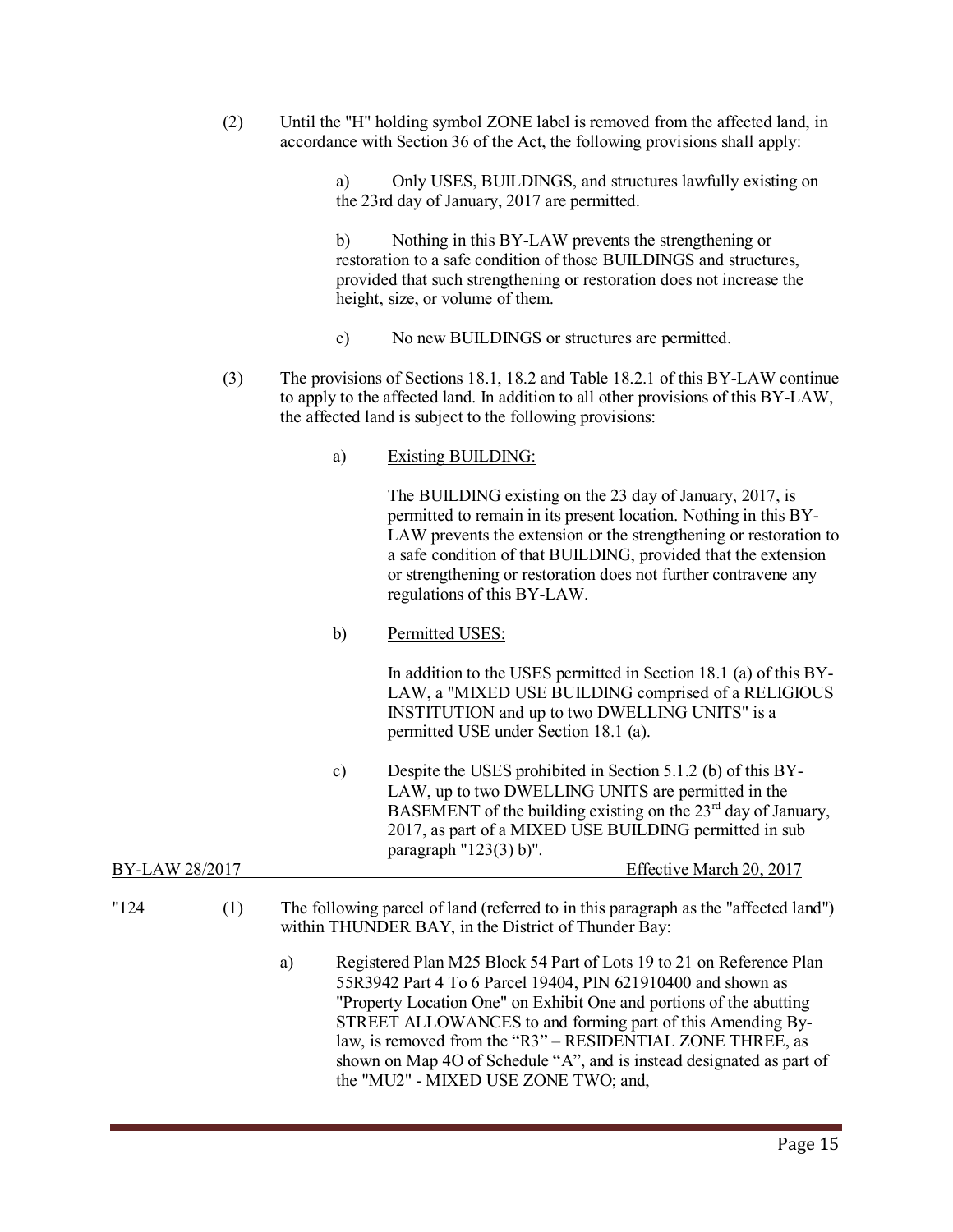(2) Until the "H" holding symbol ZONE label is removed from the affected land, in accordance with Section 36 of the Act, the following provisions shall apply:

a) Only USES, BUILDINGS, and structures lawfully existing on the 23rd day of January, 2017 are permitted.

b) Nothing in this BY-LAW prevents the strengthening or restoration to a safe condition of those BUILDINGS and structures, provided that such strengthening or restoration does not increase the height, size, or volume of them.

c) No new BUILDINGS or structures are permitted.

(3) The provisions of Sections 18.1, 18.2 and Table 18.2.1 of this BY-LAW continue to apply to the affected land. In addition to all other provisions of this BY-LAW, the affected land is subject to the following provisions:

a) Existing BUILDING:

The BUILDING existing on the 23 day of January, 2017, is permitted to remain in its present location. Nothing in this BY-LAW prevents the extension or the strengthening or restoration to a safe condition of that BUILDING, provided that the extension or strengthening or restoration does not further contravene any regulations of this BY-LAW.

b) Permitted USES:

In addition to the USES permitted in Section 18.1 (a) of this BY-LAW, a "MIXED USE BUILDING comprised of a RELIGIOUS INSTITUTION and up to two DWELLING UNITS" is a permitted USE under Section 18.1 (a).

c) Despite the USES prohibited in Section 5.1.2 (b) of this BY-LAW, up to two DWELLING UNITS are permitted in the BASEMENT of the building existing on the 23rd day of January, 2017, as part of a MIXED USE BUILDING permitted in sub paragraph "123(3) b)".

BY-LAW 28/2017 Effective March 20, 2017

"124 (1) The following parcel of land (referred to in this paragraph as the "affected land") within THUNDER BAY, in the District of Thunder Bay:

a) Registered Plan M25 Block 54 Part of Lots 19 to 21 on Reference Plan 55R3942 Part 4 To 6 Parcel 19404, PIN 621910400 and shown as "Property Location One" on Exhibit One and portions of the abutting STREET ALLOWANCES to and forming part of this Amending By-law, is removed from the "R3" – RESIDENTIAL ZONE THREE, as shown on Map 4O of Schedule "A", and is instead designated as part of the "MU2" - MIXED USE ZONE TWO; and,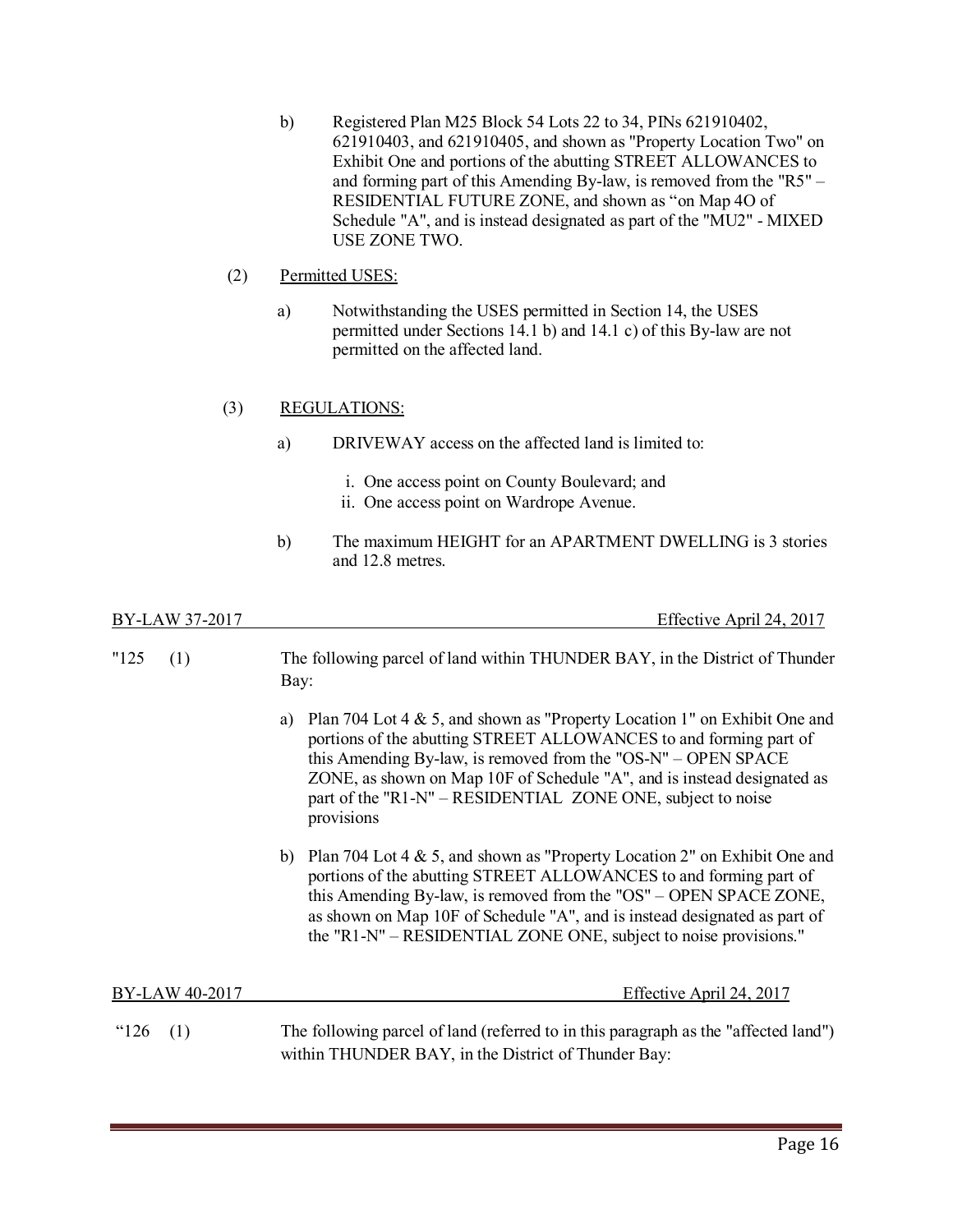b) Registered Plan M25 Block 54 Lots 22 to 34, PINs 621910402, 621910403, and 621910405, and shown as "Property Location Two" on Exhibit One and portions of the abutting STREET ALLOWANCES to and forming part of this Amending By-law, is removed from the "R5" – RESIDENTIAL FUTURE ZONE, and shown as "on Map 4O of Schedule "A", and is instead designated as part of the "MU2" - MIXED USE ZONE TWO.

(2) Permitted USES:

a) Notwithstanding the USES permitted in Section 14, the USES permitted under Sections 14.1 b) and 14.1 c) of this By-law are not permitted on the affected land.

(3) REGULATIONS:

a) DRIVEWAY access on the affected land is limited to:

i. One access point on County Boulevard; and
ii. One access point on Wardrope Avenue.

b) The maximum HEIGHT for an APARTMENT DWELLING is 3 stories and 12.8 metres.

BY-LAW 37-2017 Effective April 24, 2017

"125 (1) The following parcel of land within THUNDER BAY, in the District of Thunder Bay:

a) Plan 704 Lot 4 & 5, and shown as "Property Location 1" on Exhibit One and portions of the abutting STREET ALLOWANCES to and forming part of this Amending By-law, is removed from the "OS-N" – OPEN SPACE ZONE, as shown on Map 10F of Schedule "A", and is instead designated as part of the "R1-N" – RESIDENTIAL ZONE ONE, subject to noise provisions

b) Plan 704 Lot 4 & 5, and shown as "Property Location 2" on Exhibit One and portions of the abutting STREET ALLOWANCES to and forming part of this Amending By-law, is removed from the "OS" – OPEN SPACE ZONE, as shown on Map 10F of Schedule "A", and is instead designated as part of the "R1-N" – RESIDENTIAL ZONE ONE, subject to noise provisions."

BY-LAW 40-2017 Effective April 24, 2017

"126 (1) The following parcel of land (referred to in this paragraph as the "affected land") within THUNDER BAY, in the District of Thunder Bay: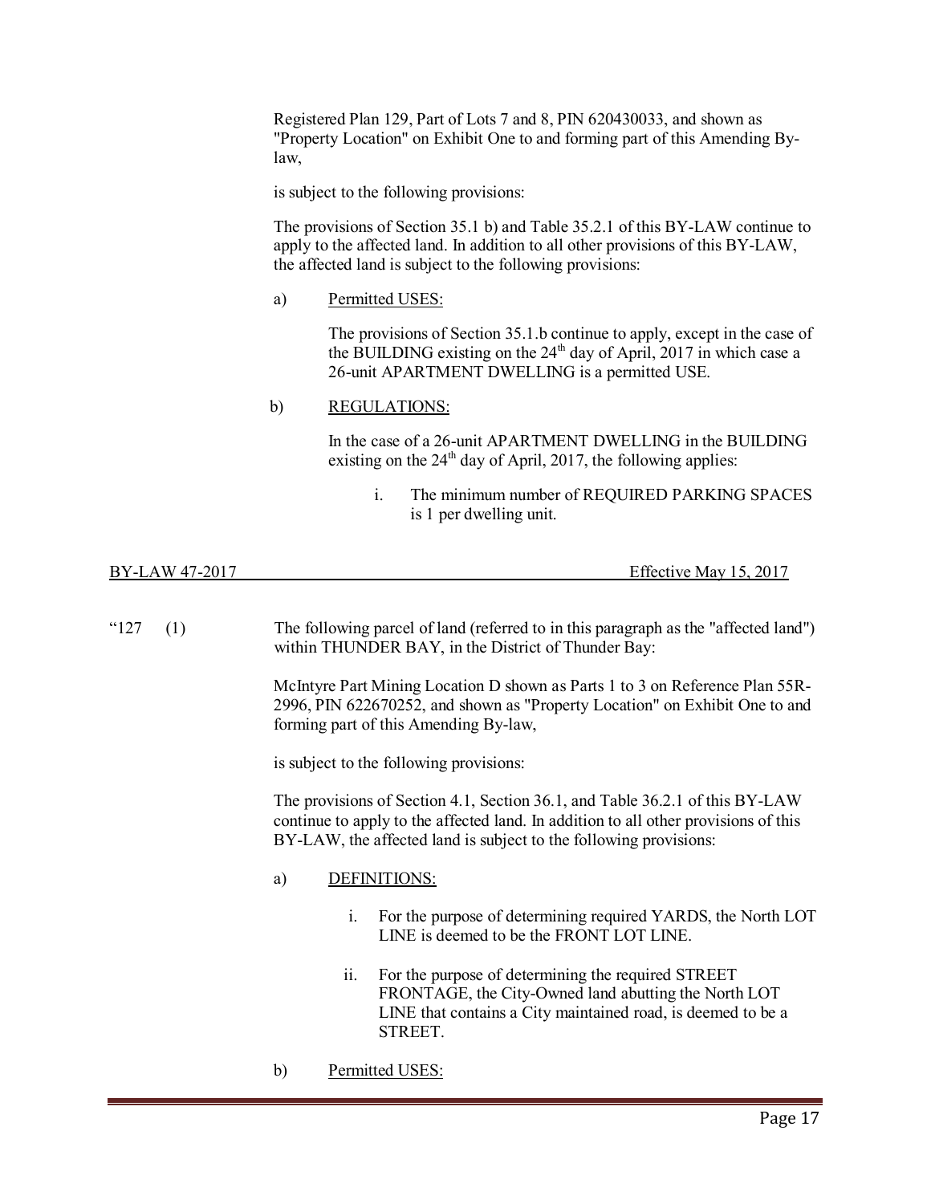Registered Plan 129, Part of Lots 7 and 8, PIN 620430033, and shown as "Property Location" on Exhibit One to and forming part of this Amending By-law,

is subject to the following provisions:

The provisions of Section 35.1 b) and Table 35.2.1 of this BY-LAW continue to apply to the affected land. In addition to all other provisions of this BY-LAW, the affected land is subject to the following provisions:

a) Permitted USES:

The provisions of Section 35.1.b continue to apply, except in the case of the BUILDING existing on the 24th day of April, 2017 in which case a 26-unit APARTMENT DWELLING is a permitted USE.

b) REGULATIONS:

In the case of a 26-unit APARTMENT DWELLING in the BUILDING existing on the 24th day of April, 2017, the following applies:

i. The minimum number of REQUIRED PARKING SPACES is 1 per dwelling unit.

BY-LAW 47-2017 Effective May 15, 2017

"127 (1) The following parcel of land (referred to in this paragraph as the "affected land") within THUNDER BAY, in the District of Thunder Bay:

McIntyre Part Mining Location D shown as Parts 1 to 3 on Reference Plan 55R-2996, PIN 622670252, and shown as "Property Location" on Exhibit One to and forming part of this Amending By-law,

is subject to the following provisions:

The provisions of Section 4.1, Section 36.1, and Table 36.2.1 of this BY-LAW continue to apply to the affected land. In addition to all other provisions of this BY-LAW, the affected land is subject to the following provisions:

a) DEFINITIONS:

i. For the purpose of determining required YARDS, the North LOT LINE is deemed to be the FRONT LOT LINE.

ii. For the purpose of determining the required STREET FRONTAGE, the City-Owned land abutting the North LOT LINE that contains a City maintained road, is deemed to be a STREET.

b) Permitted USES: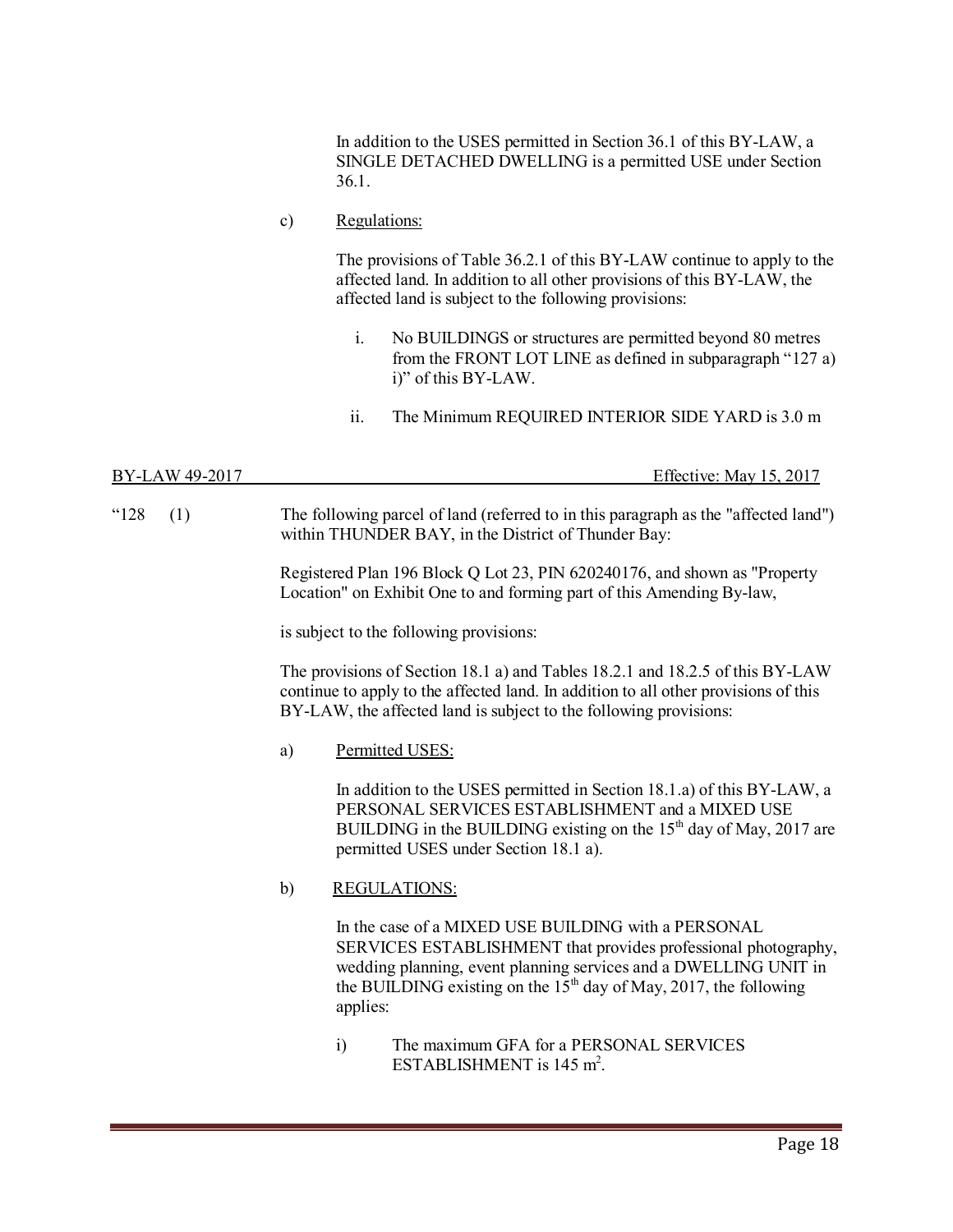In addition to the USES permitted in Section 36.1 of this BY-LAW, a SINGLE DETACHED DWELLING is a permitted USE under Section 36.1.

c) Regulations:

The provisions of Table 36.2.1 of this BY-LAW continue to apply to the affected land. In addition to all other provisions of this BY-LAW, the affected land is subject to the following provisions:

i. No BUILDINGS or structures are permitted beyond 80 metres from the FRONT LOT LINE as defined in subparagraph "127 a) i)" of this BY-LAW.

ii. The Minimum REQUIRED INTERIOR SIDE YARD is 3.0 m

BY-LAW 49-2017 Effective: May 15, 2017

"128 (1) The following parcel of land (referred to in this paragraph as the "affected land") within THUNDER BAY, in the District of Thunder Bay:

Registered Plan 196 Block Q Lot 23, PIN 620240176, and shown as "Property Location" on Exhibit One to and forming part of this Amending By-law,

is subject to the following provisions:

The provisions of Section 18.1 a) and Tables 18.2.1 and 18.2.5 of this BY-LAW continue to apply to the affected land. In addition to all other provisions of this BY-LAW, the affected land is subject to the following provisions:

a) Permitted USES:

In addition to the USES permitted in Section 18.1.a) of this BY-LAW, a PERSONAL SERVICES ESTABLISHMENT and a MIXED USE BUILDING in the BUILDING existing on the 15th day of May, 2017 are permitted USES under Section 18.1 a).

b) REGULATIONS:

In the case of a MIXED USE BUILDING with a PERSONAL SERVICES ESTABLISHMENT that provides professional photography, wedding planning, event planning services and a DWELLING UNIT in the BUILDING existing on the 15th day of May, 2017, the following applies:

i) The maximum GFA for a PERSONAL SERVICES ESTABLISHMENT is 145 $m^2$.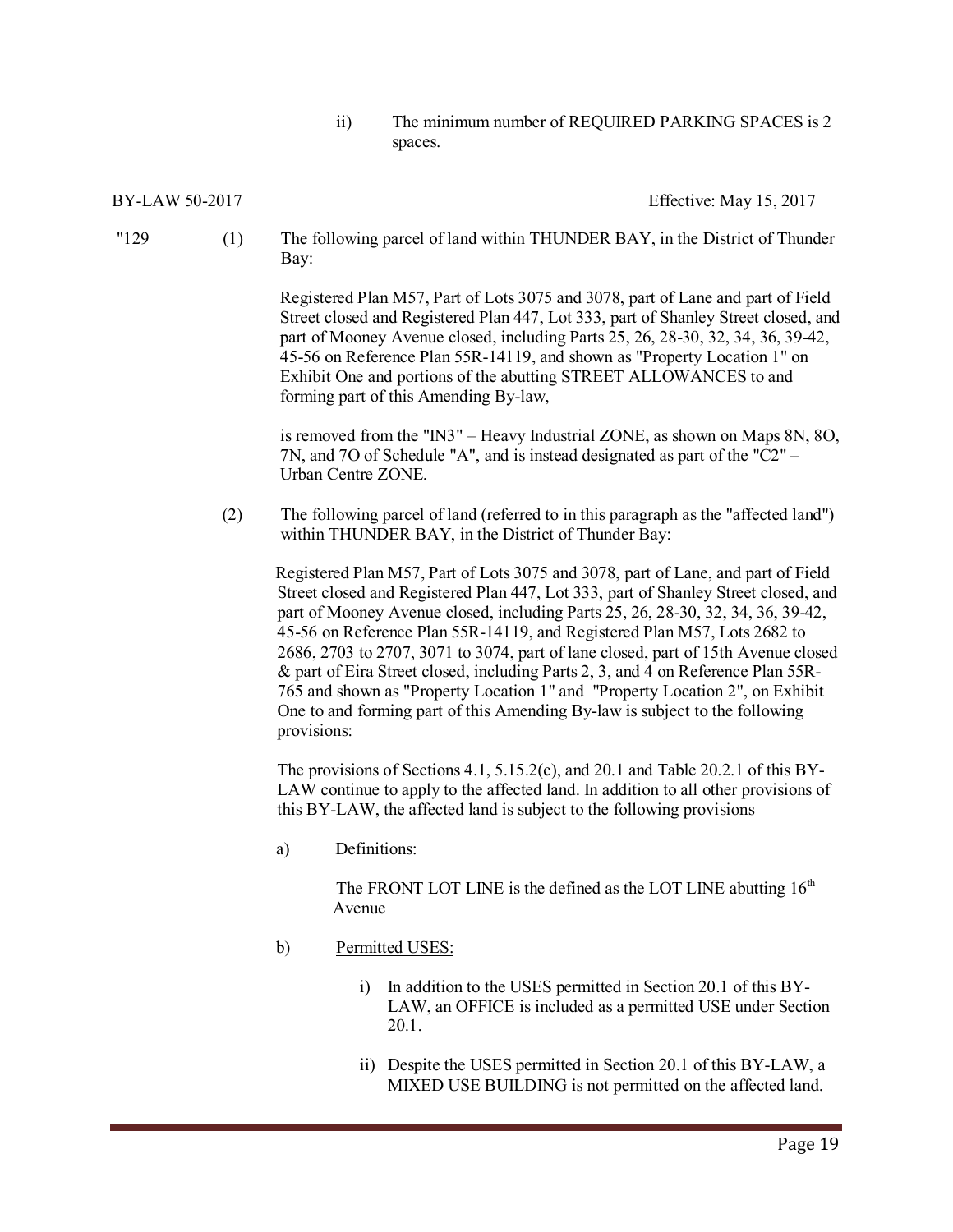ii) The minimum number of REQUIRED PARKING SPACES is 2 spaces.

BY-LAW 50-2017 Effective: May 15, 2017

"129 (1) The following parcel of land within THUNDER BAY, in the District of Thunder Bay:

Registered Plan M57, Part of Lots 3075 and 3078, part of Lane and part of Field Street closed and Registered Plan 447, Lot 333, part of Shanley Street closed, and part of Mooney Avenue closed, including Parts 25, 26, 28-30, 32, 34, 36, 39-42, 45-56 on Reference Plan 55R-14119, and shown as "Property Location 1" on Exhibit One and portions of the abutting STREET ALLOWANCES to and forming part of this Amending By-law,

is removed from the "IN3" – Heavy Industrial ZONE, as shown on Maps 8N, 8O, 7N, and 7O of Schedule "A", and is instead designated as part of the "C2" – Urban Centre ZONE.

(2) The following parcel of land (referred to in this paragraph as the "affected land") within THUNDER BAY, in the District of Thunder Bay:

Registered Plan M57, Part of Lots 3075 and 3078, part of Lane, and part of Field Street closed and Registered Plan 447, Lot 333, part of Shanley Street closed, and part of Mooney Avenue closed, including Parts 25, 26, 28-30, 32, 34, 36, 39-42, 45-56 on Reference Plan 55R-14119, and Registered Plan M57, Lots 2682 to 2686, 2703 to 2707, 3071 to 3074, part of lane closed, part of 15th Avenue closed & part of Eira Street closed, including Parts 2, 3, and 4 on Reference Plan 55R-765 and shown as "Property Location 1" and "Property Location 2", on Exhibit One to and forming part of this Amending By-law is subject to the following provisions:

The provisions of Sections 4.1, 5.15.2(c), and 20.1 and Table 20.2.1 of this BY-LAW continue to apply to the affected land. In addition to all other provisions of this BY-LAW, the affected land is subject to the following provisions

a) Definitions:

The FRONT LOT LINE is the defined as the LOT LINE abutting 16th Avenue

b) Permitted USES:

i) In addition to the USES permitted in Section 20.1 of this BY-LAW, an OFFICE is included as a permitted USE under Section 20.1.

ii) Despite the USES permitted in Section 20.1 of this BY-LAW, a MIXED USE BUILDING is not permitted on the affected land.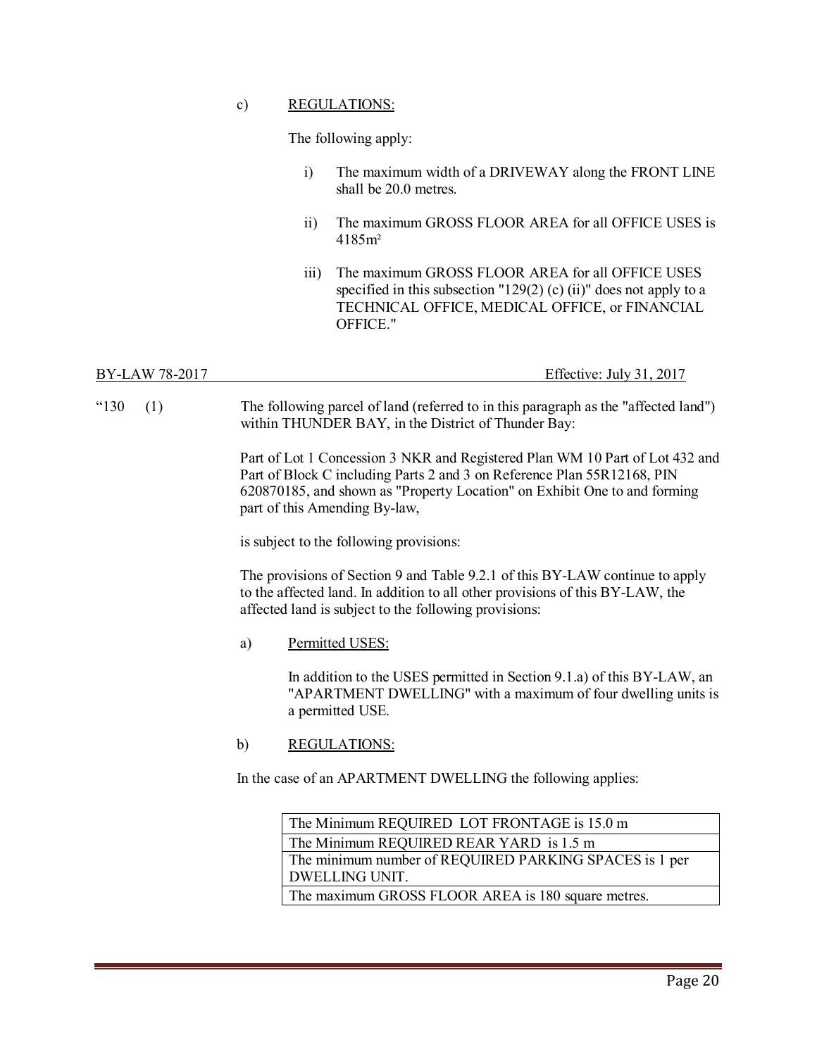c) REGULATIONS:

The following apply:

i) The maximum width of a DRIVEWAY along the FRONT LINE shall be 20.0 metres.

ii) The maximum GROSS FLOOR AREA for all OFFICE USES is 4185m²

iii) The maximum GROSS FLOOR AREA for all OFFICE USES specified in this subsection "129(2) (c) (ii)" does not apply to a TECHNICAL OFFICE, MEDICAL OFFICE, or FINANCIAL OFFICE."

BY-LAW 78-2017 Effective: July 31, 2017

"130 (1) The following parcel of land (referred to in this paragraph as the "affected land") within THUNDER BAY, in the District of Thunder Bay:

Part of Lot 1 Concession 3 NKR and Registered Plan WM 10 Part of Lot 432 and Part of Block C including Parts 2 and 3 on Reference Plan 55R12168, PIN 620870185, and shown as "Property Location" on Exhibit One to and forming part of this Amending By-law,

is subject to the following provisions:

The provisions of Section 9 and Table 9.2.1 of this BY-LAW continue to apply to the affected land. In addition to all other provisions of this BY-LAW, the affected land is subject to the following provisions:

a) Permitted USES:

In addition to the USES permitted in Section 9.1.a) of this BY-LAW, an "APARTMENT DWELLING" with a maximum of four dwelling units is a permitted USE.

b) REGULATIONS:

In the case of an APARTMENT DWELLING the following applies:

| |
|---|
| The Minimum REQUIRED LOT FRONTAGE is 15.0 m |
| The Minimum REQUIRED REAR YARD is 1.5 m |
| The minimum number of REQUIRED PARKING SPACES is 1 per DWELLING UNIT. |
| The maximum GROSS FLOOR AREA is 180 square metres. |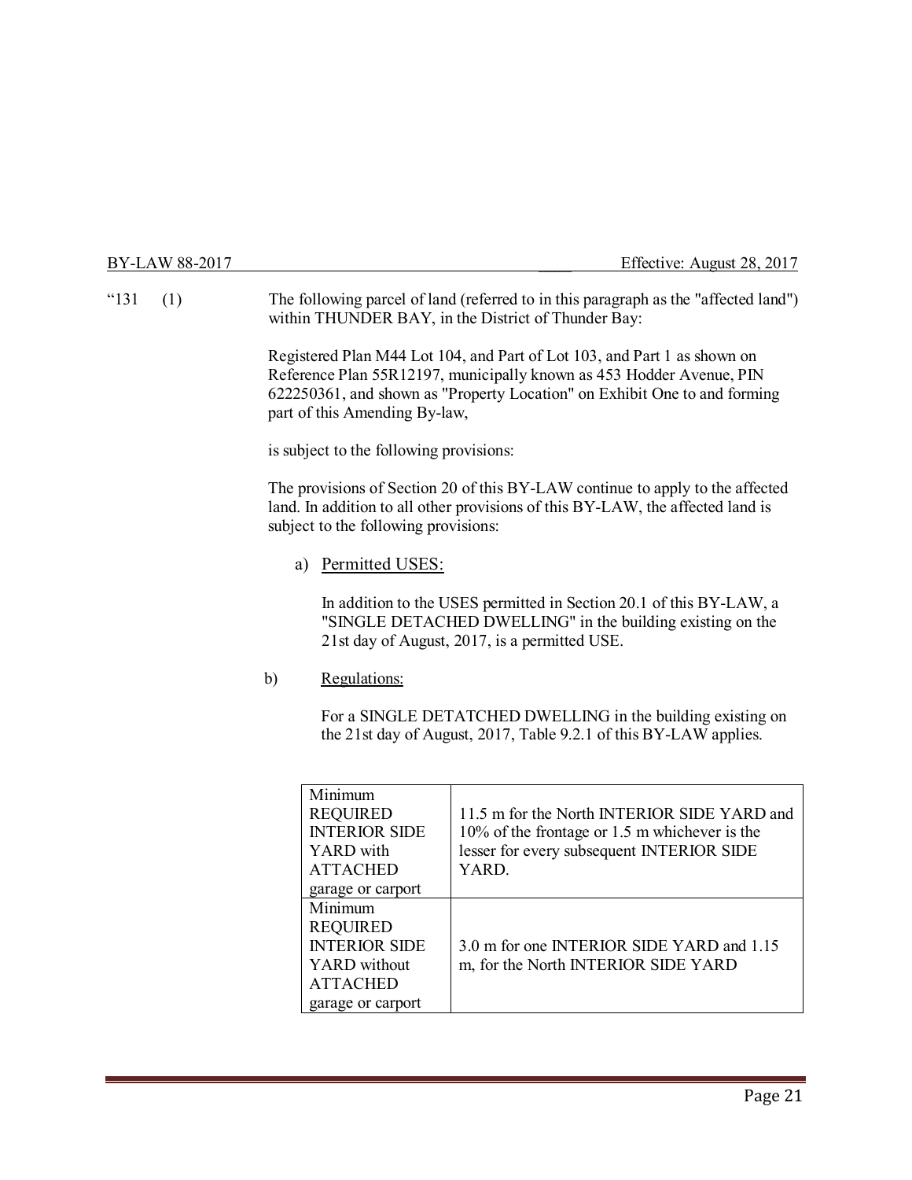"131 (1) The following parcel of land (referred to in this paragraph as the "affected land") within THUNDER BAY, in the District of Thunder Bay:

Registered Plan M44 Lot 104, and Part of Lot 103, and Part 1 as shown on Reference Plan 55R12197, municipally known as 453 Hodder Avenue, PIN 622250361, and shown as "Property Location" on Exhibit One to and forming part of this Amending By-law,

is subject to the following provisions:

The provisions of Section 20 of this BY-LAW continue to apply to the affected land. In addition to all other provisions of this BY-LAW, the affected land is subject to the following provisions:

a) Permitted USES:

In addition to the USES permitted in Section 20.1 of this BY-LAW, a "SINGLE DETACHED DWELLING" in the building existing on the 21st day of August, 2017, is a permitted USE.

b) Regulations:

For a SINGLE DETATCHED DWELLING in the building existing on the 21st day of August, 2017, Table 9.2.1 of this BY-LAW applies.

| | |
|---|---|
| Minimum REQUIRED INTERIOR SIDE YARD with ATTACHED garage or carport | 11.5 m for the North INTERIOR SIDE YARD and 10% of the frontage or 1.5 m whichever is the lesser for every subsequent INTERIOR SIDE YARD. |
| Minimum REQUIRED INTERIOR SIDE YARD without ATTACHED garage or carport | 3.0 m for one INTERIOR SIDE YARD and 1.15 m, for the North INTERIOR SIDE YARD |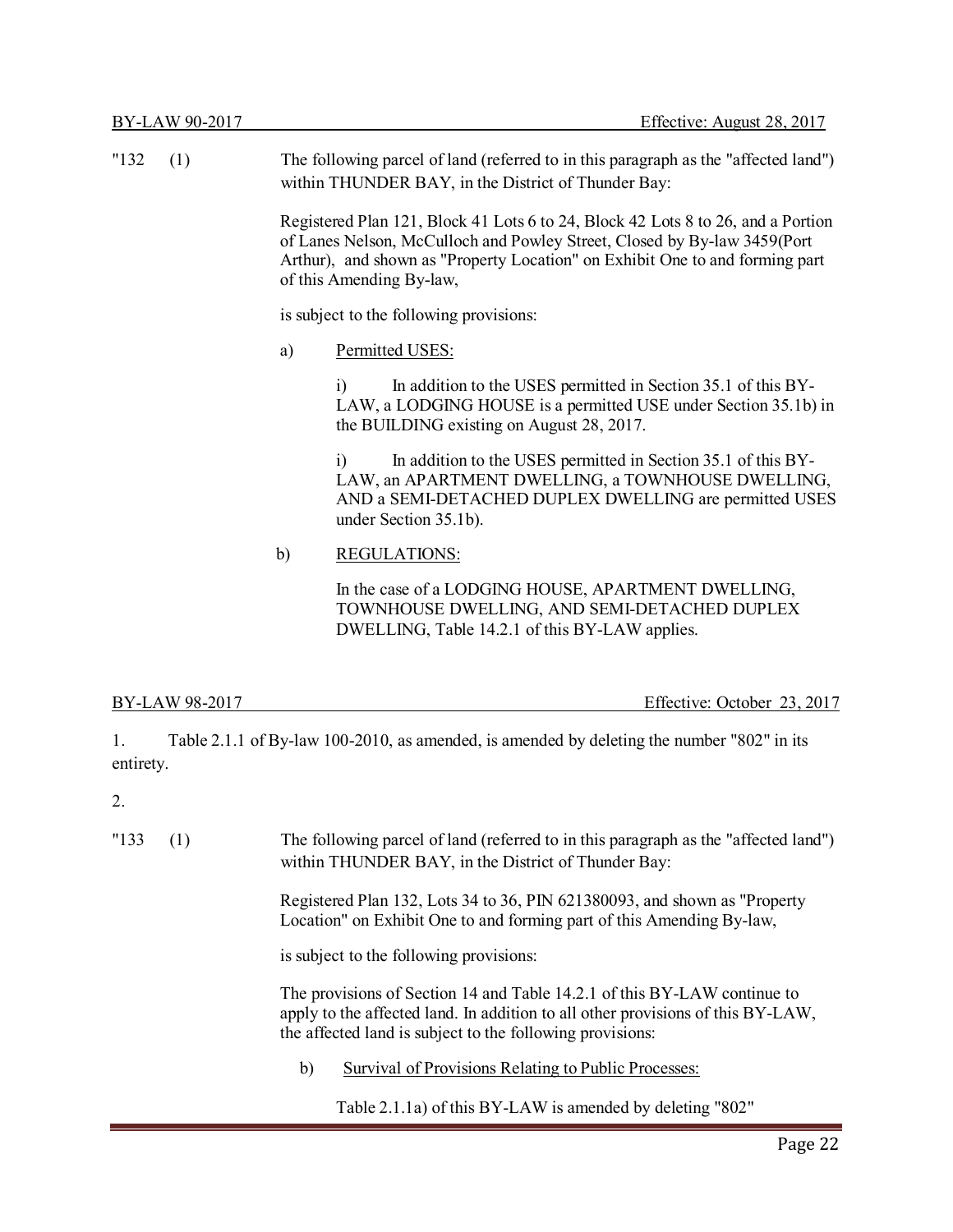BY-LAW 90-2017 Effective: August 28, 2017

"132 (1) The following parcel of land (referred to in this paragraph as the "affected land") within THUNDER BAY, in the District of Thunder Bay:

Registered Plan 121, Block 41 Lots 6 to 24, Block 42 Lots 8 to 26, and a Portion of Lanes Nelson, McCulloch and Powley Street, Closed by By-law 3459(Port Arthur), and shown as "Property Location" on Exhibit One to and forming part of this Amending By-law,

is subject to the following provisions:

a) Permitted USES:

i) In addition to the USES permitted in Section 35.1 of this BY-LAW, a LODGING HOUSE is a permitted USE under Section 35.1b) in the BUILDING existing on August 28, 2017.

i) In addition to the USES permitted in Section 35.1 of this BY-LAW, an APARTMENT DWELLING, a TOWNHOUSE DWELLING, AND a SEMI-DETACHED DUPLEX DWELLING are permitted USES under Section 35.1b).

b) REGULATIONS:

In the case of a LODGING HOUSE, APARTMENT DWELLING, TOWNHOUSE DWELLING, AND SEMI-DETACHED DUPLEX DWELLING, Table 14.2.1 of this BY-LAW applies.

BY-LAW 98-2017 Effective: October 23, 2017

1. Table 2.1.1 of By-law 100-2010, as amended, is amended by deleting the number "802" in its entirety.

2.

"133 (1) The following parcel of land (referred to in this paragraph as the "affected land") within THUNDER BAY, in the District of Thunder Bay:

Registered Plan 132, Lots 34 to 36, PIN 621380093, and shown as "Property Location" on Exhibit One to and forming part of this Amending By-law,

is subject to the following provisions:

The provisions of Section 14 and Table 14.2.1 of this BY-LAW continue to apply to the affected land. In addition to all other provisions of this BY-LAW, the affected land is subject to the following provisions:

b) Survival of Provisions Relating to Public Processes:

Table 2.1.1a) of this BY-LAW is amended by deleting "802"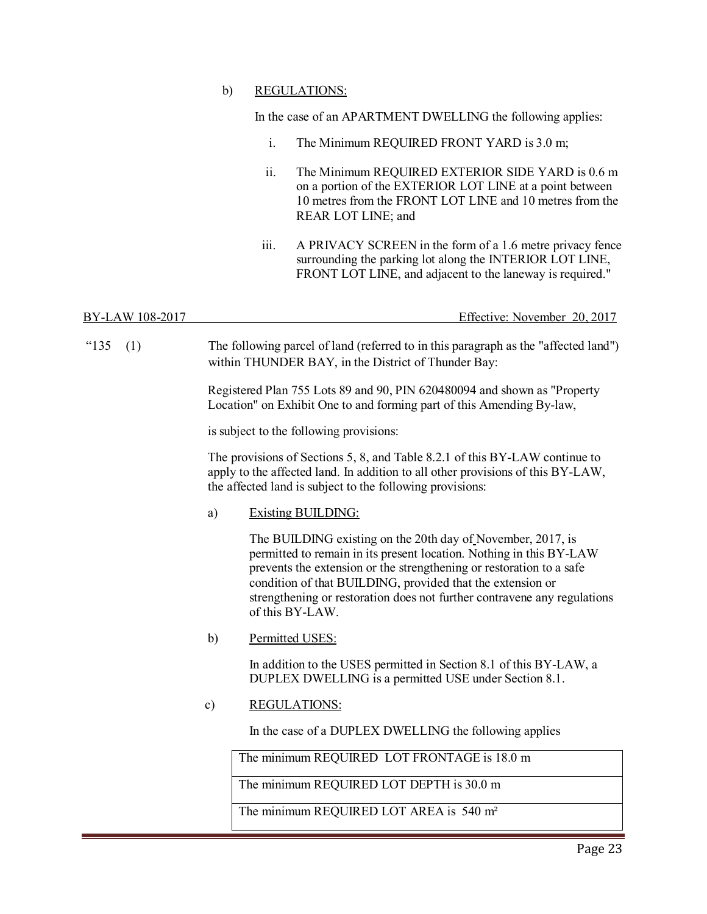b) REGULATIONS:

In the case of an APARTMENT DWELLING the following applies:

i. The Minimum REQUIRED FRONT YARD is 3.0 m;

ii. The Minimum REQUIRED EXTERIOR SIDE YARD is 0.6 m on a portion of the EXTERIOR LOT LINE at a point between 10 metres from the FRONT LOT LINE and 10 metres from the REAR LOT LINE; and

iii. A PRIVACY SCREEN in the form of a 1.6 metre privacy fence surrounding the parking lot along the INTERIOR LOT LINE, FRONT LOT LINE, and adjacent to the laneway is required."

BY-LAW 108-2017 Effective: November 20, 2017

"135 (1) The following parcel of land (referred to in this paragraph as the "affected land") within THUNDER BAY, in the District of Thunder Bay:

Registered Plan 755 Lots 89 and 90, PIN 620480094 and shown as "Property Location" on Exhibit One to and forming part of this Amending By-law,

is subject to the following provisions:

The provisions of Sections 5, 8, and Table 8.2.1 of this BY-LAW continue to apply to the affected land. In addition to all other provisions of this BY-LAW, the affected land is subject to the following provisions:

a) Existing BUILDING:

The BUILDING existing on the 20th day of November, 2017, is permitted to remain in its present location. Nothing in this BY-LAW prevents the extension or the strengthening or restoration to a safe condition of that BUILDING, provided that the extension or strengthening or restoration does not further contravene any regulations of this BY-LAW.

b) Permitted USES:

In addition to the USES permitted in Section 8.1 of this BY-LAW, a DUPLEX DWELLING is a permitted USE under Section 8.1.

c) REGULATIONS:

In the case of a DUPLEX DWELLING the following applies

| The minimum REQUIRED LOT FRONTAGE is 18.0 m |
|---|
| The minimum REQUIRED LOT DEPTH is 30.0 m |
| The minimum REQUIRED LOT AREA is 540 m² |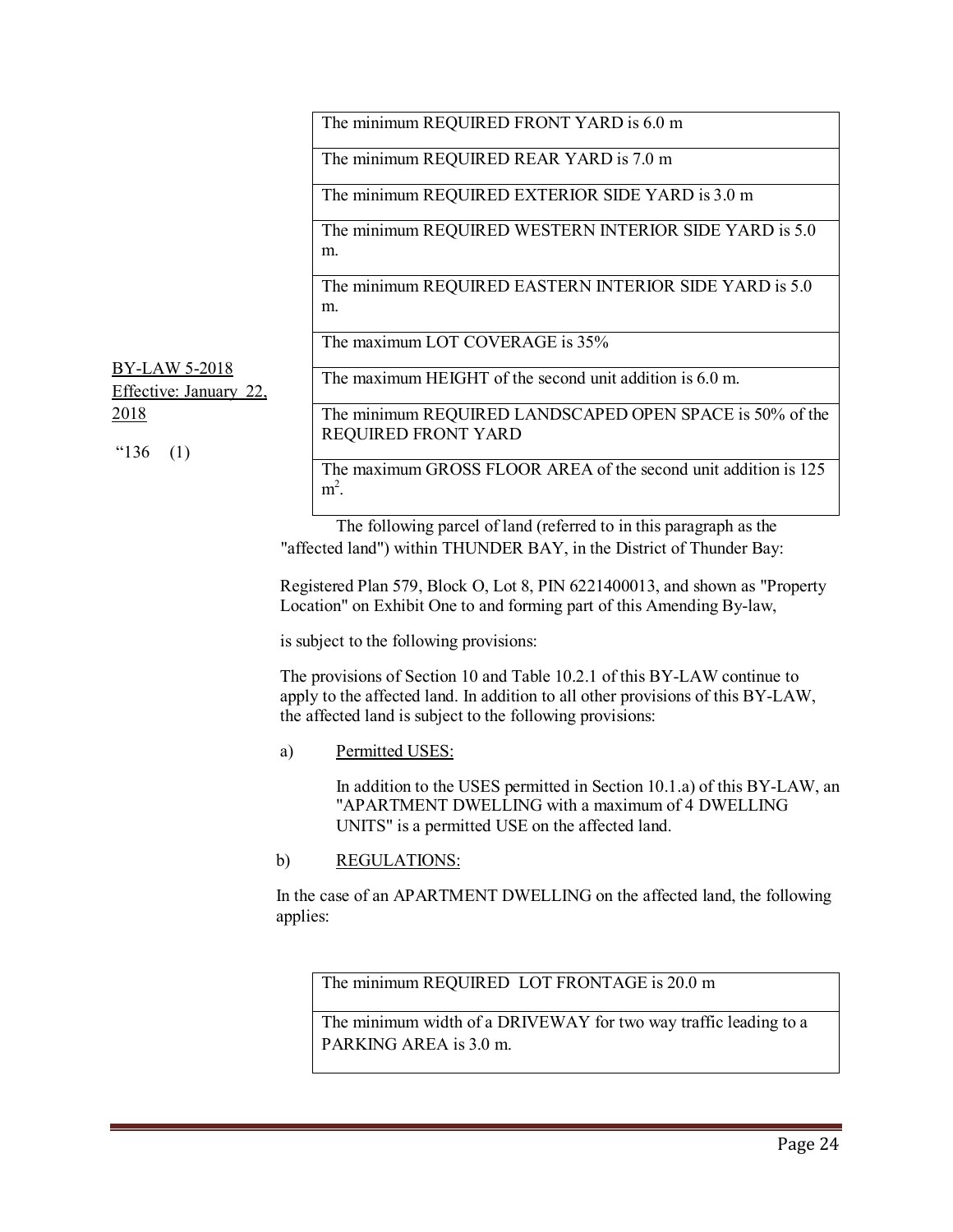| The minimum REQUIRED FRONT YARD is 6.0 m |
|---|
| The minimum REQUIRED REAR YARD is 7.0 m |
| The minimum REQUIRED EXTERIOR SIDE YARD is 3.0 m |
| The minimum REQUIRED WESTERN INTERIOR SIDE YARD is 5.0 m. |
| The minimum REQUIRED EASTERN INTERIOR SIDE YARD is 5.0 m. |
| The maximum LOT COVERAGE is 35% |
| The maximum HEIGHT of the second unit addition is 6.0 m. |
| The minimum REQUIRED LANDSCAPED OPEN SPACE is 50% of the REQUIRED FRONT YARD |
| The maximum GROSS FLOOR AREA of the second unit addition is 125 $m^2$. |

BY-LAW 5-2018
Effective: January 22, 2018

"136 (1) The following parcel of land (referred to in this paragraph as the "affected land") within THUNDER BAY, in the District of Thunder Bay:

Registered Plan 579, Block O, Lot 8, PIN 6221400013, and shown as "Property Location" on Exhibit One to and forming part of this Amending By-law,

is subject to the following provisions:

The provisions of Section 10 and Table 10.2.1 of this BY-LAW continue to apply to the affected land. In addition to all other provisions of this BY-LAW, the affected land is subject to the following provisions:

a) Permitted USES:

In addition to the USES permitted in Section 10.1.a) of this BY-LAW, an "APARTMENT DWELLING with a maximum of 4 DWELLING UNITS" is a permitted USE on the affected land.

b) REGULATIONS:

In the case of an APARTMENT DWELLING on the affected land, the following applies:

| The minimum REQUIRED LOT FRONTAGE is 20.0 m |
|---|
| The minimum width of a DRIVEWAY for two way traffic leading to a PARKING AREA is 3.0 m. |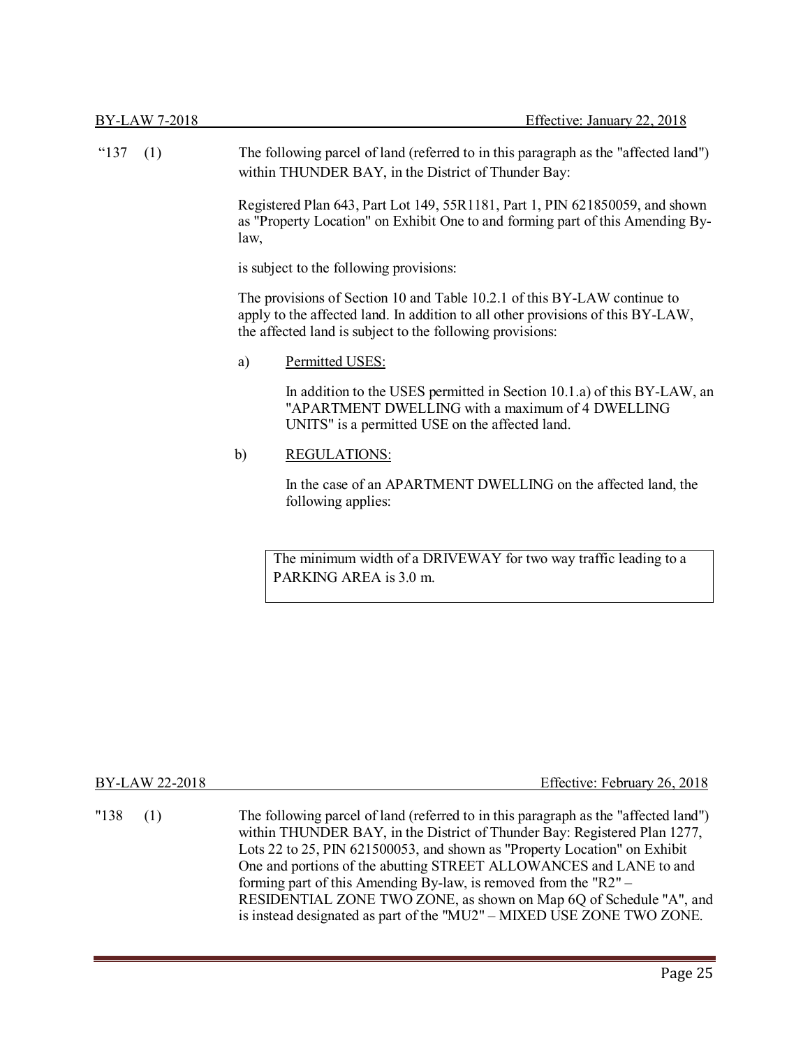BY-LAW 7-2018 Effective: January 22, 2018

"137 (1) The following parcel of land (referred to in this paragraph as the "affected land") within THUNDER BAY, in the District of Thunder Bay:

Registered Plan 643, Part Lot 149, 55R1181, Part 1, PIN 621850059, and shown as "Property Location" on Exhibit One to and forming part of this Amending By-law,

is subject to the following provisions:

The provisions of Section 10 and Table 10.2.1 of this BY-LAW continue to apply to the affected land. In addition to all other provisions of this BY-LAW, the affected land is subject to the following provisions:

a) Permitted USES:

In addition to the USES permitted in Section 10.1.a) of this BY-LAW, an "APARTMENT DWELLING with a maximum of 4 DWELLING UNITS" is a permitted USE on the affected land.

b) REGULATIONS:

In the case of an APARTMENT DWELLING on the affected land, the following applies:

| The minimum width of a DRIVEWAY for two way traffic leading to a PARKING AREA is 3.0 m. |
| --- |

BY-LAW 22-2018 Effective: February 26, 2018

"138 (1) The following parcel of land (referred to in this paragraph as the "affected land") within THUNDER BAY, in the District of Thunder Bay: Registered Plan 1277, Lots 22 to 25, PIN 621500053, and shown as "Property Location" on Exhibit One and portions of the abutting STREET ALLOWANCES and LANE to and forming part of this Amending By-law, is removed from the "R2" – RESIDENTIAL ZONE TWO ZONE, as shown on Map 6Q of Schedule "A", and is instead designated as part of the "MU2" – MIXED USE ZONE TWO ZONE.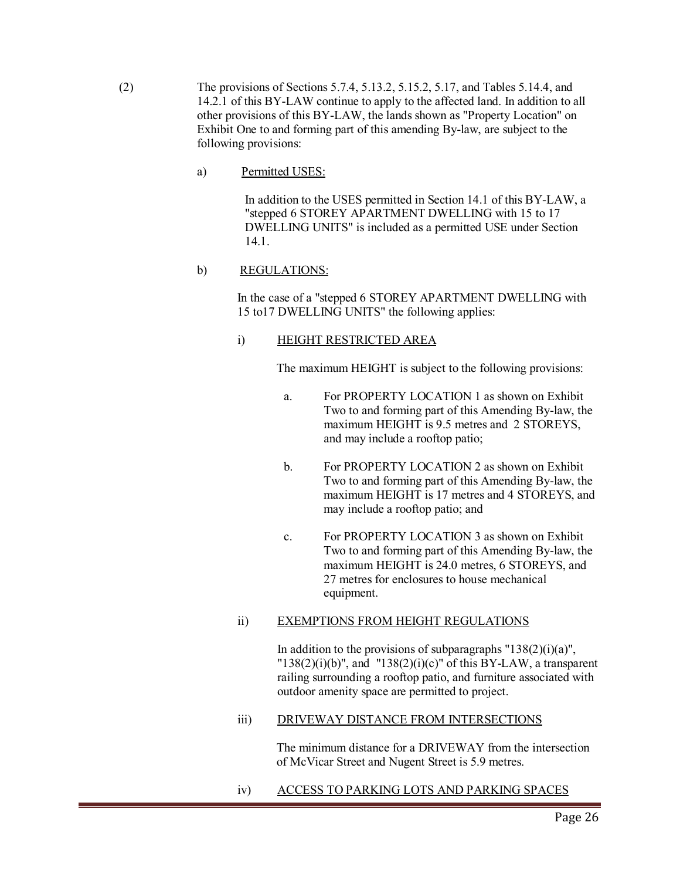(2) The provisions of Sections 5.7.4, 5.13.2, 5.15.2, 5.17, and Tables 5.14.4, and 14.2.1 of this BY-LAW continue to apply to the affected land. In addition to all other provisions of this BY-LAW, the lands shown as "Property Location" on Exhibit One to and forming part of this amending By-law, are subject to the following provisions:

a) <u>Permitted USES:</u>

In addition to the USES permitted in Section 14.1 of this BY-LAW, a "stepped 6 STOREY APARTMENT DWELLING with 15 to 17 DWELLING UNITS" is included as a permitted USE under Section 14.1.

b) <u>REGULATIONS:</u>

In the case of a "stepped 6 STOREY APARTMENT DWELLING with 15 to17 DWELLING UNITS" the following applies:

i) <u>HEIGHT RESTRICTED AREA</u>

The maximum HEIGHT is subject to the following provisions:

a. For PROPERTY LOCATION 1 as shown on Exhibit Two to and forming part of this Amending By-law, the maximum HEIGHT is 9.5 metres and 2 STOREYS, and may include a rooftop patio;

b. For PROPERTY LOCATION 2 as shown on Exhibit Two to and forming part of this Amending By-law, the maximum HEIGHT is 17 metres and 4 STOREYS, and may include a rooftop patio; and

c. For PROPERTY LOCATION 3 as shown on Exhibit Two to and forming part of this Amending By-law, the maximum HEIGHT is 24.0 metres, 6 STOREYS, and 27 metres for enclosures to house mechanical equipment.

ii) <u>EXEMPTIONS FROM HEIGHT REGULATIONS</u>

In addition to the provisions of subparagraphs "138(2)(i)(a)", "138(2)(i)(b)", and "138(2)(i)(c)" of this BY-LAW, a transparent railing surrounding a rooftop patio, and furniture associated with outdoor amenity space are permitted to project.

iii) <u>DRIVEWAY DISTANCE FROM INTERSECTIONS</u>

The minimum distance for a DRIVEWAY from the intersection of McVicar Street and Nugent Street is 5.9 metres.

iv) <u>ACCESS TO PARKING LOTS AND PARKING SPACES</u>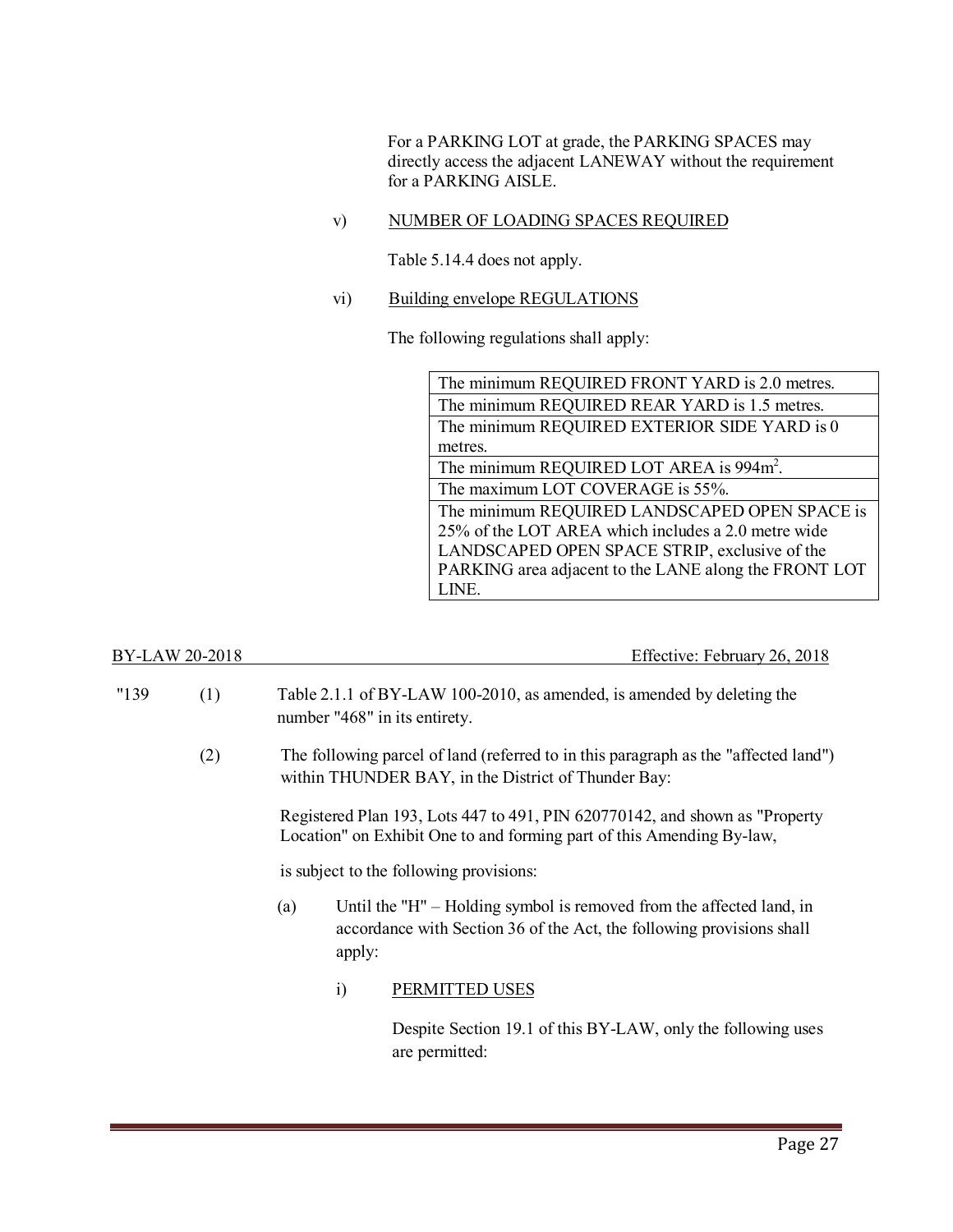For a PARKING LOT at grade, the PARKING SPACES may directly access the adjacent LANEWAY without the requirement for a PARKING AISLE.

v) NUMBER OF LOADING SPACES REQUIRED

Table 5.14.4 does not apply.

vi) Building envelope REGULATIONS

The following regulations shall apply:

| |
|---|
| The minimum REQUIRED FRONT YARD is 2.0 metres. |
| The minimum REQUIRED REAR YARD is 1.5 metres. |
| The minimum REQUIRED EXTERIOR SIDE YARD is 0 metres. |
| The minimum REQUIRED LOT AREA is 994m$^2$. |
| The maximum LOT COVERAGE is 55%. |
| The minimum REQUIRED LANDSCAPED OPEN SPACE is 25% of the LOT AREA which includes a 2.0 metre wide LANDSCAPED OPEN SPACE STRIP, exclusive of the PARKING area adjacent to the LANE along the FRONT LOT LINE. |

BY-LAW 20-2018 Effective: February 26, 2018

"139 (1) Table 2.1.1 of BY-LAW 100-2010, as amended, is amended by deleting the number "468" in its entirety.

(2) The following parcel of land (referred to in this paragraph as the "affected land") within THUNDER BAY, in the District of Thunder Bay:

Registered Plan 193, Lots 447 to 491, PIN 620770142, and shown as "Property Location" on Exhibit One to and forming part of this Amending By-law,

is subject to the following provisions:

(a) Until the "H" – Holding symbol is removed from the affected land, in accordance with Section 36 of the Act, the following provisions shall apply:

i) PERMITTED USES

Despite Section 19.1 of this BY-LAW, only the following uses are permitted: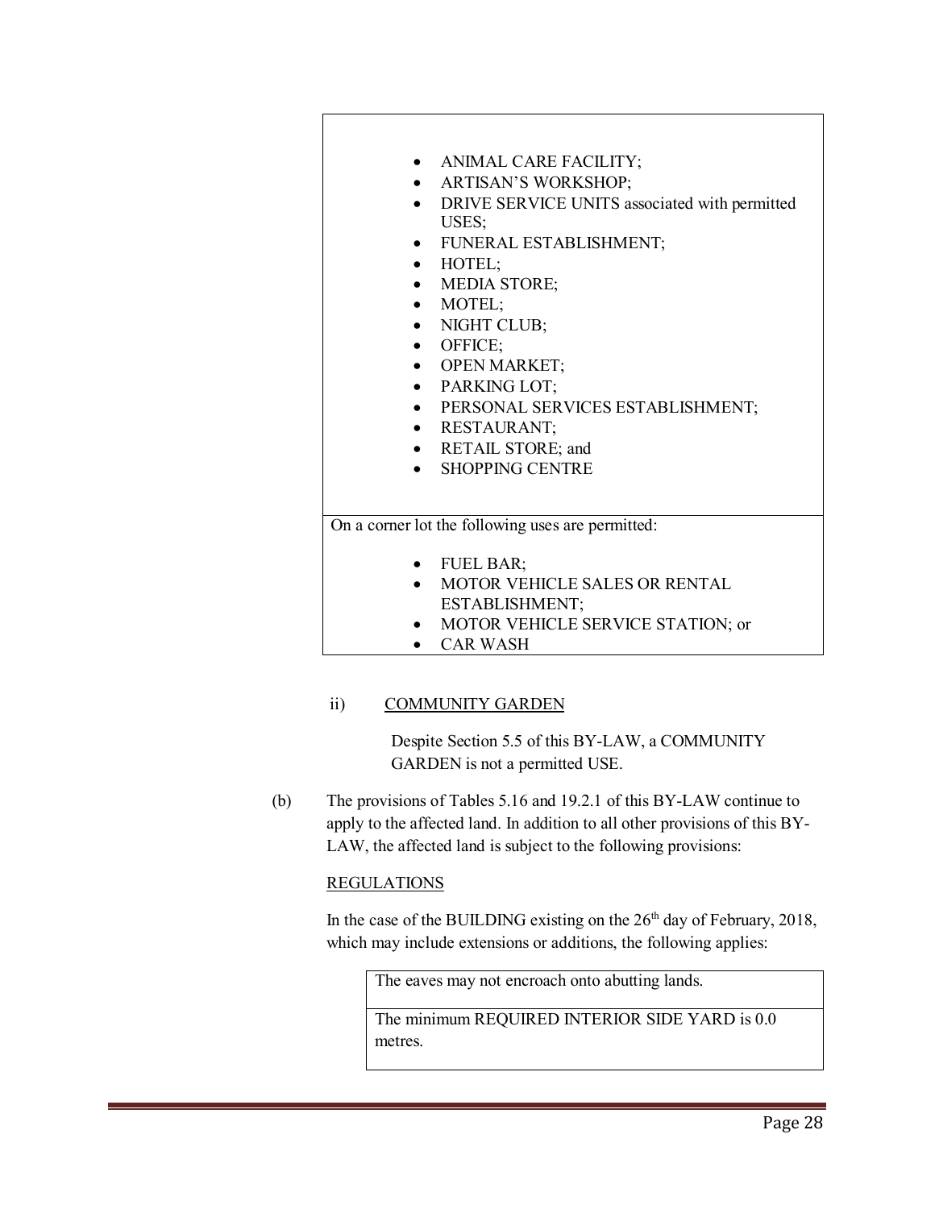| |
|---|
| <ul><li>ANIMAL CARE FACILITY;</li><li>ARTISAN'S WORKSHOP;</li><li>DRIVE SERVICE UNITS associated with permitted USES;</li><li>FUNERAL ESTABLISHMENT;</li><li>HOTEL;</li><li>MEDIA STORE;</li><li>MOTEL;</li><li>NIGHT CLUB;</li><li>OFFICE;</li><li>OPEN MARKET;</li><li>PARKING LOT;</li><li>PERSONAL SERVICES ESTABLISHMENT;</li><li>RESTAURANT;</li><li>RETAIL STORE; and</li><li>SHOPPING CENTRE</li></ul> |
| On a corner lot the following uses are permitted:<ul><li>FUEL BAR;</li><li>MOTOR VEHICLE SALES OR RENTAL ESTABLISHMENT;</li><li>MOTOR VEHICLE SERVICE STATION; or</li><li>CAR WASH</li></ul> |

ii) COMMUNITY GARDEN

Despite Section 5.5 of this BY-LAW, a COMMUNITY GARDEN is not a permitted USE.

(b) The provisions of Tables 5.16 and 19.2.1 of this BY-LAW continue to apply to the affected land. In addition to all other provisions of this BY-LAW, the affected land is subject to the following provisions:

REGULATIONS

In the case of the BUILDING existing on the 26th day of February, 2018, which may include extensions or additions, the following applies:

| |
|---|
| The eaves may not encroach onto abutting lands. |
| The minimum REQUIRED INTERIOR SIDE YARD is 0.0 metres. |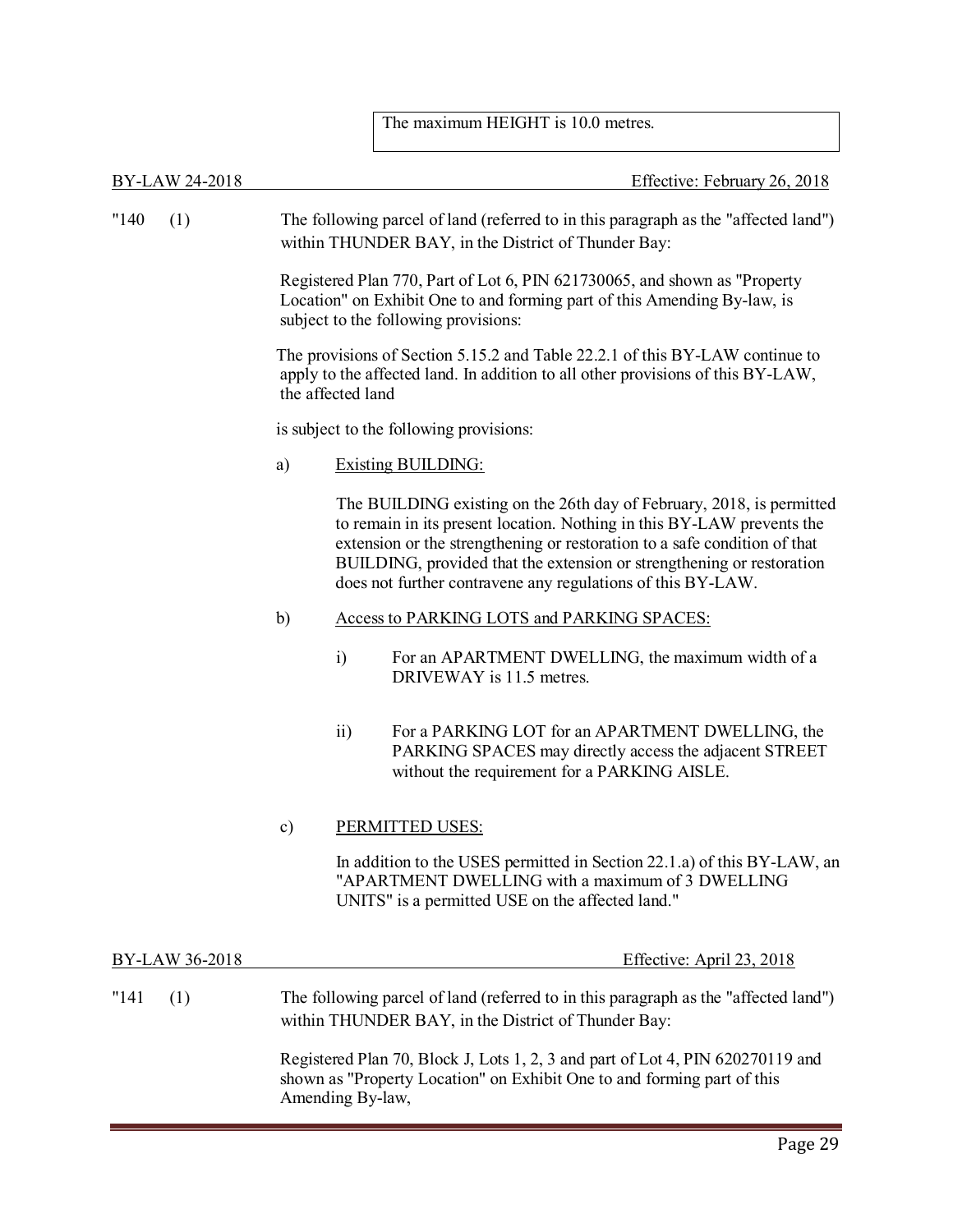| The maximum HEIGHT is 10.0 metres. |
|---|

BY-LAW 24-2018 Effective: February 26, 2018

"140 (1) The following parcel of land (referred to in this paragraph as the "affected land") within THUNDER BAY, in the District of Thunder Bay:

Registered Plan 770, Part of Lot 6, PIN 621730065, and shown as "Property Location" on Exhibit One to and forming part of this Amending By-law, is subject to the following provisions:

The provisions of Section 5.15.2 and Table 22.2.1 of this BY-LAW continue to apply to the affected land. In addition to all other provisions of this BY-LAW, the affected land

is subject to the following provisions:

a) Existing BUILDING:

The BUILDING existing on the 26th day of February, 2018, is permitted to remain in its present location. Nothing in this BY-LAW prevents the extension or the strengthening or restoration to a safe condition of that BUILDING, provided that the extension or strengthening or restoration does not further contravene any regulations of this BY-LAW.

b) Access to PARKING LOTS and PARKING SPACES:

i) For an APARTMENT DWELLING, the maximum width of a DRIVEWAY is 11.5 metres.

ii) For a PARKING LOT for an APARTMENT DWELLING, the PARKING SPACES may directly access the adjacent STREET without the requirement for a PARKING AISLE.

c) PERMITTED USES:

In addition to the USES permitted in Section 22.1.a) of this BY-LAW, an "APARTMENT DWELLING with a maximum of 3 DWELLING UNITS" is a permitted USE on the affected land."

BY-LAW 36-2018 Effective: April 23, 2018

"141 (1) The following parcel of land (referred to in this paragraph as the "affected land") within THUNDER BAY, in the District of Thunder Bay:

Registered Plan 70, Block J, Lots 1, 2, 3 and part of Lot 4, PIN 620270119 and shown as "Property Location" on Exhibit One to and forming part of this Amending By-law,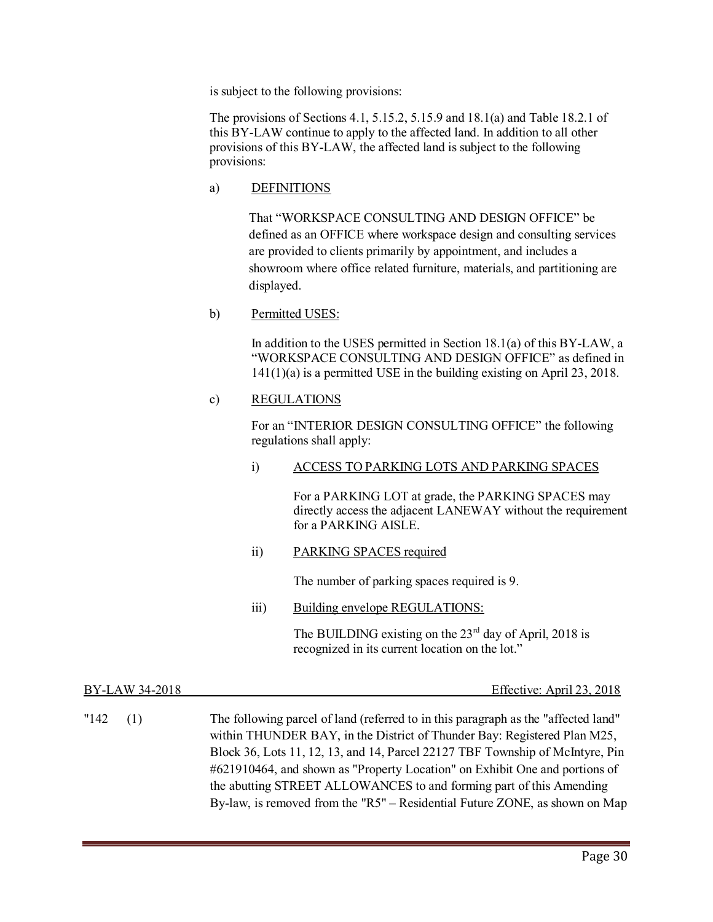is subject to the following provisions:

The provisions of Sections 4.1, 5.15.2, 5.15.9 and 18.1(a) and Table 18.2.1 of this BY-LAW continue to apply to the affected land. In addition to all other provisions of this BY-LAW, the affected land is subject to the following provisions:

a) DEFINITIONS

That "WORKSPACE CONSULTING AND DESIGN OFFICE" be defined as an OFFICE where workspace design and consulting services are provided to clients primarily by appointment, and includes a showroom where office related furniture, materials, and partitioning are displayed.

b) Permitted USES:

In addition to the USES permitted in Section 18.1(a) of this BY-LAW, a "WORKSPACE CONSULTING AND DESIGN OFFICE" as defined in 141(1)(a) is a permitted USE in the building existing on April 23, 2018.

c) REGULATIONS

For an "INTERIOR DESIGN CONSULTING OFFICE" the following regulations shall apply:

i) ACCESS TO PARKING LOTS AND PARKING SPACES

For a PARKING LOT at grade, the PARKING SPACES may directly access the adjacent LANEWAY without the requirement for a PARKING AISLE.

ii) PARKING SPACES required

The number of parking spaces required is 9.

iii) Building envelope REGULATIONS:

The BUILDING existing on the 23rd day of April, 2018 is recognized in its current location on the lot."

BY-LAW 34-2018 — Effective: April 23, 2018

"142 (1) The following parcel of land (referred to in this paragraph as the "affected land" within THUNDER BAY, in the District of Thunder Bay: Registered Plan M25, Block 36, Lots 11, 12, 13, and 14, Parcel 22127 TBF Township of McIntyre, Pin #621910464, and shown as "Property Location" on Exhibit One and portions of the abutting STREET ALLOWANCES to and forming part of this Amending By-law, is removed from the "R5" – Residential Future ZONE, as shown on Map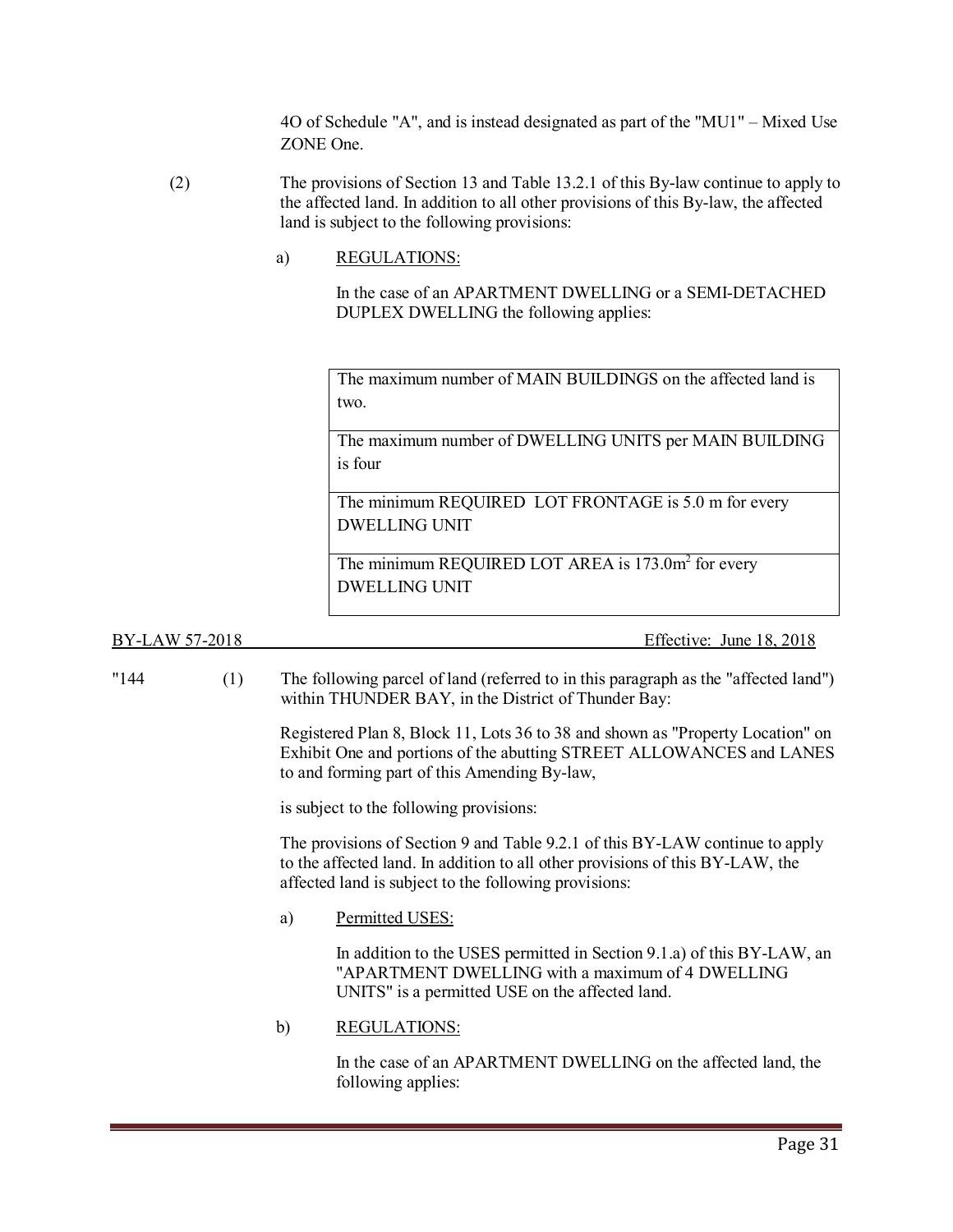4O of Schedule "A", and is instead designated as part of the "MU1" – Mixed Use ZONE One.

(2) The provisions of Section 13 and Table 13.2.1 of this By-law continue to apply to the affected land. In addition to all other provisions of this By-law, the affected land is subject to the following provisions:

a) REGULATIONS:

In the case of an APARTMENT DWELLING or a SEMI-DETACHED DUPLEX DWELLING the following applies:

| The maximum number of MAIN BUILDINGS on the affected land is two. |
|---|
| The maximum number of DWELLING UNITS per MAIN BUILDING is four |
| The minimum REQUIRED LOT FRONTAGE is 5.0 m for every DWELLING UNIT |
| The minimum REQUIRED LOT AREA is $173.0m^2$ for every DWELLING UNIT |

BY-LAW 57-2018 Effective: June 18, 2018

"144 (1) The following parcel of land (referred to in this paragraph as the "affected land") within THUNDER BAY, in the District of Thunder Bay:

Registered Plan 8, Block 11, Lots 36 to 38 and shown as "Property Location" on Exhibit One and portions of the abutting STREET ALLOWANCES and LANES to and forming part of this Amending By-law,

is subject to the following provisions:

The provisions of Section 9 and Table 9.2.1 of this BY-LAW continue to apply to the affected land. In addition to all other provisions of this BY-LAW, the affected land is subject to the following provisions:

a) Permitted USES:

In addition to the USES permitted in Section 9.1.a) of this BY-LAW, an "APARTMENT DWELLING with a maximum of 4 DWELLING UNITS" is a permitted USE on the affected land.

b) REGULATIONS:

In the case of an APARTMENT DWELLING on the affected land, the following applies: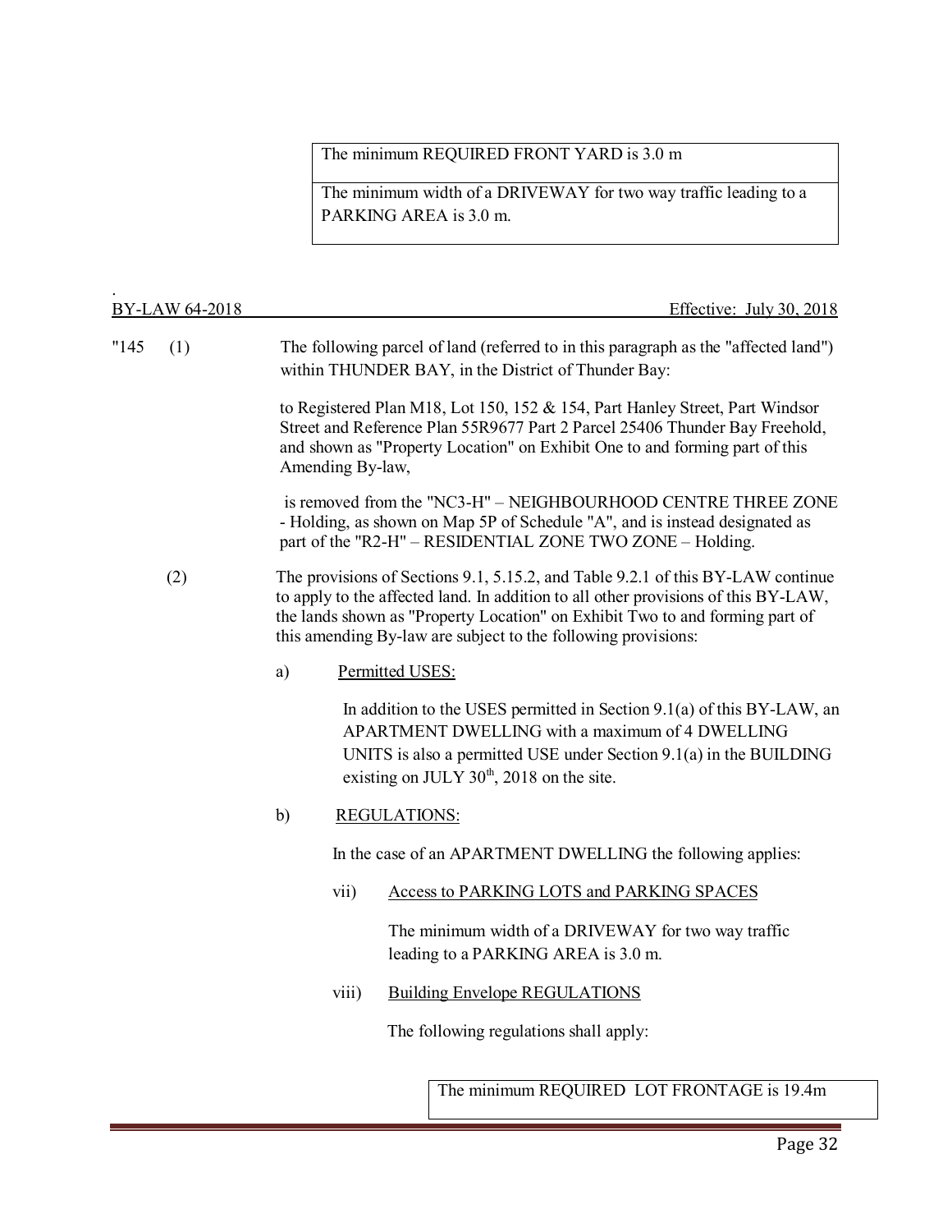| The minimum REQUIRED FRONT YARD is 3.0 m |
|---|
| The minimum width of a DRIVEWAY for two way traffic leading to a PARKING AREA is 3.0 m. |

.
BY-LAW 64-2018 Effective: July 30, 2018

"145 (1) The following parcel of land (referred to in this paragraph as the "affected land") within THUNDER BAY, in the District of Thunder Bay:

to Registered Plan M18, Lot 150, 152 & 154, Part Hanley Street, Part Windsor Street and Reference Plan 55R9677 Part 2 Parcel 25406 Thunder Bay Freehold, and shown as "Property Location" on Exhibit One to and forming part of this Amending By-law,

is removed from the "NC3-H" – NEIGHBOURHOOD CENTRE THREE ZONE - Holding, as shown on Map 5P of Schedule "A", and is instead designated as part of the "R2-H" – RESIDENTIAL ZONE TWO ZONE – Holding.

(2) The provisions of Sections 9.1, 5.15.2, and Table 9.2.1 of this BY-LAW continue to apply to the affected land. In addition to all other provisions of this BY-LAW, the lands shown as "Property Location" on Exhibit Two to and forming part of this amending By-law are subject to the following provisions:

a) Permitted USES:

In addition to the USES permitted in Section 9.1(a) of this BY-LAW, an APARTMENT DWELLING with a maximum of 4 DWELLING UNITS is also a permitted USE under Section 9.1(a) in the BUILDING existing on JULY 30th, 2018 on the site.

b) REGULATIONS:

In the case of an APARTMENT DWELLING the following applies:

vii) Access to PARKING LOTS and PARKING SPACES

The minimum width of a DRIVEWAY for two way traffic leading to a PARKING AREA is 3.0 m.

viii) Building Envelope REGULATIONS

The following regulations shall apply:

| The minimum REQUIRED LOT FRONTAGE is 19.4m |
|---|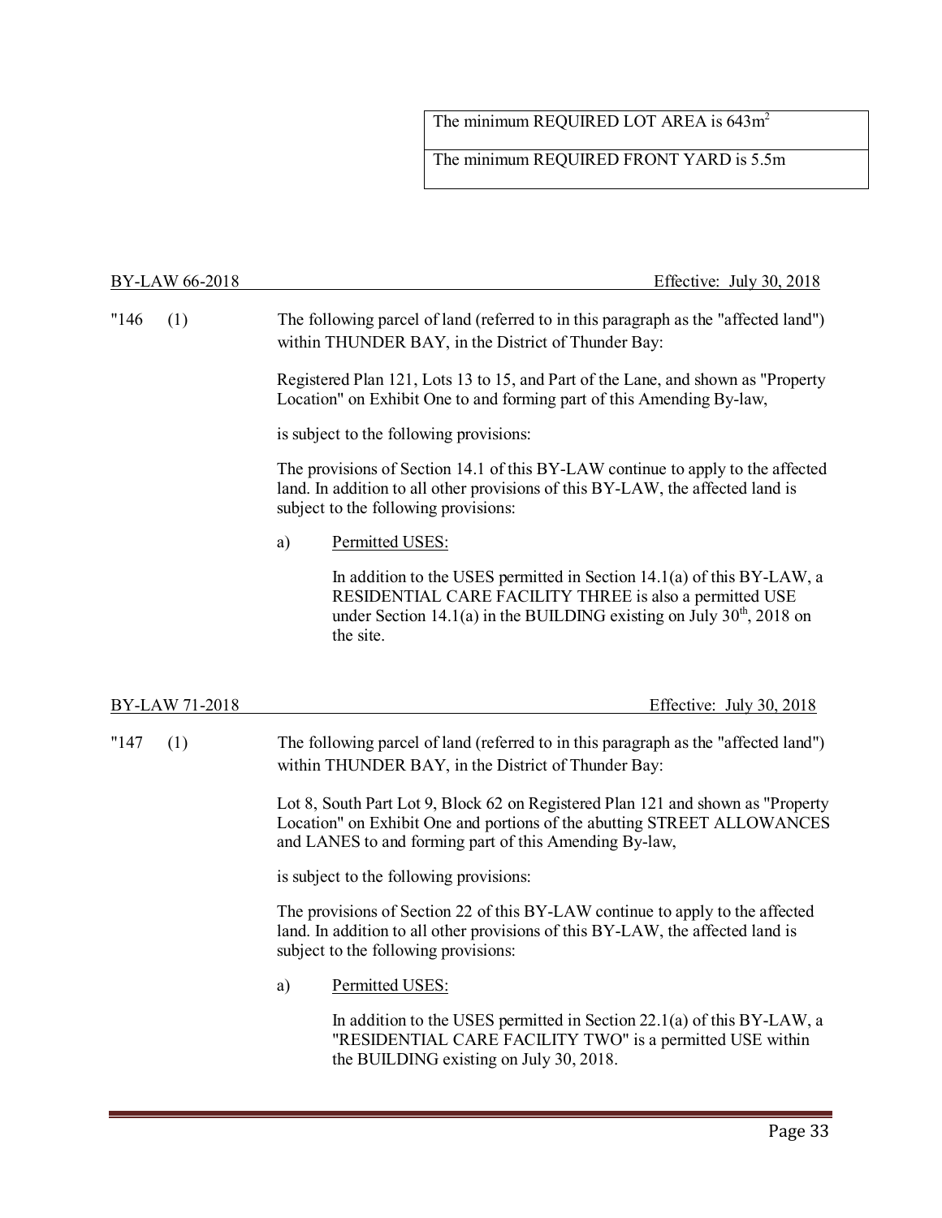| The minimum REQUIRED LOT AREA is $643m^2$ |
| --- |
| The minimum REQUIRED FRONT YARD is 5.5m |

BY-LAW 66-2018 Effective: July 30, 2018

"146 (1) The following parcel of land (referred to in this paragraph as the "affected land") within THUNDER BAY, in the District of Thunder Bay:

Registered Plan 121, Lots 13 to 15, and Part of the Lane, and shown as "Property Location" on Exhibit One to and forming part of this Amending By-law,

is subject to the following provisions:

The provisions of Section 14.1 of this BY-LAW continue to apply to the affected land. In addition to all other provisions of this BY-LAW, the affected land is subject to the following provisions:

a) Permitted USES:

In addition to the USES permitted in Section 14.1(a) of this BY-LAW, a RESIDENTIAL CARE FACILITY THREE is also a permitted USE under Section 14.1(a) in the BUILDING existing on July 30th, 2018 on the site.

BY-LAW 71-2018 Effective: July 30, 2018

"147 (1) The following parcel of land (referred to in this paragraph as the "affected land") within THUNDER BAY, in the District of Thunder Bay:

Lot 8, South Part Lot 9, Block 62 on Registered Plan 121 and shown as "Property Location" on Exhibit One and portions of the abutting STREET ALLOWANCES and LANES to and forming part of this Amending By-law,

is subject to the following provisions:

The provisions of Section 22 of this BY-LAW continue to apply to the affected land. In addition to all other provisions of this BY-LAW, the affected land is subject to the following provisions:

a) Permitted USES:

In addition to the USES permitted in Section 22.1(a) of this BY-LAW, a "RESIDENTIAL CARE FACILITY TWO" is a permitted USE within the BUILDING existing on July 30, 2018.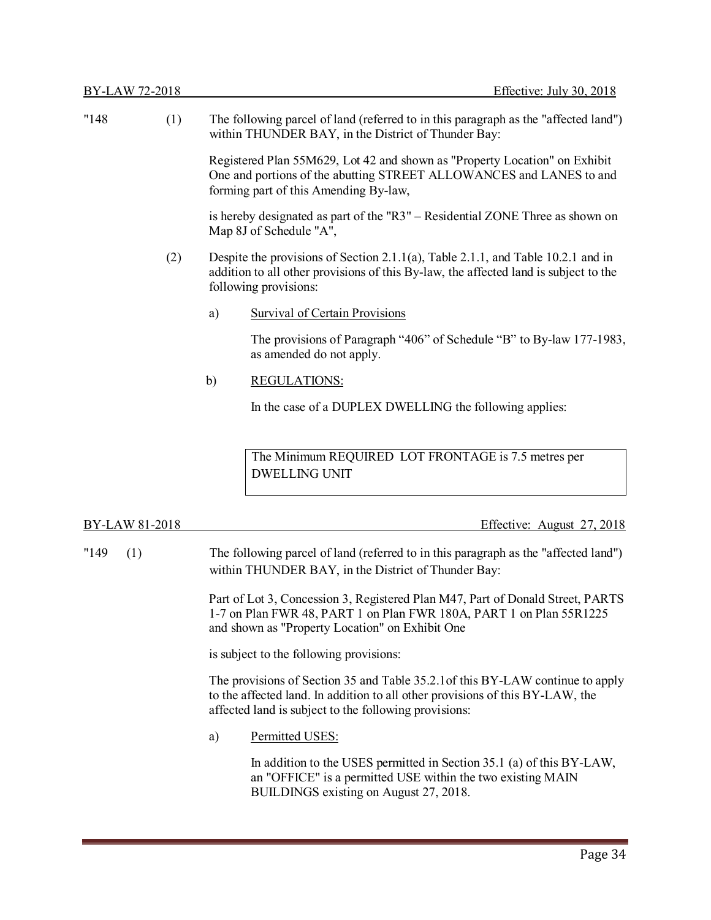BY-LAW 72-2018 Effective: July 30, 2018

"148 (1) The following parcel of land (referred to in this paragraph as the "affected land") within THUNDER BAY, in the District of Thunder Bay:

Registered Plan 55M629, Lot 42 and shown as "Property Location" on Exhibit One and portions of the abutting STREET ALLOWANCES and LANES to and forming part of this Amending By-law,

is hereby designated as part of the "R3" – Residential ZONE Three as shown on Map 8J of Schedule "A",

(2) Despite the provisions of Section 2.1.1(a), Table 2.1.1, and Table 10.2.1 and in addition to all other provisions of this By-law, the affected land is subject to the following provisions:

a) Survival of Certain Provisions

The provisions of Paragraph "406" of Schedule "B" to By-law 177-1983, as amended do not apply.

b) REGULATIONS:

In the case of a DUPLEX DWELLING the following applies:

| The Minimum REQUIRED LOT FRONTAGE is 7.5 metres per DWELLING UNIT |
| --- |

BY-LAW 81-2018 Effective: August 27, 2018

"149 (1) The following parcel of land (referred to in this paragraph as the "affected land") within THUNDER BAY, in the District of Thunder Bay:

Part of Lot 3, Concession 3, Registered Plan M47, Part of Donald Street, PARTS 1-7 on Plan FWR 48, PART 1 on Plan FWR 180A, PART 1 on Plan 55R1225 and shown as "Property Location" on Exhibit One

is subject to the following provisions:

The provisions of Section 35 and Table 35.2.1of this BY-LAW continue to apply to the affected land. In addition to all other provisions of this BY-LAW, the affected land is subject to the following provisions:

a) Permitted USES:

In addition to the USES permitted in Section 35.1 (a) of this BY-LAW, an "OFFICE" is a permitted USE within the two existing MAIN BUILDINGS existing on August 27, 2018.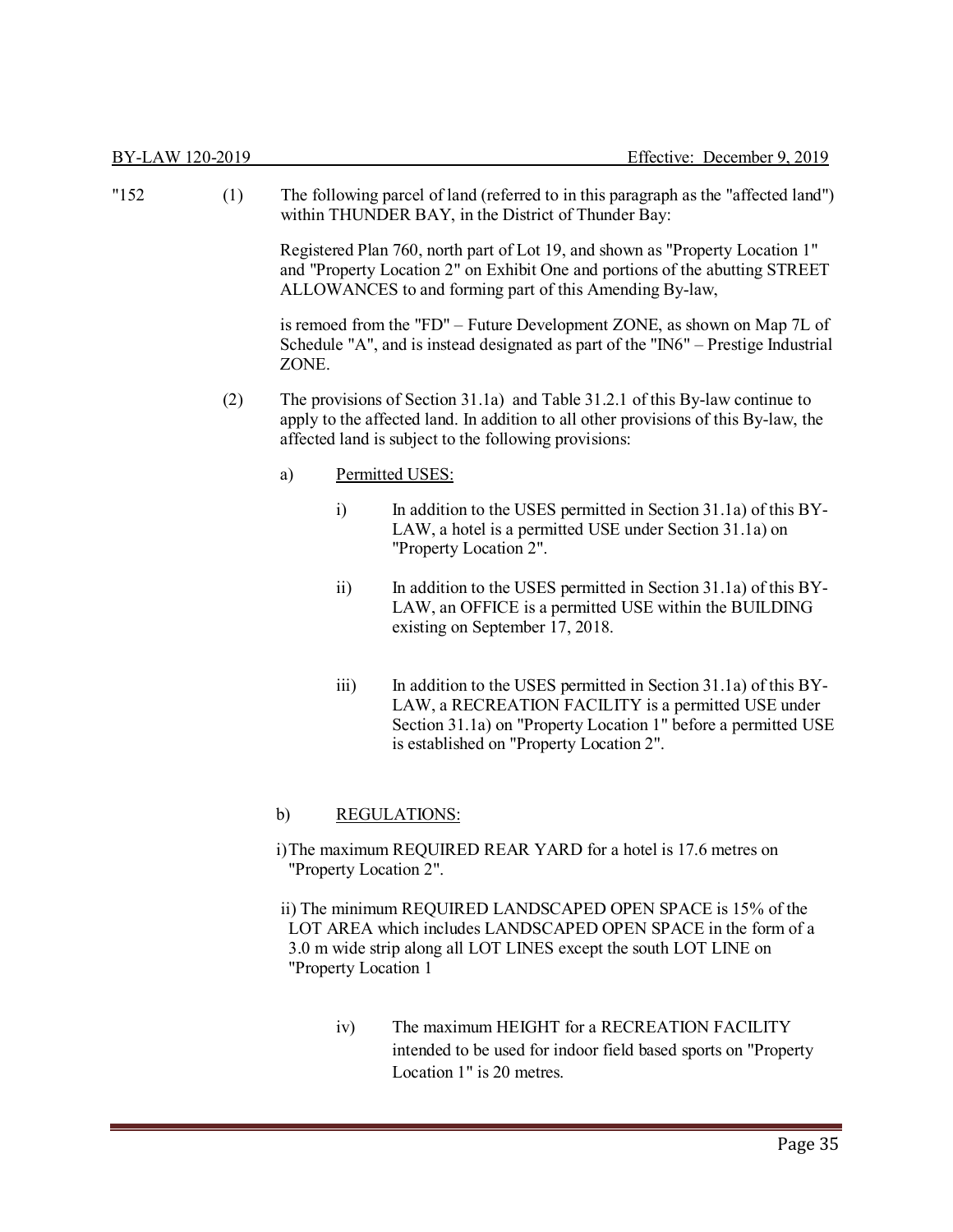"152 (1) The following parcel of land (referred to in this paragraph as the "affected land") within THUNDER BAY, in the District of Thunder Bay:

Registered Plan 760, north part of Lot 19, and shown as "Property Location 1" and "Property Location 2" on Exhibit One and portions of the abutting STREET ALLOWANCES to and forming part of this Amending By-law,

is remoed from the "FD" – Future Development ZONE, as shown on Map 7L of Schedule "A", and is instead designated as part of the "IN6" – Prestige Industrial ZONE.

(2) The provisions of Section 31.1a) and Table 31.2.1 of this By-law continue to apply to the affected land. In addition to all other provisions of this By-law, the affected land is subject to the following provisions:

a) Permitted USES:

i) In addition to the USES permitted in Section 31.1a) of this BY-LAW, a hotel is a permitted USE under Section 31.1a) on "Property Location 2".

ii) In addition to the USES permitted in Section 31.1a) of this BY-LAW, an OFFICE is a permitted USE within the BUILDING existing on September 17, 2018.

iii) In addition to the USES permitted in Section 31.1a) of this BY-LAW, a RECREATION FACILITY is a permitted USE under Section 31.1a) on "Property Location 1" before a permitted USE is established on "Property Location 2".

b) REGULATIONS:

i) The maximum REQUIRED REAR YARD for a hotel is 17.6 metres on "Property Location 2".

ii) The minimum REQUIRED LANDSCAPED OPEN SPACE is 15% of the LOT AREA which includes LANDSCAPED OPEN SPACE in the form of a 3.0 m wide strip along all LOT LINES except the south LOT LINE on "Property Location 1

iv) The maximum HEIGHT for a RECREATION FACILITY intended to be used for indoor field based sports on "Property Location 1" is 20 metres.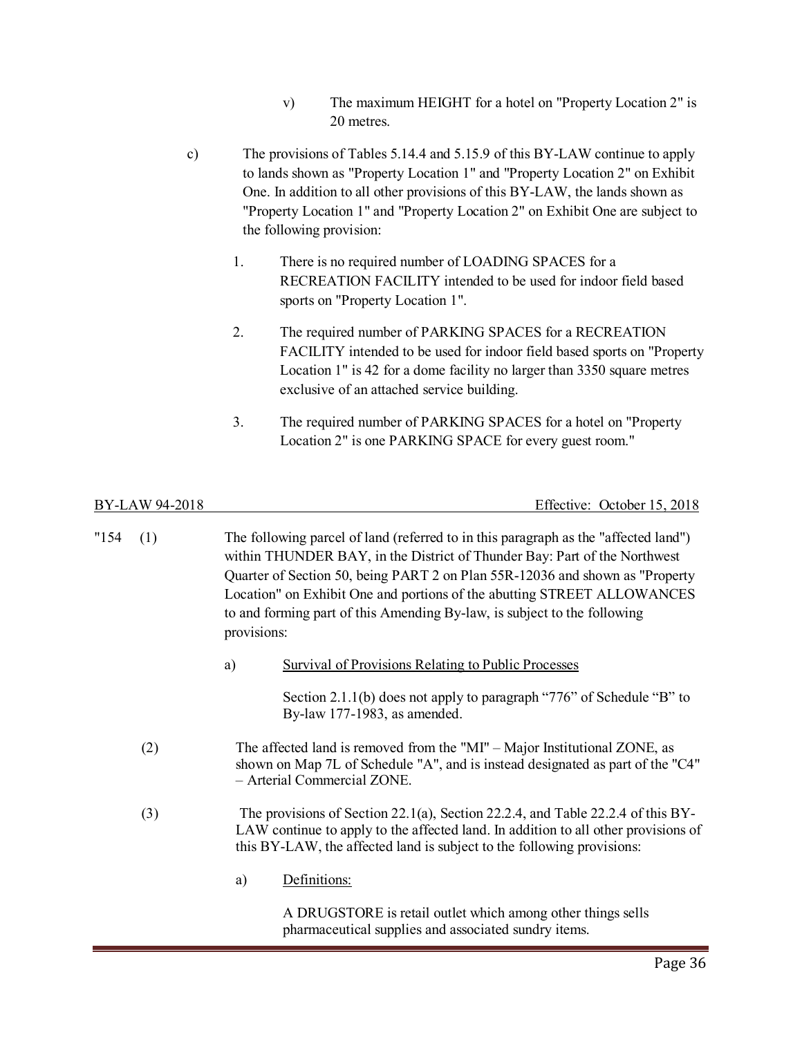v) The maximum HEIGHT for a hotel on "Property Location 2" is 20 metres.

c) The provisions of Tables 5.14.4 and 5.15.9 of this BY-LAW continue to apply to lands shown as "Property Location 1" and "Property Location 2" on Exhibit One. In addition to all other provisions of this BY-LAW, the lands shown as "Property Location 1" and "Property Location 2" on Exhibit One are subject to the following provision:

1. There is no required number of LOADING SPACES for a RECREATION FACILITY intended to be used for indoor field based sports on "Property Location 1".

2. The required number of PARKING SPACES for a RECREATION FACILITY intended to be used for indoor field based sports on "Property Location 1" is 42 for a dome facility no larger than 3350 square metres exclusive of an attached service building.

3. The required number of PARKING SPACES for a hotel on "Property Location 2" is one PARKING SPACE for every guest room."

BY-LAW 94-2018 — Effective: October 15, 2018

"154 (1) The following parcel of land (referred to in this paragraph as the "affected land") within THUNDER BAY, in the District of Thunder Bay: Part of the Northwest Quarter of Section 50, being PART 2 on Plan 55R-12036 and shown as "Property Location" on Exhibit One and portions of the abutting STREET ALLOWANCES to and forming part of this Amending By-law, is subject to the following provisions:

a) Survival of Provisions Relating to Public Processes

Section 2.1.1(b) does not apply to paragraph "776" of Schedule "B" to By-law 177-1983, as amended.

(2) The affected land is removed from the "MI" – Major Institutional ZONE, as shown on Map 7L of Schedule "A", and is instead designated as part of the "C4" – Arterial Commercial ZONE.

(3) The provisions of Section 22.1(a), Section 22.2.4, and Table 22.2.4 of this BY-LAW continue to apply to the affected land. In addition to all other provisions of this BY-LAW, the affected land is subject to the following provisions:

a) Definitions:

A DRUGSTORE is retail outlet which among other things sells pharmaceutical supplies and associated sundry items.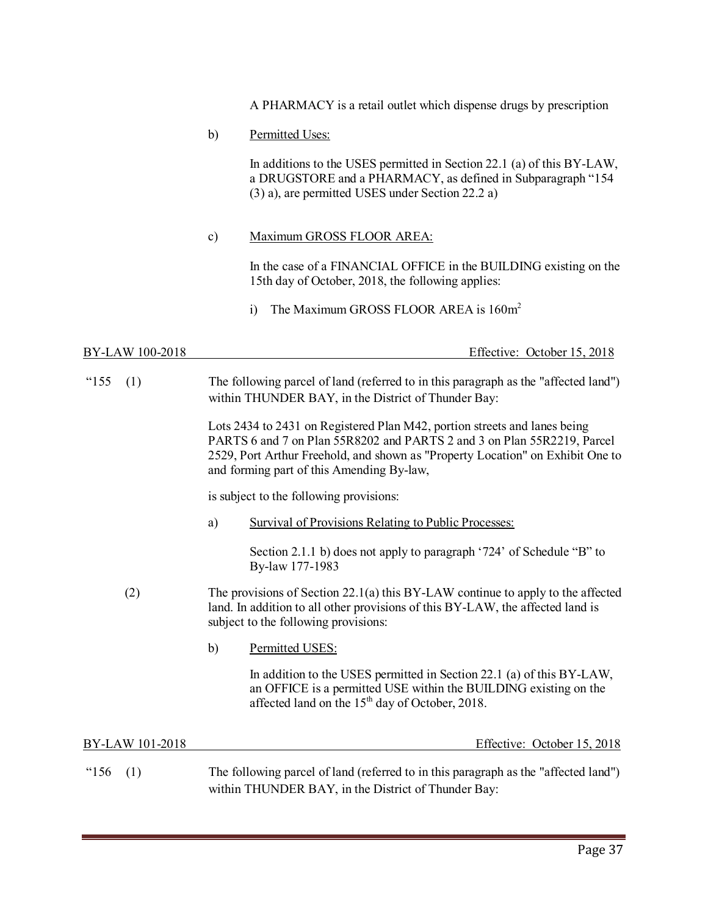A PHARMACY is a retail outlet which dispense drugs by prescription

b) Permitted Uses:

In additions to the USES permitted in Section 22.1 (a) of this BY-LAW, a DRUGSTORE and a PHARMACY, as defined in Subparagraph “154 (3) a), are permitted USES under Section 22.2 a)

c) Maximum GROSS FLOOR AREA:

In the case of a FINANCIAL OFFICE in the BUILDING existing on the 15th day of October, 2018, the following applies:

i) The Maximum GROSS FLOOR AREA is $160m^2$

BY-LAW 100-2018 — Effective: October 15, 2018

“155 (1) The following parcel of land (referred to in this paragraph as the "affected land") within THUNDER BAY, in the District of Thunder Bay:

Lots 2434 to 2431 on Registered Plan M42, portion streets and lanes being PARTS 6 and 7 on Plan 55R8202 and PARTS 2 and 3 on Plan 55R2219, Parcel 2529, Port Arthur Freehold, and shown as "Property Location" on Exhibit One to and forming part of this Amending By-law,

is subject to the following provisions:

a) Survival of Provisions Relating to Public Processes:

Section 2.1.1 b) does not apply to paragraph ‘724’ of Schedule “B” to By-law 177-1983

(2) The provisions of Section 22.1(a) this BY-LAW continue to apply to the affected land. In addition to all other provisions of this BY-LAW, the affected land is subject to the following provisions:

b) Permitted USES:

In addition to the USES permitted in Section 22.1 (a) of this BY-LAW, an OFFICE is a permitted USE within the BUILDING existing on the affected land on the 15th day of October, 2018.

BY-LAW 101-2018 — Effective: October 15, 2018

“156 (1) The following parcel of land (referred to in this paragraph as the "affected land") within THUNDER BAY, in the District of Thunder Bay: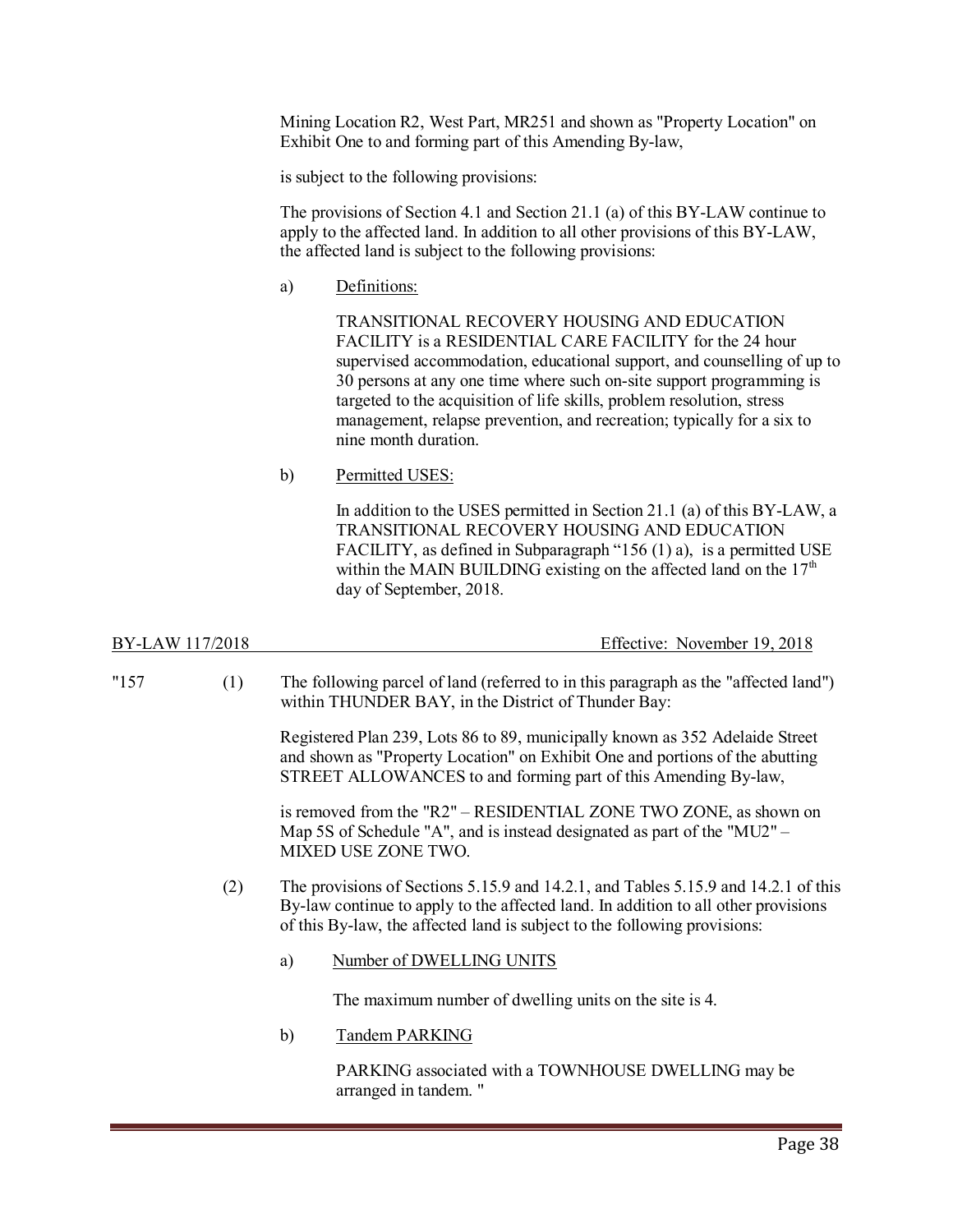Mining Location R2, West Part, MR251 and shown as "Property Location" on Exhibit One to and forming part of this Amending By-law,

is subject to the following provisions:

The provisions of Section 4.1 and Section 21.1 (a) of this BY-LAW continue to apply to the affected land. In addition to all other provisions of this BY-LAW, the affected land is subject to the following provisions:

a) Definitions:

TRANSITIONAL RECOVERY HOUSING AND EDUCATION FACILITY is a RESIDENTIAL CARE FACILITY for the 24 hour supervised accommodation, educational support, and counselling of up to 30 persons at any one time where such on-site support programming is targeted to the acquisition of life skills, problem resolution, stress management, relapse prevention, and recreation; typically for a six to nine month duration.

b) Permitted USES:

In addition to the USES permitted in Section 21.1 (a) of this BY-LAW, a TRANSITIONAL RECOVERY HOUSING AND EDUCATION FACILITY, as defined in Subparagraph "156 (1) a), is a permitted USE within the MAIN BUILDING existing on the affected land on the 17th day of September, 2018.

BY-LAW 117/2018 Effective: November 19, 2018

"157 (1) The following parcel of land (referred to in this paragraph as the "affected land") within THUNDER BAY, in the District of Thunder Bay:

Registered Plan 239, Lots 86 to 89, municipally known as 352 Adelaide Street and shown as "Property Location" on Exhibit One and portions of the abutting STREET ALLOWANCES to and forming part of this Amending By-law,

is removed from the "R2" – RESIDENTIAL ZONE TWO ZONE, as shown on Map 5S of Schedule "A", and is instead designated as part of the "MU2" – MIXED USE ZONE TWO.

(2) The provisions of Sections 5.15.9 and 14.2.1, and Tables 5.15.9 and 14.2.1 of this By-law continue to apply to the affected land. In addition to all other provisions of this By-law, the affected land is subject to the following provisions:

a) Number of DWELLING UNITS

The maximum number of dwelling units on the site is 4.

b) Tandem PARKING

PARKING associated with a TOWNHOUSE DWELLING may be arranged in tandem. "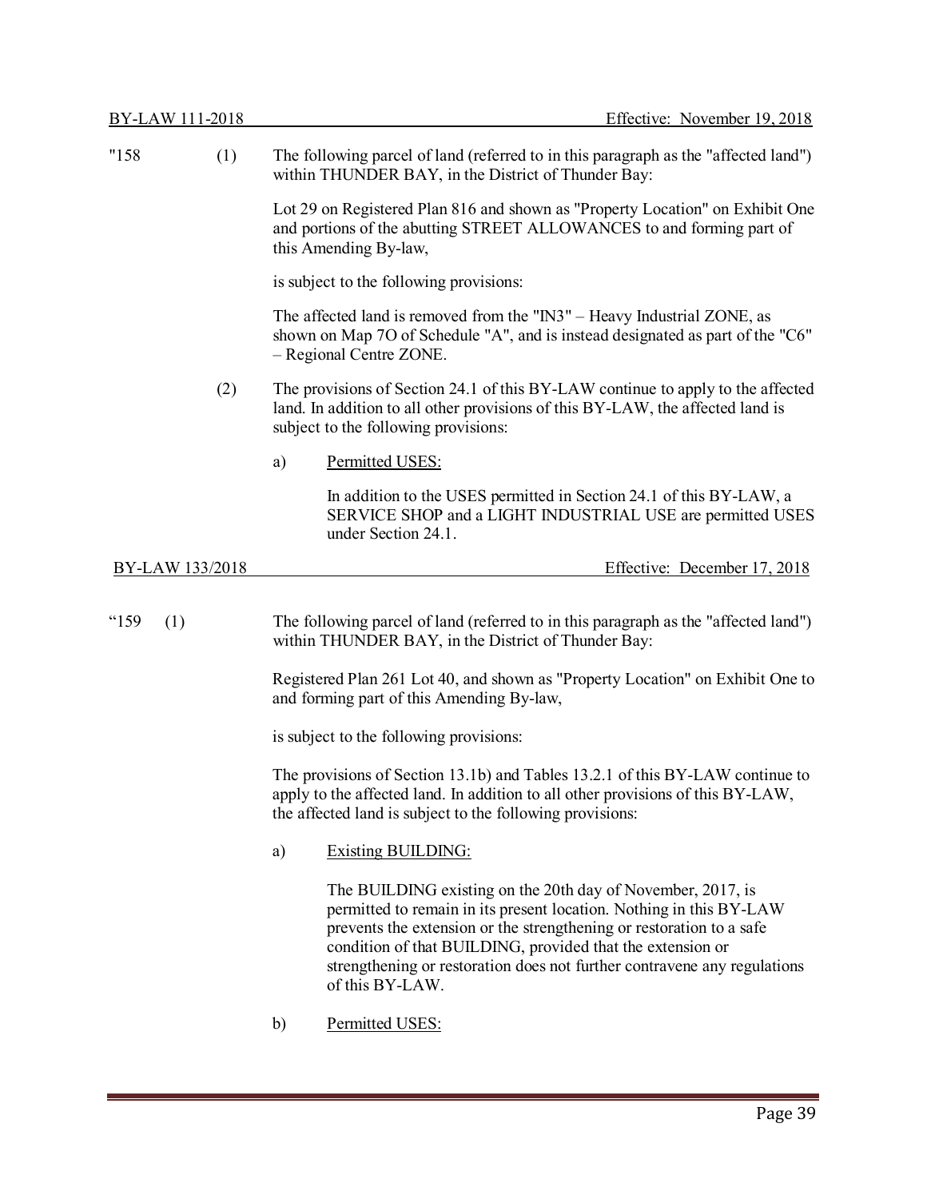BY-LAW 111-2018 Effective: November 19, 2018

"158 (1) The following parcel of land (referred to in this paragraph as the "affected land") within THUNDER BAY, in the District of Thunder Bay:

Lot 29 on Registered Plan 816 and shown as "Property Location" on Exhibit One and portions of the abutting STREET ALLOWANCES to and forming part of this Amending By-law,

is subject to the following provisions:

The affected land is removed from the "IN3" – Heavy Industrial ZONE, as shown on Map 7O of Schedule "A", and is instead designated as part of the "C6" – Regional Centre ZONE.

(2) The provisions of Section 24.1 of this BY-LAW continue to apply to the affected land. In addition to all other provisions of this BY-LAW, the affected land is subject to the following provisions:

a) Permitted USES:

In addition to the USES permitted in Section 24.1 of this BY-LAW, a SERVICE SHOP and a LIGHT INDUSTRIAL USE are permitted USES under Section 24.1.

BY-LAW 133/2018 Effective: December 17, 2018

"159 (1) The following parcel of land (referred to in this paragraph as the "affected land") within THUNDER BAY, in the District of Thunder Bay:

Registered Plan 261 Lot 40, and shown as "Property Location" on Exhibit One to and forming part of this Amending By-law,

is subject to the following provisions:

The provisions of Section 13.1b) and Tables 13.2.1 of this BY-LAW continue to apply to the affected land. In addition to all other provisions of this BY-LAW, the affected land is subject to the following provisions:

a) Existing BUILDING:

The BUILDING existing on the 20th day of November, 2017, is permitted to remain in its present location. Nothing in this BY-LAW prevents the extension or the strengthening or restoration to a safe condition of that BUILDING, provided that the extension or strengthening or restoration does not further contravene any regulations of this BY-LAW.

b) Permitted USES: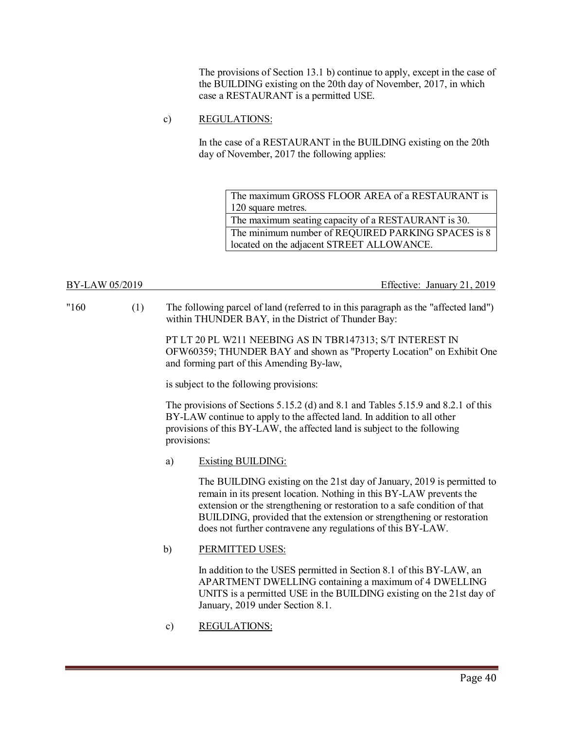The provisions of Section 13.1 b) continue to apply, except in the case of the BUILDING existing on the 20th day of November, 2017, in which case a RESTAURANT is a permitted USE.

c) REGULATIONS:

In the case of a RESTAURANT in the BUILDING existing on the 20th day of November, 2017 the following applies:

| |
|---|
| The maximum GROSS FLOOR AREA of a RESTAURANT is 120 square metres. |
| The maximum seating capacity of a RESTAURANT is 30. |
| The minimum number of REQUIRED PARKING SPACES is 8 located on the adjacent STREET ALLOWANCE. |

BY-LAW 05/2019 Effective: January 21, 2019

"160 (1) The following parcel of land (referred to in this paragraph as the "affected land") within THUNDER BAY, in the District of Thunder Bay:

PT LT 20 PL W211 NEEBING AS IN TBR147313; S/T INTEREST IN OFW60359; THUNDER BAY and shown as "Property Location" on Exhibit One and forming part of this Amending By-law,

is subject to the following provisions:

The provisions of Sections 5.15.2 (d) and 8.1 and Tables 5.15.9 and 8.2.1 of this BY-LAW continue to apply to the affected land. In addition to all other provisions of this BY-LAW, the affected land is subject to the following provisions:

a) Existing BUILDING:

The BUILDING existing on the 21st day of January, 2019 is permitted to remain in its present location. Nothing in this BY-LAW prevents the extension or the strengthening or restoration to a safe condition of that BUILDING, provided that the extension or strengthening or restoration does not further contravene any regulations of this BY-LAW.

b) PERMITTED USES:

In addition to the USES permitted in Section 8.1 of this BY-LAW, an APARTMENT DWELLING containing a maximum of 4 DWELLING UNITS is a permitted USE in the BUILDING existing on the 21st day of January, 2019 under Section 8.1.

c) REGULATIONS: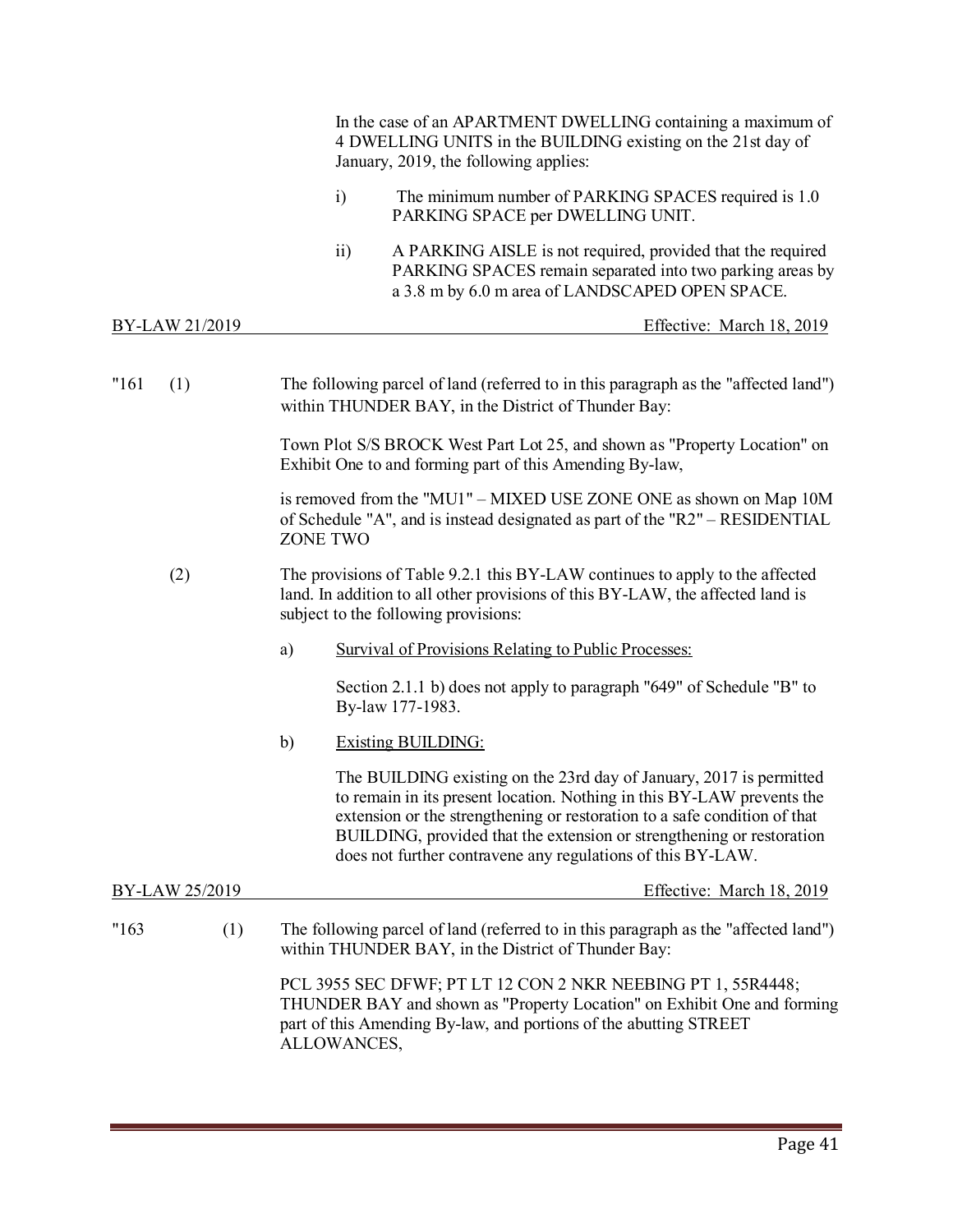In the case of an APARTMENT DWELLING containing a maximum of 4 DWELLING UNITS in the BUILDING existing on the 21st day of January, 2019, the following applies:

i) The minimum number of PARKING SPACES required is 1.0 PARKING SPACE per DWELLING UNIT.

ii) A PARKING AISLE is not required, provided that the required PARKING SPACES remain separated into two parking areas by a 3.8 m by 6.0 m area of LANDSCAPED OPEN SPACE.

BY-LAW 21/2019 Effective: March 18, 2019

"161 (1) The following parcel of land (referred to in this paragraph as the "affected land") within THUNDER BAY, in the District of Thunder Bay:

Town Plot S/S BROCK West Part Lot 25, and shown as "Property Location" on Exhibit One to and forming part of this Amending By-law,

is removed from the "MU1" – MIXED USE ZONE ONE as shown on Map 10M of Schedule "A", and is instead designated as part of the "R2" – RESIDENTIAL ZONE TWO

(2) The provisions of Table 9.2.1 this BY-LAW continues to apply to the affected land. In addition to all other provisions of this BY-LAW, the affected land is subject to the following provisions:

a) Survival of Provisions Relating to Public Processes:

Section 2.1.1 b) does not apply to paragraph "649" of Schedule "B" to By-law 177-1983.

b) Existing BUILDING:

The BUILDING existing on the 23rd day of January, 2017 is permitted to remain in its present location. Nothing in this BY-LAW prevents the extension or the strengthening or restoration to a safe condition of that BUILDING, provided that the extension or strengthening or restoration does not further contravene any regulations of this BY-LAW.

BY-LAW 25/2019 Effective: March 18, 2019

"163 (1) The following parcel of land (referred to in this paragraph as the "affected land") within THUNDER BAY, in the District of Thunder Bay:

PCL 3955 SEC DFWF; PT LT 12 CON 2 NKR NEEBING PT 1, 55R4448; THUNDER BAY and shown as "Property Location" on Exhibit One and forming part of this Amending By-law, and portions of the abutting STREET ALLOWANCES,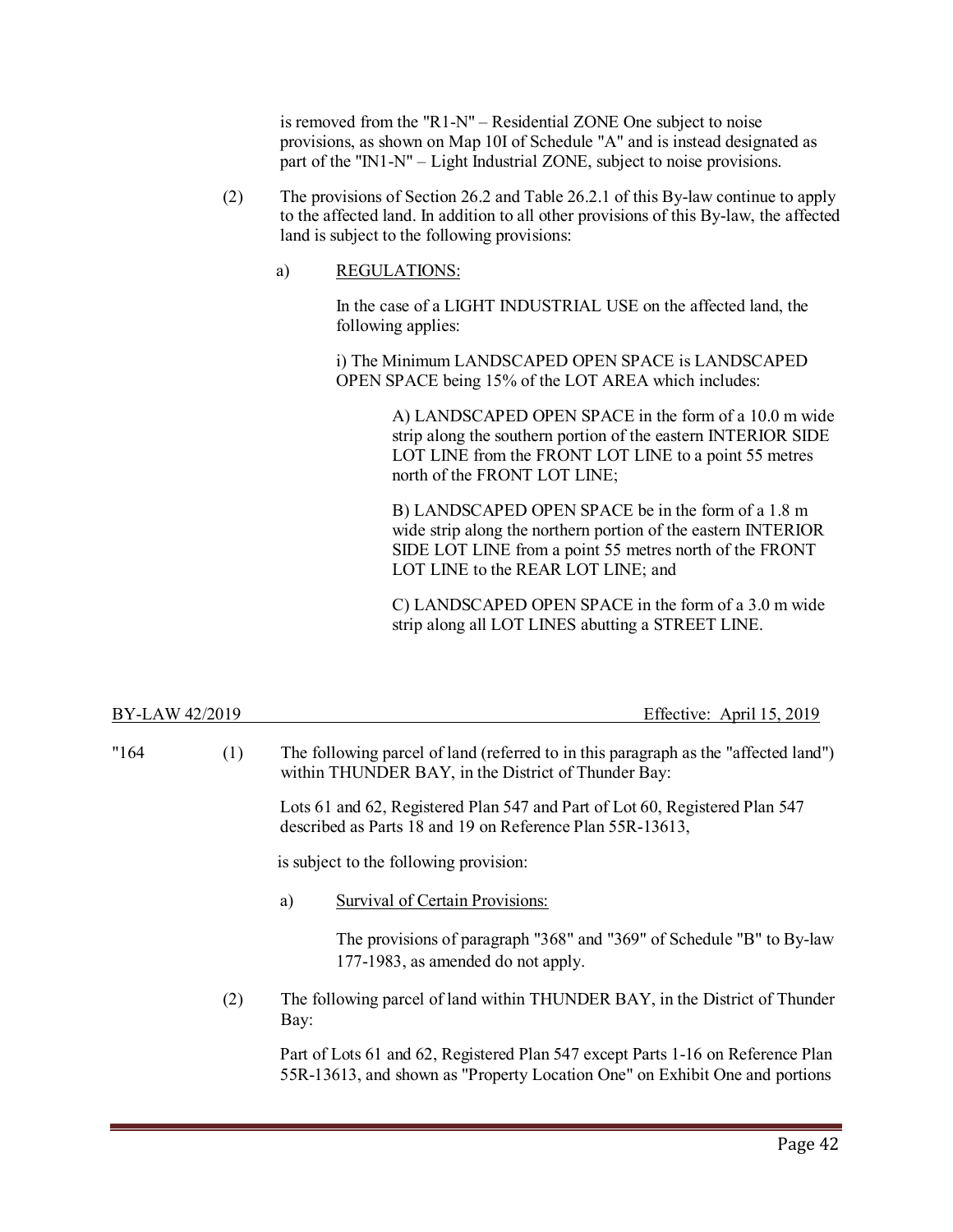is removed from the "R1-N" – Residential ZONE One subject to noise provisions, as shown on Map 10I of Schedule "A" and is instead designated as part of the "IN1-N" – Light Industrial ZONE, subject to noise provisions.

(2) The provisions of Section 26.2 and Table 26.2.1 of this By-law continue to apply to the affected land. In addition to all other provisions of this By-law, the affected land is subject to the following provisions:

a) <u>REGULATIONS:</u>

In the case of a LIGHT INDUSTRIAL USE on the affected land, the following applies:

i) The Minimum LANDSCAPED OPEN SPACE is LANDSCAPED OPEN SPACE being 15% of the LOT AREA which includes:

A) LANDSCAPED OPEN SPACE in the form of a 10.0 m wide strip along the southern portion of the eastern INTERIOR SIDE LOT LINE from the FRONT LOT LINE to a point 55 metres north of the FRONT LOT LINE;

B) LANDSCAPED OPEN SPACE be in the form of a 1.8 m wide strip along the northern portion of the eastern INTERIOR SIDE LOT LINE from a point 55 metres north of the FRONT LOT LINE to the REAR LOT LINE; and

C) LANDSCAPED OPEN SPACE in the form of a 3.0 m wide strip along all LOT LINES abutting a STREET LINE.

<u>BY-LAW 42/2019 Effective: April 15, 2019</u>

"164 (1) The following parcel of land (referred to in this paragraph as the "affected land") within THUNDER BAY, in the District of Thunder Bay:

Lots 61 and 62, Registered Plan 547 and Part of Lot 60, Registered Plan 547 described as Parts 18 and 19 on Reference Plan 55R-13613,

is subject to the following provision:

a) <u>Survival of Certain Provisions:</u>

The provisions of paragraph "368" and "369" of Schedule "B" to By-law 177-1983, as amended do not apply.

(2) The following parcel of land within THUNDER BAY, in the District of Thunder Bay:

Part of Lots 61 and 62, Registered Plan 547 except Parts 1-16 on Reference Plan 55R-13613, and shown as "Property Location One" on Exhibit One and portions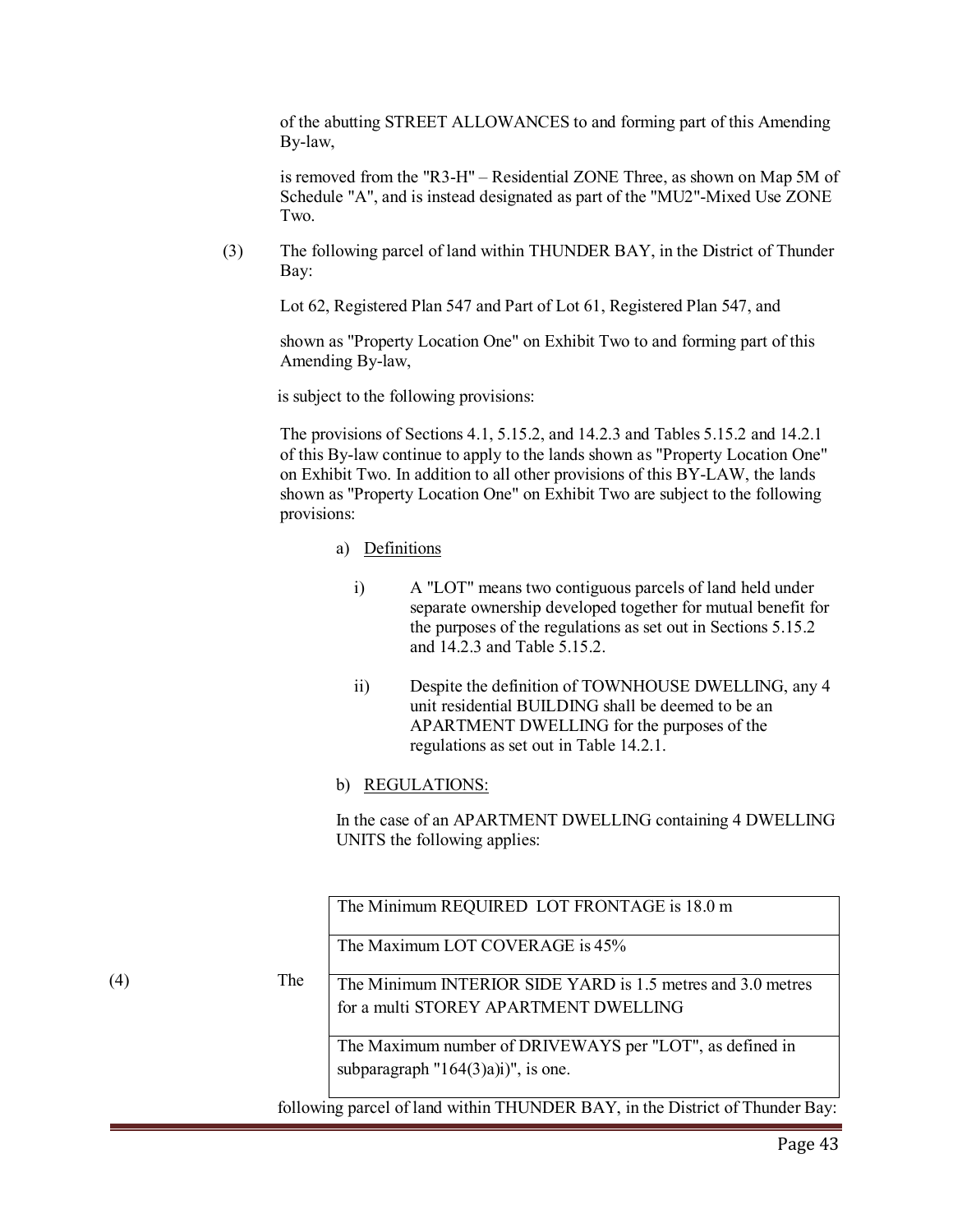of the abutting STREET ALLOWANCES to and forming part of this Amending By-law,

is removed from the "R3-H" – Residential ZONE Three, as shown on Map 5M of Schedule "A", and is instead designated as part of the "MU2"-Mixed Use ZONE Two.

(3) The following parcel of land within THUNDER BAY, in the District of Thunder Bay:

Lot 62, Registered Plan 547 and Part of Lot 61, Registered Plan 547, and

shown as "Property Location One" on Exhibit Two to and forming part of this Amending By-law,

is subject to the following provisions:

The provisions of Sections 4.1, 5.15.2, and 14.2.3 and Tables 5.15.2 and 14.2.1 of this By-law continue to apply to the lands shown as "Property Location One" on Exhibit Two. In addition to all other provisions of this BY-LAW, the lands shown as "Property Location One" on Exhibit Two are subject to the following provisions:

a) Definitions

i) A "LOT" means two contiguous parcels of land held under separate ownership developed together for mutual benefit for the purposes of the regulations as set out in Sections 5.15.2 and 14.2.3 and Table 5.15.2.

ii) Despite the definition of TOWNHOUSE DWELLING, any 4 unit residential BUILDING shall be deemed to be an APARTMENT DWELLING for the purposes of the regulations as set out in Table 14.2.1.

b) REGULATIONS:

In the case of an APARTMENT DWELLING containing 4 DWELLING UNITS the following applies:

| |
|---|
| The Minimum REQUIRED LOT FRONTAGE is 18.0 m |
| The Maximum LOT COVERAGE is 45% |
| The Minimum INTERIOR SIDE YARD is 1.5 metres and 3.0 metres for a multi STOREY APARTMENT DWELLING |
| The Maximum number of DRIVEWAYS per "LOT", as defined in subparagraph "164(3)a)i)", is one. |

(4) The following parcel of land within THUNDER BAY, in the District of Thunder Bay: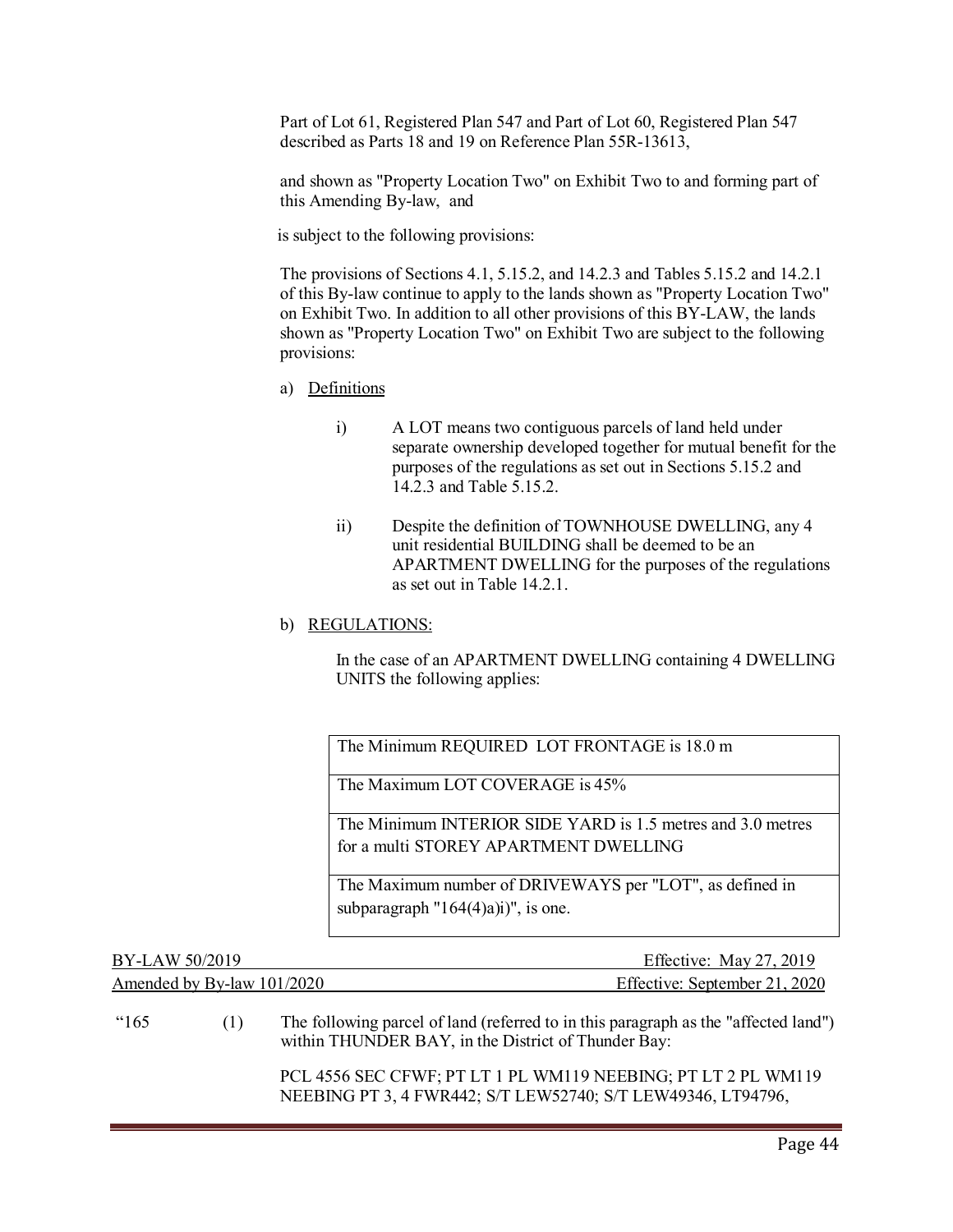Part of Lot 61, Registered Plan 547 and Part of Lot 60, Registered Plan 547 described as Parts 18 and 19 on Reference Plan 55R-13613,

and shown as "Property Location Two" on Exhibit Two to and forming part of this Amending By-law, and

is subject to the following provisions:

The provisions of Sections 4.1, 5.15.2, and 14.2.3 and Tables 5.15.2 and 14.2.1 of this By-law continue to apply to the lands shown as "Property Location Two" on Exhibit Two. In addition to all other provisions of this BY-LAW, the lands shown as "Property Location Two" on Exhibit Two are subject to the following provisions:

a) Definitions

   i) A LOT means two contiguous parcels of land held under separate ownership developed together for mutual benefit for the purposes of the regulations as set out in Sections 5.15.2 and 14.2.3 and Table 5.15.2.

   ii) Despite the definition of TOWNHOUSE DWELLING, any 4 unit residential BUILDING shall be deemed to be an APARTMENT DWELLING for the purposes of the regulations as set out in Table 14.2.1.

b) REGULATIONS:

   In the case of an APARTMENT DWELLING containing 4 DWELLING UNITS the following applies:

| The Minimum REQUIRED LOT FRONTAGE is 18.0 m |
|---|
| The Maximum LOT COVERAGE is 45% |
| The Minimum INTERIOR SIDE YARD is 1.5 metres and 3.0 metres for a multi STOREY APARTMENT DWELLING |
| The Maximum number of DRIVEWAYS per "LOT", as defined in subparagraph "164(4)a)i)", is one. |

BY-LAW 50/2019 Effective: May 27, 2019
Amended by By-law 101/2020 Effective: September 21, 2020

"165 (1) The following parcel of land (referred to in this paragraph as the "affected land") within THUNDER BAY, in the District of Thunder Bay:

PCL 4556 SEC CFWF; PT LT 1 PL WM119 NEEBING; PT LT 2 PL WM119 NEEBING PT 3, 4 FWR442; S/T LEW52740; S/T LEW49346, LT94796,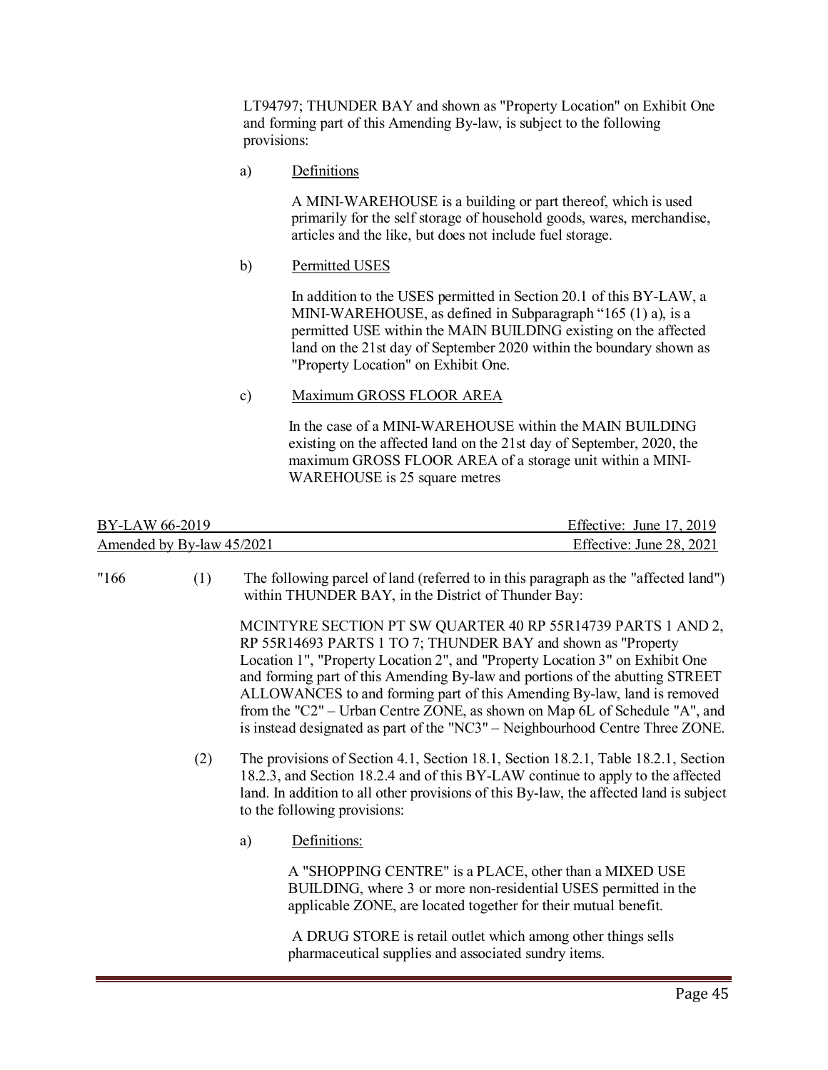LT94797; THUNDER BAY and shown as "Property Location" on Exhibit One and forming part of this Amending By-law, is subject to the following provisions:

a) Definitions

A MINI-WAREHOUSE is a building or part thereof, which is used primarily for the self storage of household goods, wares, merchandise, articles and the like, but does not include fuel storage.

b) Permitted USES

In addition to the USES permitted in Section 20.1 of this BY-LAW, a MINI-WAREHOUSE, as defined in Subparagraph "165 (1) a), is a permitted USE within the MAIN BUILDING existing on the affected land on the 21st day of September 2020 within the boundary shown as "Property Location" on Exhibit One.

c) Maximum GROSS FLOOR AREA

In the case of a MINI-WAREHOUSE within the MAIN BUILDING existing on the affected land on the 21st day of September, 2020, the maximum GROSS FLOOR AREA of a storage unit within a MINI-WAREHOUSE is 25 square metres

| BY-LAW 66-2019 | Effective: June 17, 2019 |
|---|---|
| Amended by By-law 45/2021 | Effective: June 28, 2021 |

"166 (1) The following parcel of land (referred to in this paragraph as the "affected land") within THUNDER BAY, in the District of Thunder Bay:

MCINTYRE SECTION PT SW QUARTER 40 RP 55R14739 PARTS 1 AND 2, RP 55R14693 PARTS 1 TO 7; THUNDER BAY and shown as "Property Location 1", "Property Location 2", and "Property Location 3" on Exhibit One and forming part of this Amending By-law and portions of the abutting STREET ALLOWANCES to and forming part of this Amending By-law, land is removed from the "C2" – Urban Centre ZONE, as shown on Map 6L of Schedule "A", and is instead designated as part of the "NC3" – Neighbourhood Centre Three ZONE.

(2) The provisions of Section 4.1, Section 18.1, Section 18.2.1, Table 18.2.1, Section 18.2.3, and Section 18.2.4 and of this BY-LAW continue to apply to the affected land. In addition to all other provisions of this By-law, the affected land is subject to the following provisions:

a) Definitions:

A "SHOPPING CENTRE" is a PLACE, other than a MIXED USE BUILDING, where 3 or more non-residential USES permitted in the applicable ZONE, are located together for their mutual benefit.

A DRUG STORE is retail outlet which among other things sells pharmaceutical supplies and associated sundry items.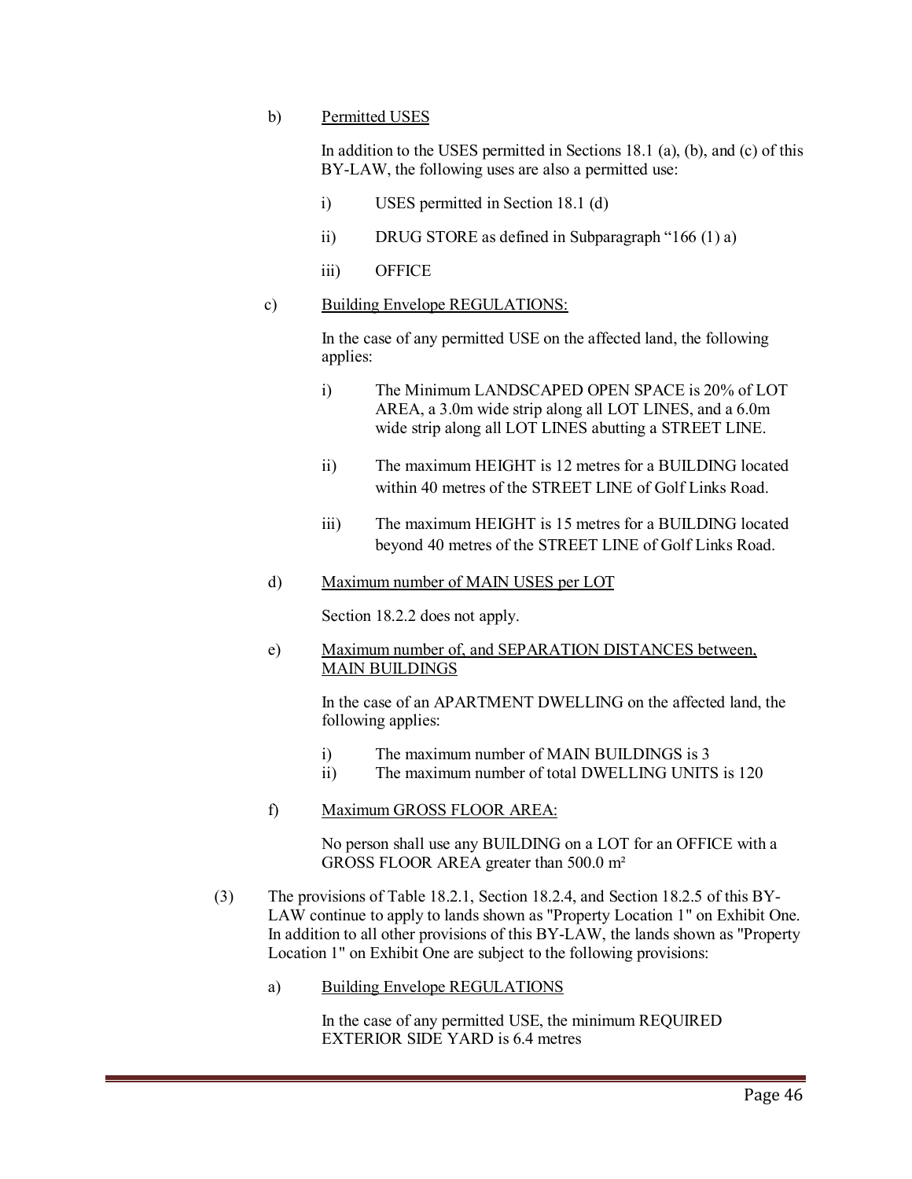b) Permitted USES

In addition to the USES permitted in Sections 18.1 (a), (b), and (c) of this BY-LAW, the following uses are also a permitted use:

i) USES permitted in Section 18.1 (d)

ii) DRUG STORE as defined in Subparagraph "166 (1) a)

iii) OFFICE

c) Building Envelope REGULATIONS:

In the case of any permitted USE on the affected land, the following applies:

i) The Minimum LANDSCAPED OPEN SPACE is 20% of LOT AREA, a 3.0m wide strip along all LOT LINES, and a 6.0m wide strip along all LOT LINES abutting a STREET LINE.

ii) The maximum HEIGHT is 12 metres for a BUILDING located within 40 metres of the STREET LINE of Golf Links Road.

iii) The maximum HEIGHT is 15 metres for a BUILDING located beyond 40 metres of the STREET LINE of Golf Links Road.

d) Maximum number of MAIN USES per LOT

Section 18.2.2 does not apply.

e) Maximum number of, and SEPARATION DISTANCES between, MAIN BUILDINGS

In the case of an APARTMENT DWELLING on the affected land, the following applies:

i) The maximum number of MAIN BUILDINGS is 3
ii) The maximum number of total DWELLING UNITS is 120

f) Maximum GROSS FLOOR AREA:

No person shall use any BUILDING on a LOT for an OFFICE with a GROSS FLOOR AREA greater than 500.0 m²

(3) The provisions of Table 18.2.1, Section 18.2.4, and Section 18.2.5 of this BY-LAW continue to apply to lands shown as "Property Location 1" on Exhibit One. In addition to all other provisions of this BY-LAW, the lands shown as "Property Location 1" on Exhibit One are subject to the following provisions:

a) Building Envelope REGULATIONS

In the case of any permitted USE, the minimum REQUIRED EXTERIOR SIDE YARD is 6.4 metres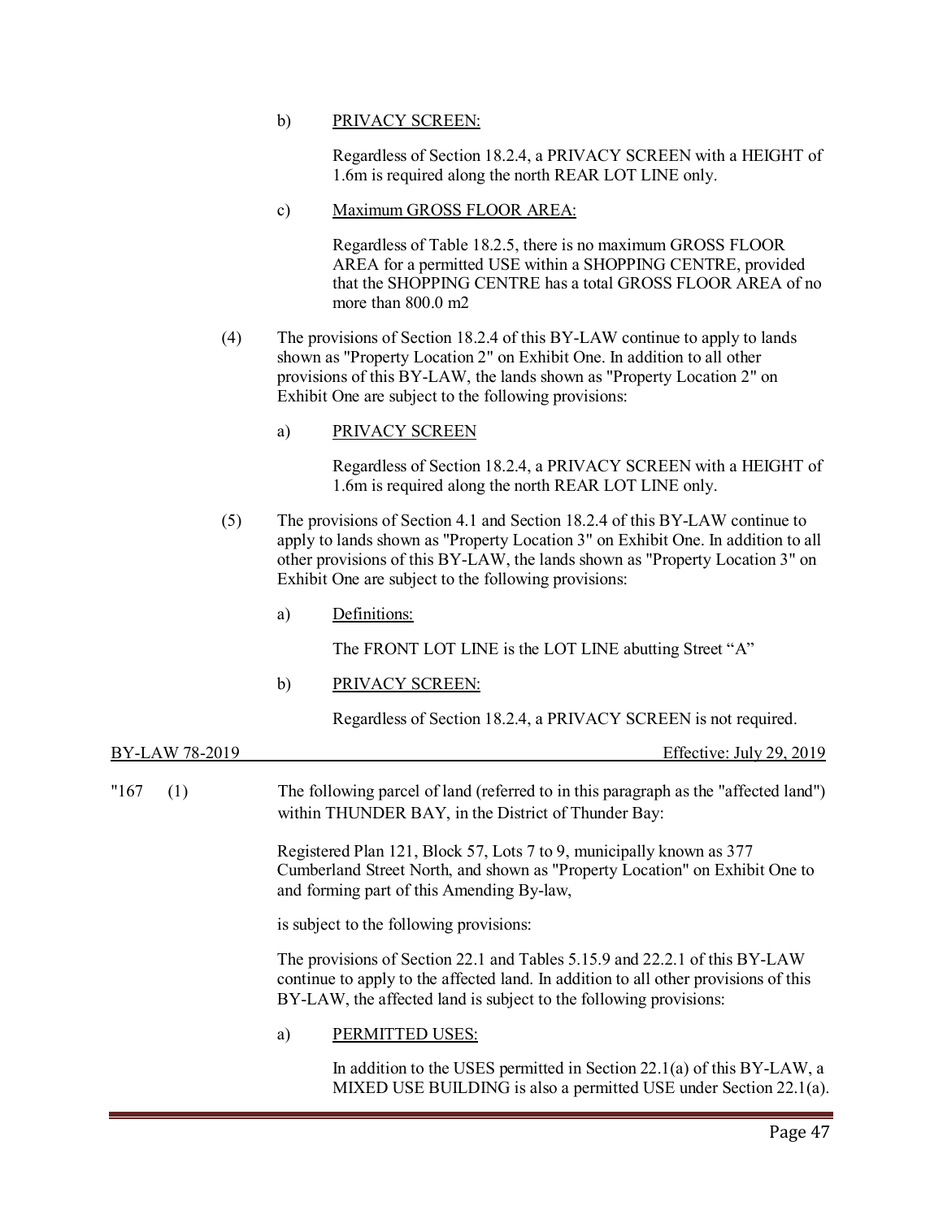b) <u>PRIVACY SCREEN:</u>

Regardless of Section 18.2.4, a PRIVACY SCREEN with a HEIGHT of 1.6m is required along the north REAR LOT LINE only.

c) <u>Maximum GROSS FLOOR AREA:</u>

Regardless of Table 18.2.5, there is no maximum GROSS FLOOR AREA for a permitted USE within a SHOPPING CENTRE, provided that the SHOPPING CENTRE has a total GROSS FLOOR AREA of no more than 800.0 m2

(4) The provisions of Section 18.2.4 of this BY-LAW continue to apply to lands shown as "Property Location 2" on Exhibit One. In addition to all other provisions of this BY-LAW, the lands shown as "Property Location 2" on Exhibit One are subject to the following provisions:

a) <u>PRIVACY SCREEN</u>

Regardless of Section 18.2.4, a PRIVACY SCREEN with a HEIGHT of 1.6m is required along the north REAR LOT LINE only.

(5) The provisions of Section 4.1 and Section 18.2.4 of this BY-LAW continue to apply to lands shown as "Property Location 3" on Exhibit One. In addition to all other provisions of this BY-LAW, the lands shown as "Property Location 3" on Exhibit One are subject to the following provisions:

a) <u>Definitions:</u>

The FRONT LOT LINE is the LOT LINE abutting Street "A"

b) <u>PRIVACY SCREEN:</u>

Regardless of Section 18.2.4, a PRIVACY SCREEN is not required.

| BY-LAW 78-2019 | Effective: July 29, 2019 |
|---|---|

"167 (1) The following parcel of land (referred to in this paragraph as the "affected land") within THUNDER BAY, in the District of Thunder Bay:

Registered Plan 121, Block 57, Lots 7 to 9, municipally known as 377 Cumberland Street North, and shown as "Property Location" on Exhibit One to and forming part of this Amending By-law,

is subject to the following provisions:

The provisions of Section 22.1 and Tables 5.15.9 and 22.2.1 of this BY-LAW continue to apply to the affected land. In addition to all other provisions of this BY-LAW, the affected land is subject to the following provisions:

a) <u>PERMITTED USES:</u>

In addition to the USES permitted in Section 22.1(a) of this BY-LAW, a MIXED USE BUILDING is also a permitted USE under Section 22.1(a).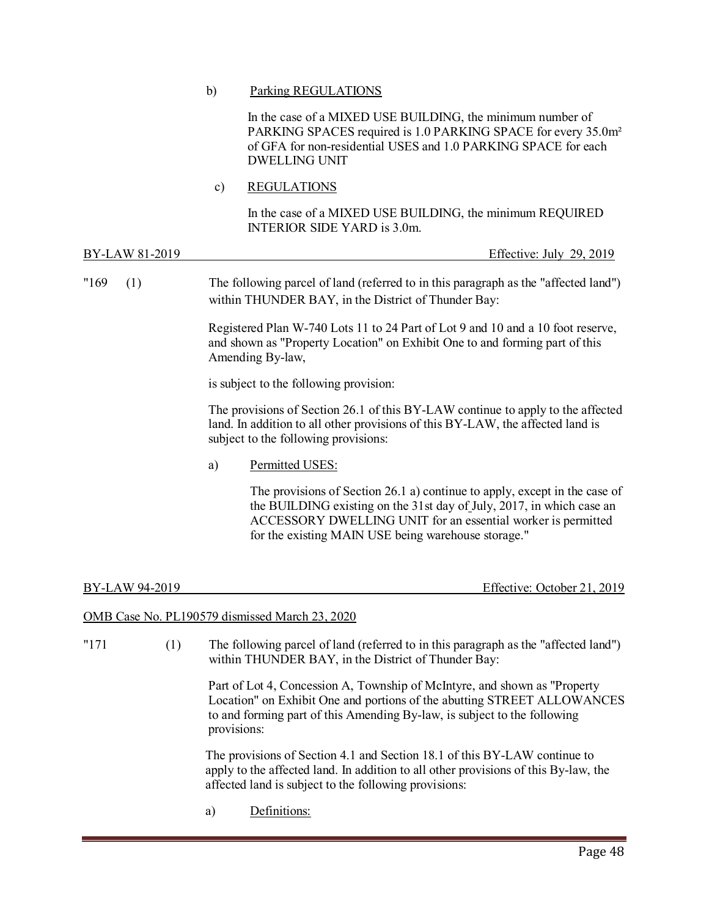b) Parking REGULATIONS

In the case of a MIXED USE BUILDING, the minimum number of PARKING SPACES required is 1.0 PARKING SPACE for every 35.0m² of GFA for non-residential USES and 1.0 PARKING SPACE for each DWELLING UNIT

c) REGULATIONS

In the case of a MIXED USE BUILDING, the minimum REQUIRED INTERIOR SIDE YARD is 3.0m.

BY-LAW 81-2019 Effective: July 29, 2019

"169 (1) The following parcel of land (referred to in this paragraph as the "affected land") within THUNDER BAY, in the District of Thunder Bay:

Registered Plan W-740 Lots 11 to 24 Part of Lot 9 and 10 and a 10 foot reserve, and shown as "Property Location" on Exhibit One to and forming part of this Amending By-law,

is subject to the following provision:

The provisions of Section 26.1 of this BY-LAW continue to apply to the affected land. In addition to all other provisions of this BY-LAW, the affected land is subject to the following provisions:

a) Permitted USES:

The provisions of Section 26.1 a) continue to apply, except in the case of the BUILDING existing on the 31st day of July, 2017, in which case an ACCESSORY DWELLING UNIT for an essential worker is permitted for the existing MAIN USE being warehouse storage."

BY-LAW 94-2019 Effective: October 21, 2019

OMB Case No. PL190579 dismissed March 23, 2020

"171 (1) The following parcel of land (referred to in this paragraph as the "affected land") within THUNDER BAY, in the District of Thunder Bay:

Part of Lot 4, Concession A, Township of McIntyre, and shown as "Property Location" on Exhibit One and portions of the abutting STREET ALLOWANCES to and forming part of this Amending By-law, is subject to the following provisions:

The provisions of Section 4.1 and Section 18.1 of this BY-LAW continue to apply to the affected land. In addition to all other provisions of this By-law, the affected land is subject to the following provisions:

a) Definitions: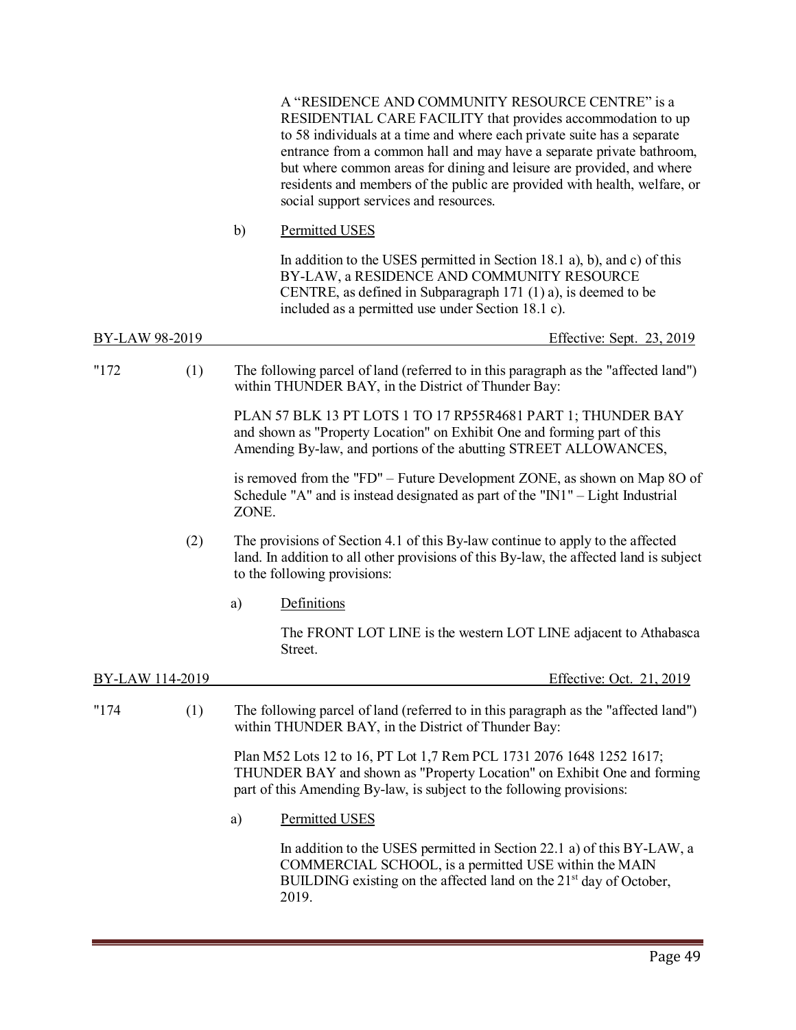A “RESIDENCE AND COMMUNITY RESOURCE CENTRE” is a RESIDENTIAL CARE FACILITY that provides accommodation to up to 58 individuals at a time and where each private suite has a separate entrance from a common hall and may have a separate private bathroom, but where common areas for dining and leisure are provided, and where residents and members of the public are provided with health, welfare, or social support services and resources.

b) Permitted USES

In addition to the USES permitted in Section 18.1 a), b), and c) of this BY-LAW, a RESIDENCE AND COMMUNITY RESOURCE CENTRE, as defined in Subparagraph 171 (1) a), is deemed to be included as a permitted use under Section 18.1 c).

BY-LAW 98-2019 — Effective: Sept. 23, 2019

"172 (1) The following parcel of land (referred to in this paragraph as the "affected land") within THUNDER BAY, in the District of Thunder Bay:

PLAN 57 BLK 13 PT LOTS 1 TO 17 RP55R4681 PART 1; THUNDER BAY and shown as "Property Location" on Exhibit One and forming part of this Amending By-law, and portions of the abutting STREET ALLOWANCES,

is removed from the "FD" – Future Development ZONE, as shown on Map 8O of Schedule "A" and is instead designated as part of the "IN1" – Light Industrial ZONE.

(2) The provisions of Section 4.1 of this By-law continue to apply to the affected land. In addition to all other provisions of this By-law, the affected land is subject to the following provisions:

a) Definitions

The FRONT LOT LINE is the western LOT LINE adjacent to Athabasca Street.

BY-LAW 114-2019 — Effective: Oct. 21, 2019

"174 (1) The following parcel of land (referred to in this paragraph as the "affected land") within THUNDER BAY, in the District of Thunder Bay:

Plan M52 Lots 12 to 16, PT Lot 1,7 Rem PCL 1731 2076 1648 1252 1617; THUNDER BAY and shown as "Property Location" on Exhibit One and forming part of this Amending By-law, is subject to the following provisions:

a) Permitted USES

In addition to the USES permitted in Section 22.1 a) of this BY-LAW, a COMMERCIAL SCHOOL, is a permitted USE within the MAIN BUILDING existing on the affected land on the 21st day of October, 2019.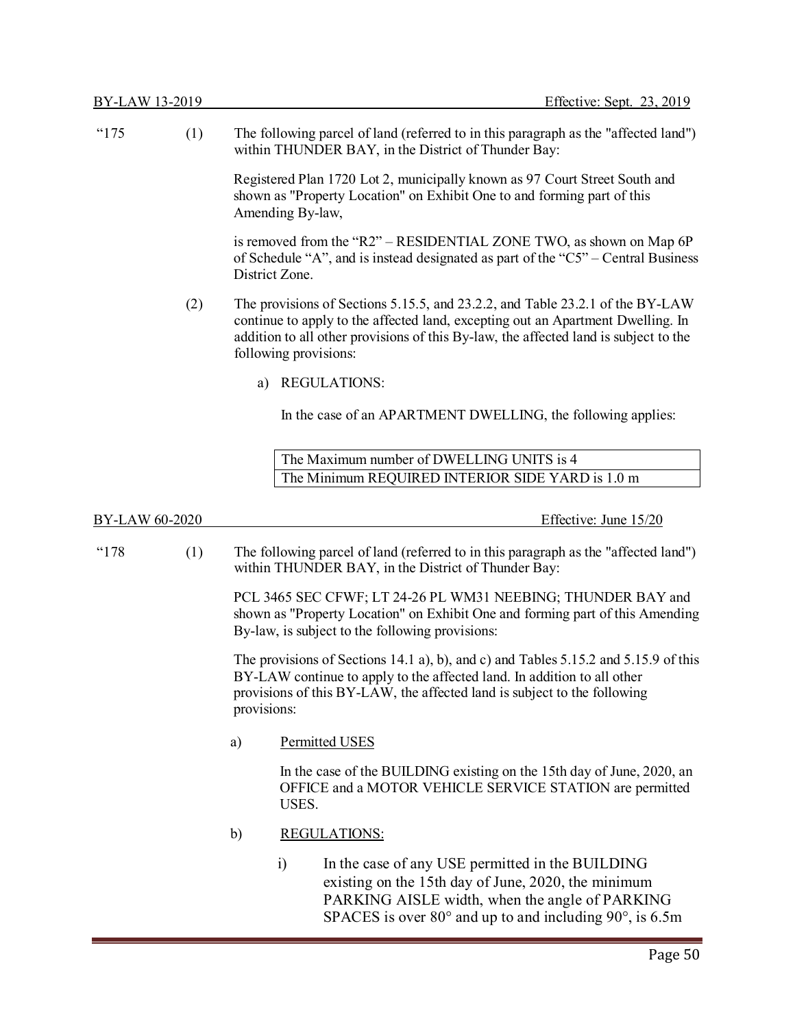BY-LAW 13-2019 Effective: Sept. 23, 2019

“175 (1) The following parcel of land (referred to in this paragraph as the "affected land") within THUNDER BAY, in the District of Thunder Bay:

Registered Plan 1720 Lot 2, municipally known as 97 Court Street South and shown as "Property Location" on Exhibit One to and forming part of this Amending By-law,

is removed from the “R2” – RESIDENTIAL ZONE TWO, as shown on Map 6P of Schedule “A”, and is instead designated as part of the “C5” – Central Business District Zone.

(2) The provisions of Sections 5.15.5, and 23.2.2, and Table 23.2.1 of the BY-LAW continue to apply to the affected land, excepting out an Apartment Dwelling. In addition to all other provisions of this By-law, the affected land is subject to the following provisions:

a) REGULATIONS:

In the case of an APARTMENT DWELLING, the following applies:

| The Maximum number of DWELLING UNITS is 4 |
|---|
| The Minimum REQUIRED INTERIOR SIDE YARD is 1.0 m |

BY-LAW 60-2020 Effective: June 15/20

“178 (1) The following parcel of land (referred to in this paragraph as the "affected land") within THUNDER BAY, in the District of Thunder Bay:

PCL 3465 SEC CFWF; LT 24-26 PL WM31 NEEBING; THUNDER BAY and shown as "Property Location" on Exhibit One and forming part of this Amending By-law, is subject to the following provisions:

The provisions of Sections 14.1 a), b), and c) and Tables 5.15.2 and 5.15.9 of this BY-LAW continue to apply to the affected land. In addition to all other provisions of this BY-LAW, the affected land is subject to the following provisions:

a) Permitted USES

In the case of the BUILDING existing on the 15th day of June, 2020, an OFFICE and a MOTOR VEHICLE SERVICE STATION are permitted USES.

b) REGULATIONS:

i) In the case of any USE permitted in the BUILDING existing on the 15th day of June, 2020, the minimum PARKING AISLE width, when the angle of PARKING SPACES is over 80° and up to and including 90°, is 6.5m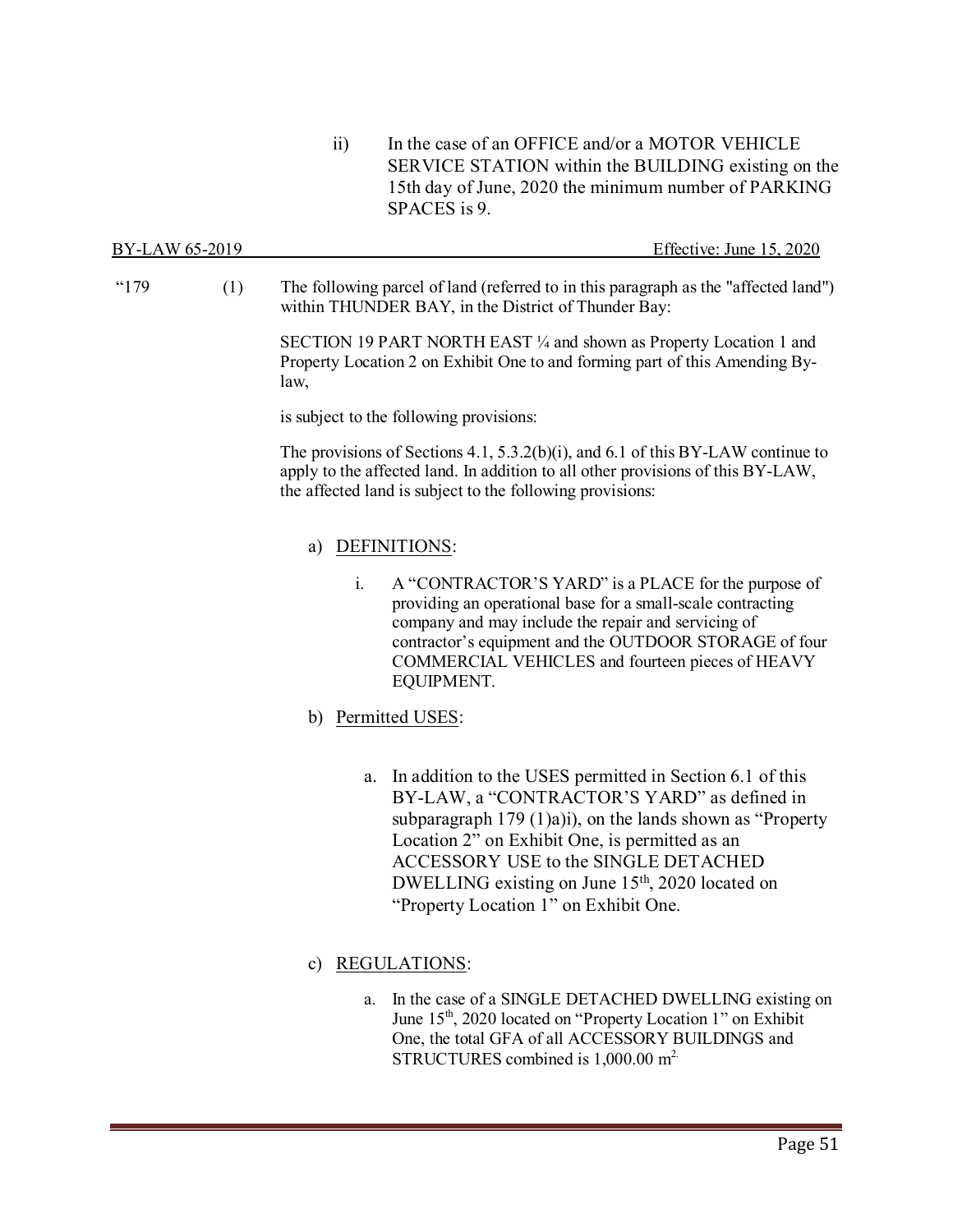ii) In the case of an OFFICE and/or a MOTOR VEHICLE SERVICE STATION within the BUILDING existing on the 15th day of June, 2020 the minimum number of PARKING SPACES is 9.

BY-LAW 65-2019 Effective: June 15, 2020

"179 (1) The following parcel of land (referred to in this paragraph as the "affected land") within THUNDER BAY, in the District of Thunder Bay:

SECTION 19 PART NORTH EAST ¼ and shown as Property Location 1 and Property Location 2 on Exhibit One to and forming part of this Amending By-law,

is subject to the following provisions:

The provisions of Sections 4.1, 5.3.2(b)(i), and 6.1 of this BY-LAW continue to apply to the affected land. In addition to all other provisions of this BY-LAW, the affected land is subject to the following provisions:

a) DEFINITIONS:

i. A "CONTRACTOR'S YARD" is a PLACE for the purpose of providing an operational base for a small-scale contracting company and may include the repair and servicing of contractor's equipment and the OUTDOOR STORAGE of four COMMERCIAL VEHICLES and fourteen pieces of HEAVY EQUIPMENT.

b) Permitted USES:

a. In addition to the USES permitted in Section 6.1 of this BY-LAW, a "CONTRACTOR'S YARD" as defined in subparagraph 179 (1)a)i), on the lands shown as "Property Location 2" on Exhibit One, is permitted as an ACCESSORY USE to the SINGLE DETACHED DWELLING existing on June 15th, 2020 located on "Property Location 1" on Exhibit One.

c) REGULATIONS:

a. In the case of a SINGLE DETACHED DWELLING existing on June 15th, 2020 located on "Property Location 1" on Exhibit One, the total GFA of all ACCESSORY BUILDINGS and STRUCTURES combined is 1,000.00 $m^2$.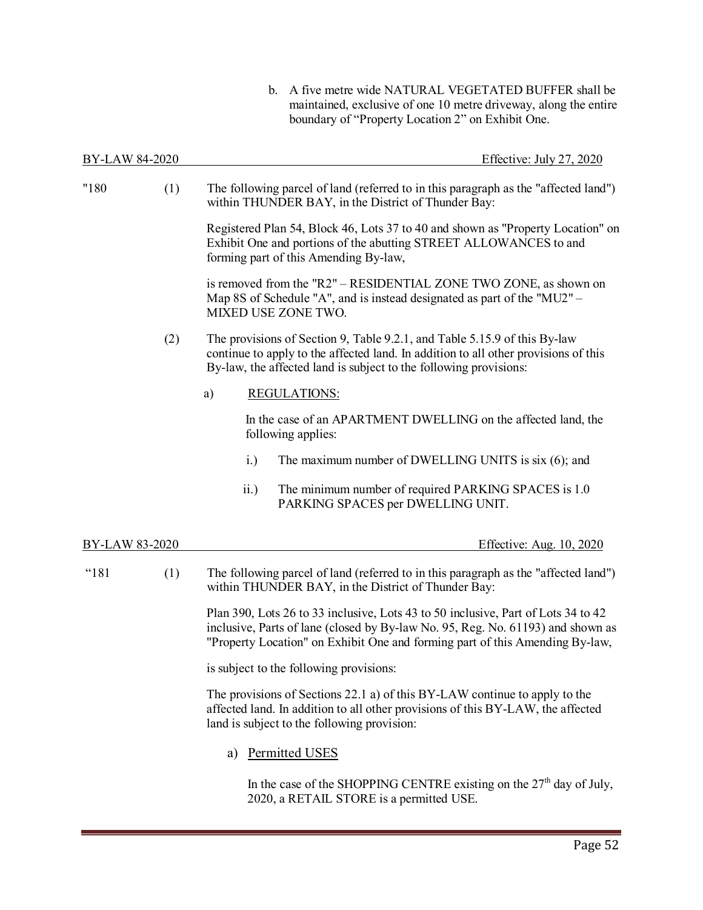b. A five metre wide NATURAL VEGETATED BUFFER shall be maintained, exclusive of one 10 metre driveway, along the entire boundary of "Property Location 2" on Exhibit One.

BY-LAW 84-2020 Effective: July 27, 2020

"180 (1) The following parcel of land (referred to in this paragraph as the "affected land") within THUNDER BAY, in the District of Thunder Bay:

Registered Plan 54, Block 46, Lots 37 to 40 and shown as "Property Location" on Exhibit One and portions of the abutting STREET ALLOWANCES to and forming part of this Amending By-law,

is removed from the "R2" – RESIDENTIAL ZONE TWO ZONE, as shown on Map 8S of Schedule "A", and is instead designated as part of the "MU2" – MIXED USE ZONE TWO.

(2) The provisions of Section 9, Table 9.2.1, and Table 5.15.9 of this By-law continue to apply to the affected land. In addition to all other provisions of this By-law, the affected land is subject to the following provisions:

a) REGULATIONS:

In the case of an APARTMENT DWELLING on the affected land, the following applies:

i.) The maximum number of DWELLING UNITS is six (6); and

ii.) The minimum number of required PARKING SPACES is 1.0 PARKING SPACES per DWELLING UNIT.

BY-LAW 83-2020 Effective: Aug. 10, 2020

"181 (1) The following parcel of land (referred to in this paragraph as the "affected land") within THUNDER BAY, in the District of Thunder Bay:

Plan 390, Lots 26 to 33 inclusive, Lots 43 to 50 inclusive, Part of Lots 34 to 42 inclusive, Parts of lane (closed by By-law No. 95, Reg. No. 61193) and shown as "Property Location" on Exhibit One and forming part of this Amending By-law,

is subject to the following provisions:

The provisions of Sections 22.1 a) of this BY-LAW continue to apply to the affected land. In addition to all other provisions of this BY-LAW, the affected land is subject to the following provision:

a) Permitted USES

In the case of the SHOPPING CENTRE existing on the 27th day of July, 2020, a RETAIL STORE is a permitted USE.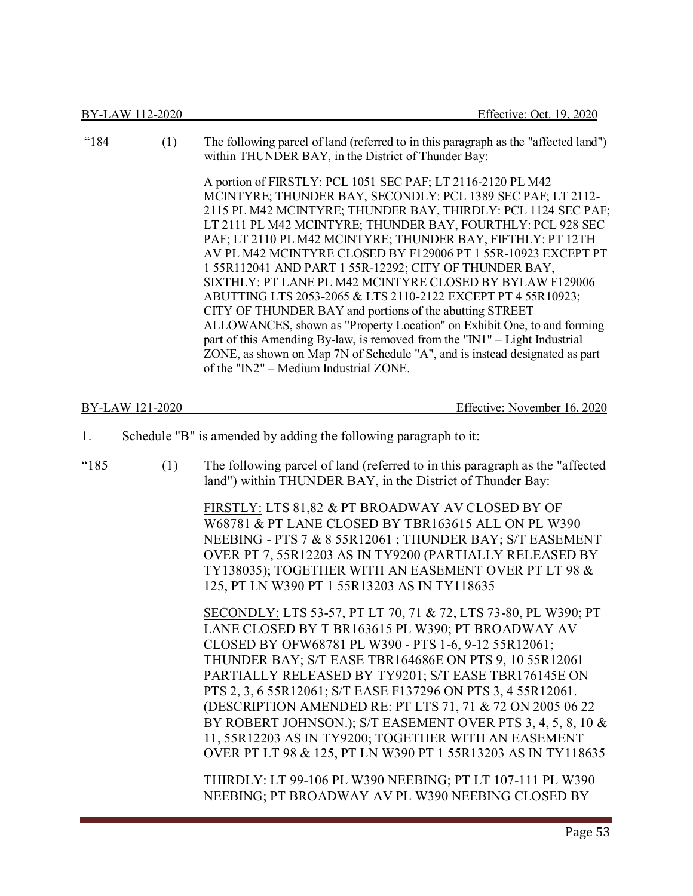BY-LAW 112-2020 Effective: Oct. 19, 2020

"184 (1) The following parcel of land (referred to in this paragraph as the "affected land") within THUNDER BAY, in the District of Thunder Bay:

A portion of FIRSTLY: PCL 1051 SEC PAF; LT 2116-2120 PL M42 MCINTYRE; THUNDER BAY, SECONDLY: PCL 1389 SEC PAF; LT 2112-2115 PL M42 MCINTYRE; THUNDER BAY, THIRDLY: PCL 1124 SEC PAF; LT 2111 PL M42 MCINTYRE; THUNDER BAY, FOURTHLY: PCL 928 SEC PAF; LT 2110 PL M42 MCINTYRE; THUNDER BAY, FIFTHLY: PT 12TH AV PL M42 MCINTYRE CLOSED BY F129006 PT 1 55R-10923 EXCEPT PT 1 55R112041 AND PART 1 55R-12292; CITY OF THUNDER BAY, SIXTHLY: PT LANE PL M42 MCINTYRE CLOSED BY BYLAW F129006 ABUTTING LTS 2053-2065 & LTS 2110-2122 EXCEPT PT 4 55R10923; CITY OF THUNDER BAY and portions of the abutting STREET ALLOWANCES, shown as "Property Location" on Exhibit One, to and forming part of this Amending By-law, is removed from the "IN1" – Light Industrial ZONE, as shown on Map 7N of Schedule "A", and is instead designated as part of the "IN2" – Medium Industrial ZONE.

BY-LAW 121-2020 Effective: November 16, 2020

1. Schedule "B" is amended by adding the following paragraph to it:

"185 (1) The following parcel of land (referred to in this paragraph as the "affected land") within THUNDER BAY, in the District of Thunder Bay:

<u>FIRSTLY:</u> LTS 81,82 & PT BROADWAY AV CLOSED BY OF W68781 & PT LANE CLOSED BY TBR163615 ALL ON PL W390 NEEBING - PTS 7 & 8 55R12061 ; THUNDER BAY; S/T EASEMENT OVER PT 7, 55R12203 AS IN TY9200 (PARTIALLY RELEASED BY TY138035); TOGETHER WITH AN EASEMENT OVER PT LT 98 & 125, PT LN W390 PT 1 55R13203 AS IN TY118635

<u>SECONDLY:</u> LTS 53-57, PT LT 70, 71 & 72, LTS 73-80, PL W390; PT LANE CLOSED BY T BR163615 PL W390; PT BROADWAY AV CLOSED BY OFW68781 PL W390 - PTS 1-6, 9-12 55R12061; THUNDER BAY; S/T EASE TBR164686E ON PTS 9, 10 55R12061 PARTIALLY RELEASED BY TY9201; S/T EASE TBR176145E ON PTS 2, 3, 6 55R12061; S/T EASE F137296 ON PTS 3, 4 55R12061. (DESCRIPTION AMENDED RE: PT LTS 71, 71 & 72 ON 2005 06 22 BY ROBERT JOHNSON.); S/T EASEMENT OVER PTS 3, 4, 5, 8, 10 & 11, 55R12203 AS IN TY9200; TOGETHER WITH AN EASEMENT OVER PT LT 98 & 125, PT LN W390 PT 1 55R13203 AS IN TY118635

<u>THIRDLY:</u> LT 99-106 PL W390 NEEBING; PT LT 107-111 PL W390 NEEBING; PT BROADWAY AV PL W390 NEEBING CLOSED BY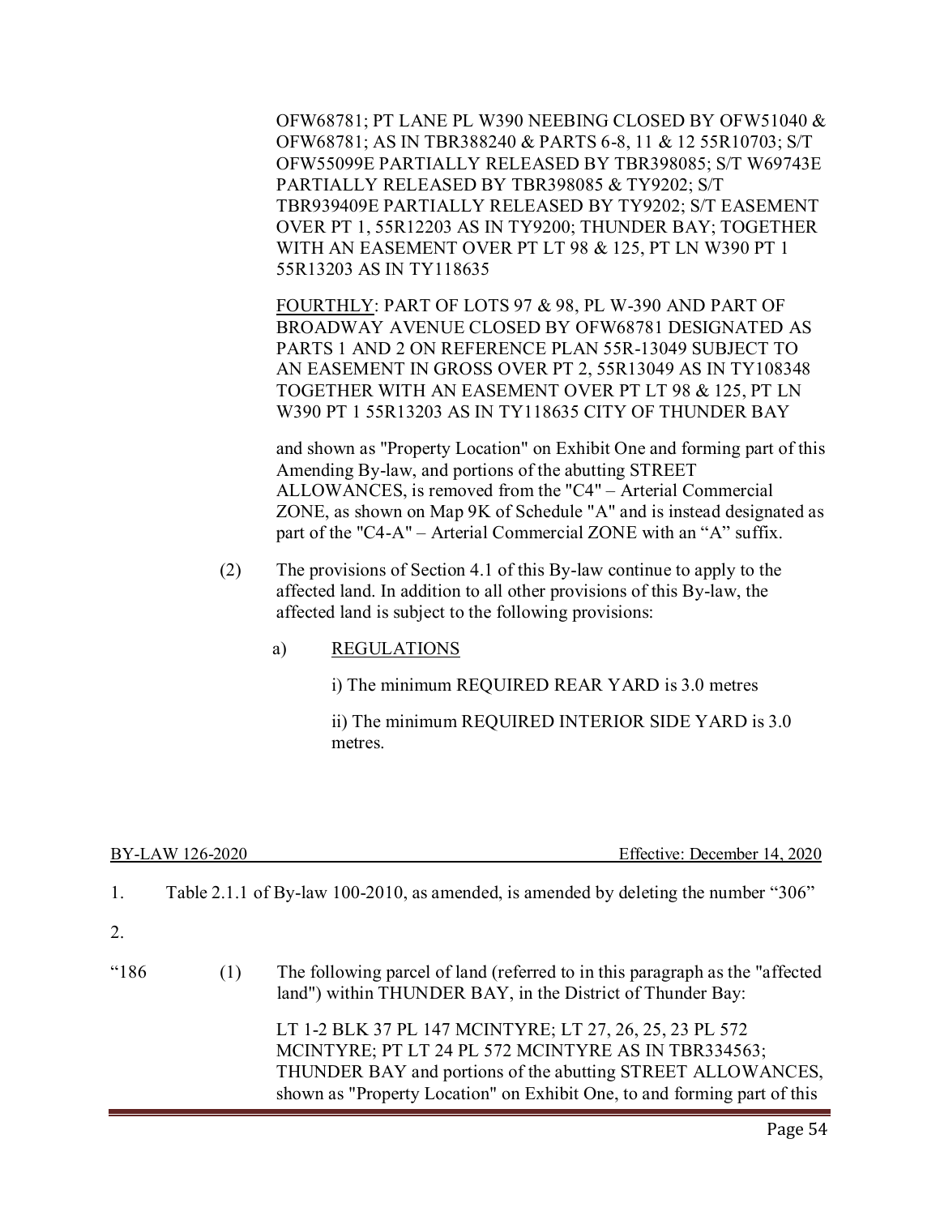OFW68781; PT LANE PL W390 NEEBING CLOSED BY OFW51040 & OFW68781; AS IN TBR388240 & PARTS 6-8, 11 & 12 55R10703; S/T OFW55099E PARTIALLY RELEASED BY TBR398085; S/T W69743E PARTIALLY RELEASED BY TBR398085 & TY9202; S/T TBR939409E PARTIALLY RELEASED BY TY9202; S/T EASEMENT OVER PT 1, 55R12203 AS IN TY9200; THUNDER BAY; TOGETHER WITH AN EASEMENT OVER PT LT 98 & 125, PT LN W390 PT 1 55R13203 AS IN TY118635

<u>FOURTHLY</u>: PART OF LOTS 97 & 98, PL W-390 AND PART OF BROADWAY AVENUE CLOSED BY OFW68781 DESIGNATED AS PARTS 1 AND 2 ON REFERENCE PLAN 55R-13049 SUBJECT TO AN EASEMENT IN GROSS OVER PT 2, 55R13049 AS IN TY108348 TOGETHER WITH AN EASEMENT OVER PT LT 98 & 125, PT LN W390 PT 1 55R13203 AS IN TY118635 CITY OF THUNDER BAY

and shown as "Property Location" on Exhibit One and forming part of this Amending By-law, and portions of the abutting STREET ALLOWANCES, is removed from the "C4" – Arterial Commercial ZONE, as shown on Map 9K of Schedule "A" and is instead designated as part of the "C4-A" – Arterial Commercial ZONE with an "A" suffix.

(2) The provisions of Section 4.1 of this By-law continue to apply to the affected land. In addition to all other provisions of this By-law, the affected land is subject to the following provisions:

a) <u>REGULATIONS</u>

i) The minimum REQUIRED REAR YARD is 3.0 metres

ii) The minimum REQUIRED INTERIOR SIDE YARD is 3.0 metres.

BY-LAW 126-2020 — Effective: December 14, 2020

1. Table 2.1.1 of By-law 100-2010, as amended, is amended by deleting the number "306"

2.

"186 (1) The following parcel of land (referred to in this paragraph as the "affected land") within THUNDER BAY, in the District of Thunder Bay:

LT 1-2 BLK 37 PL 147 MCINTYRE; LT 27, 26, 25, 23 PL 572 MCINTYRE; PT LT 24 PL 572 MCINTYRE AS IN TBR334563; THUNDER BAY and portions of the abutting STREET ALLOWANCES, shown as "Property Location" on Exhibit One, to and forming part of this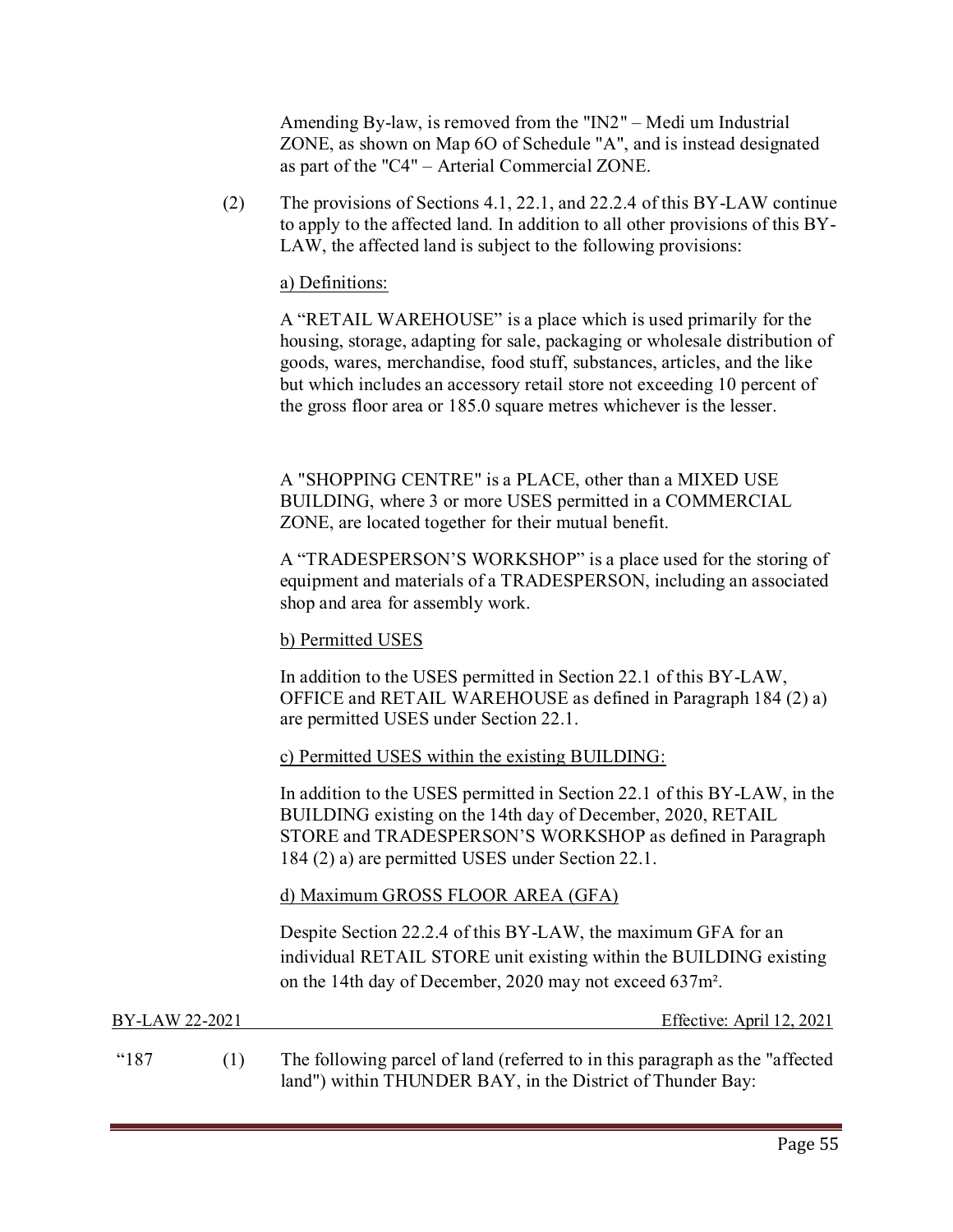Amending By-law, is removed from the "IN2" – Medi um Industrial ZONE, as shown on Map 6O of Schedule "A", and is instead designated as part of the "C4" – Arterial Commercial ZONE.

(2) The provisions of Sections 4.1, 22.1, and 22.2.4 of this BY-LAW continue to apply to the affected land. In addition to all other provisions of this BY-LAW, the affected land is subject to the following provisions:

<u>a) Definitions:</u>

A "RETAIL WAREHOUSE" is a place which is used primarily for the housing, storage, adapting for sale, packaging or wholesale distribution of goods, wares, merchandise, food stuff, substances, articles, and the like but which includes an accessory retail store not exceeding 10 percent of the gross floor area or 185.0 square metres whichever is the lesser.

A "SHOPPING CENTRE" is a PLACE, other than a MIXED USE BUILDING, where 3 or more USES permitted in a COMMERCIAL ZONE, are located together for their mutual benefit.

A "TRADESPERSON'S WORKSHOP" is a place used for the storing of equipment and materials of a TRADESPERSON, including an associated shop and area for assembly work.

<u>b) Permitted USES</u>

In addition to the USES permitted in Section 22.1 of this BY-LAW, OFFICE and RETAIL WAREHOUSE as defined in Paragraph 184 (2) a) are permitted USES under Section 22.1.

<u>c) Permitted USES within the existing BUILDING:</u>

In addition to the USES permitted in Section 22.1 of this BY-LAW, in the BUILDING existing on the 14th day of December, 2020, RETAIL STORE and TRADESPERSON'S WORKSHOP as defined in Paragraph 184 (2) a) are permitted USES under Section 22.1.

<u>d) Maximum GROSS FLOOR AREA (GFA)</u>

Despite Section 22.2.4 of this BY-LAW, the maximum GFA for an individual RETAIL STORE unit existing within the BUILDING existing on the 14th day of December, 2020 may not exceed 637m².

BY-LAW 22-2021 — Effective: April 12, 2021

"187 (1) The following parcel of land (referred to in this paragraph as the "affected land") within THUNDER BAY, in the District of Thunder Bay: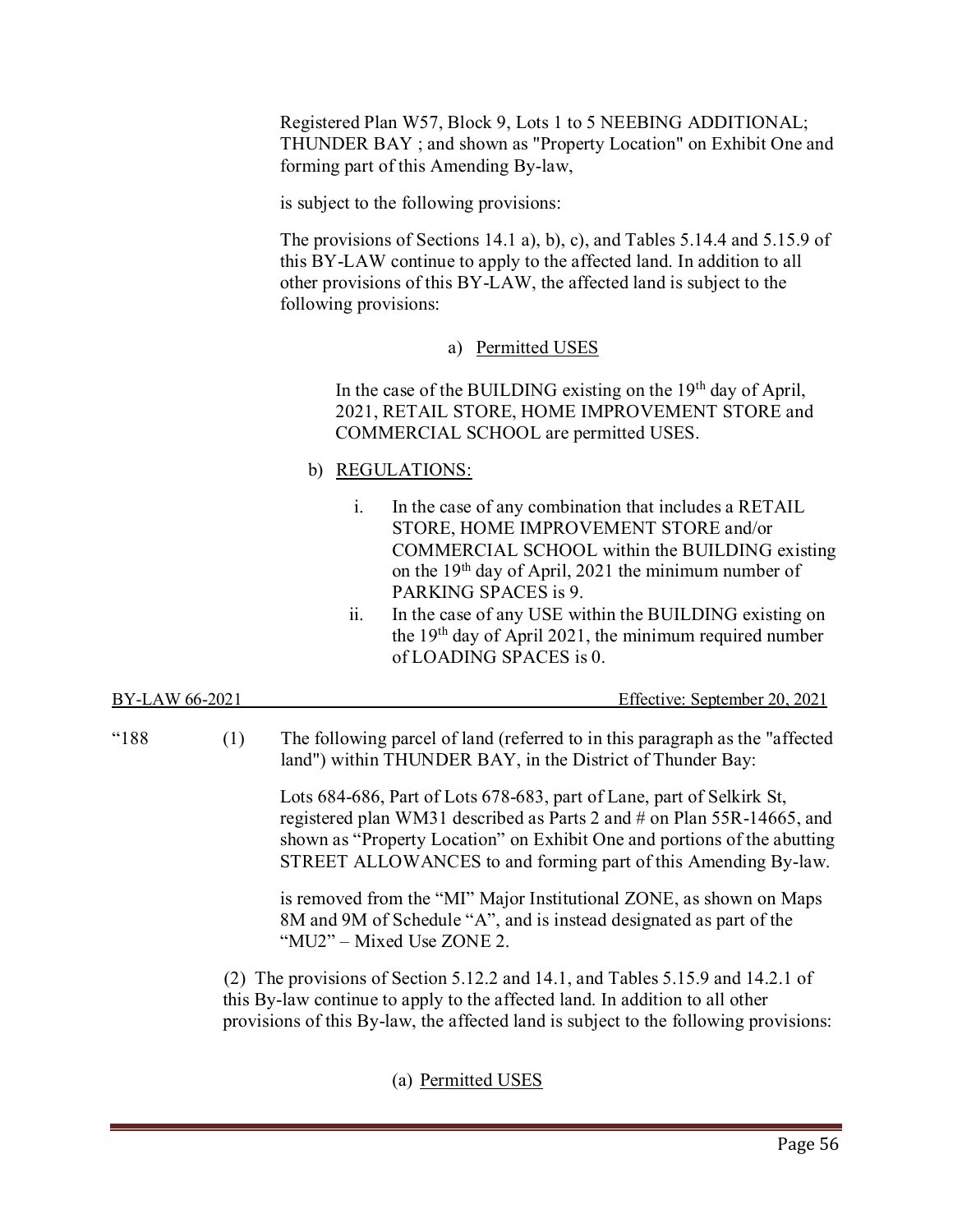Registered Plan W57, Block 9, Lots 1 to 5 NEEBING ADDITIONAL; THUNDER BAY ; and shown as "Property Location" on Exhibit One and forming part of this Amending By-law,

is subject to the following provisions:

The provisions of Sections 14.1 a), b), c), and Tables 5.14.4 and 5.15.9 of this BY-LAW continue to apply to the affected land. In addition to all other provisions of this BY-LAW, the affected land is subject to the following provisions:

a) Permitted USES

In the case of the BUILDING existing on the 19th day of April, 2021, RETAIL STORE, HOME IMPROVEMENT STORE and COMMERCIAL SCHOOL are permitted USES.

b) REGULATIONS:

i. In the case of any combination that includes a RETAIL STORE, HOME IMPROVEMENT STORE and/or COMMERCIAL SCHOOL within the BUILDING existing on the 19th day of April, 2021 the minimum number of PARKING SPACES is 9.

ii. In the case of any USE within the BUILDING existing on the 19th day of April 2021, the minimum required number of LOADING SPACES is 0.

BY-LAW 66-2021 Effective: September 20, 2021

"188 (1) The following parcel of land (referred to in this paragraph as the "affected land") within THUNDER BAY, in the District of Thunder Bay:

Lots 684-686, Part of Lots 678-683, part of Lane, part of Selkirk St, registered plan WM31 described as Parts 2 and # on Plan 55R-14665, and shown as "Property Location" on Exhibit One and portions of the abutting STREET ALLOWANCES to and forming part of this Amending By-law.

is removed from the "MI" Major Institutional ZONE, as shown on Maps 8M and 9M of Schedule "A", and is instead designated as part of the "MU2" – Mixed Use ZONE 2.

(2) The provisions of Section 5.12.2 and 14.1, and Tables 5.15.9 and 14.2.1 of this By-law continue to apply to the affected land. In addition to all other provisions of this By-law, the affected land is subject to the following provisions:

(a) Permitted USES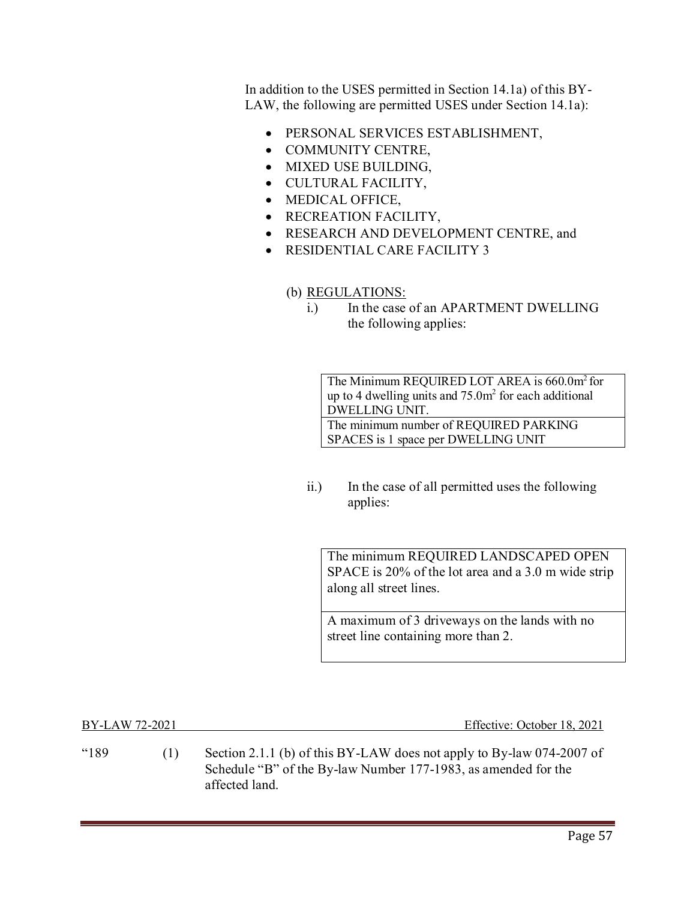In addition to the USES permitted in Section 14.1a) of this BY-LAW, the following are permitted USES under Section 14.1a):

- PERSONAL SERVICES ESTABLISHMENT,
- COMMUNITY CENTRE,
- MIXED USE BUILDING,
- CULTURAL FACILITY,
- MEDICAL OFFICE,
- RECREATION FACILITY,
- RESEARCH AND DEVELOPMENT CENTRE, and
- RESIDENTIAL CARE FACILITY 3

(b) REGULATIONS:

i.) In the case of an APARTMENT DWELLING the following applies:

| The Minimum REQUIRED LOT AREA is $660.0m^2$ for up to 4 dwelling units and $75.0m^2$ for each additional DWELLING UNIT. |
|---|
| The minimum number of REQUIRED PARKING SPACES is 1 space per DWELLING UNIT |

ii.) In the case of all permitted uses the following applies:

| The minimum REQUIRED LANDSCAPED OPEN SPACE is 20% of the lot area and a 3.0 m wide strip along all street lines. |
|---|
| A maximum of 3 driveways on the lands with no street line containing more than 2. |

BY-LAW 72-2021 Effective: October 18, 2021

"189 (1) Section 2.1.1 (b) of this BY-LAW does not apply to By-law 074-2007 of Schedule "B" of the By-law Number 177-1983, as amended for the affected land.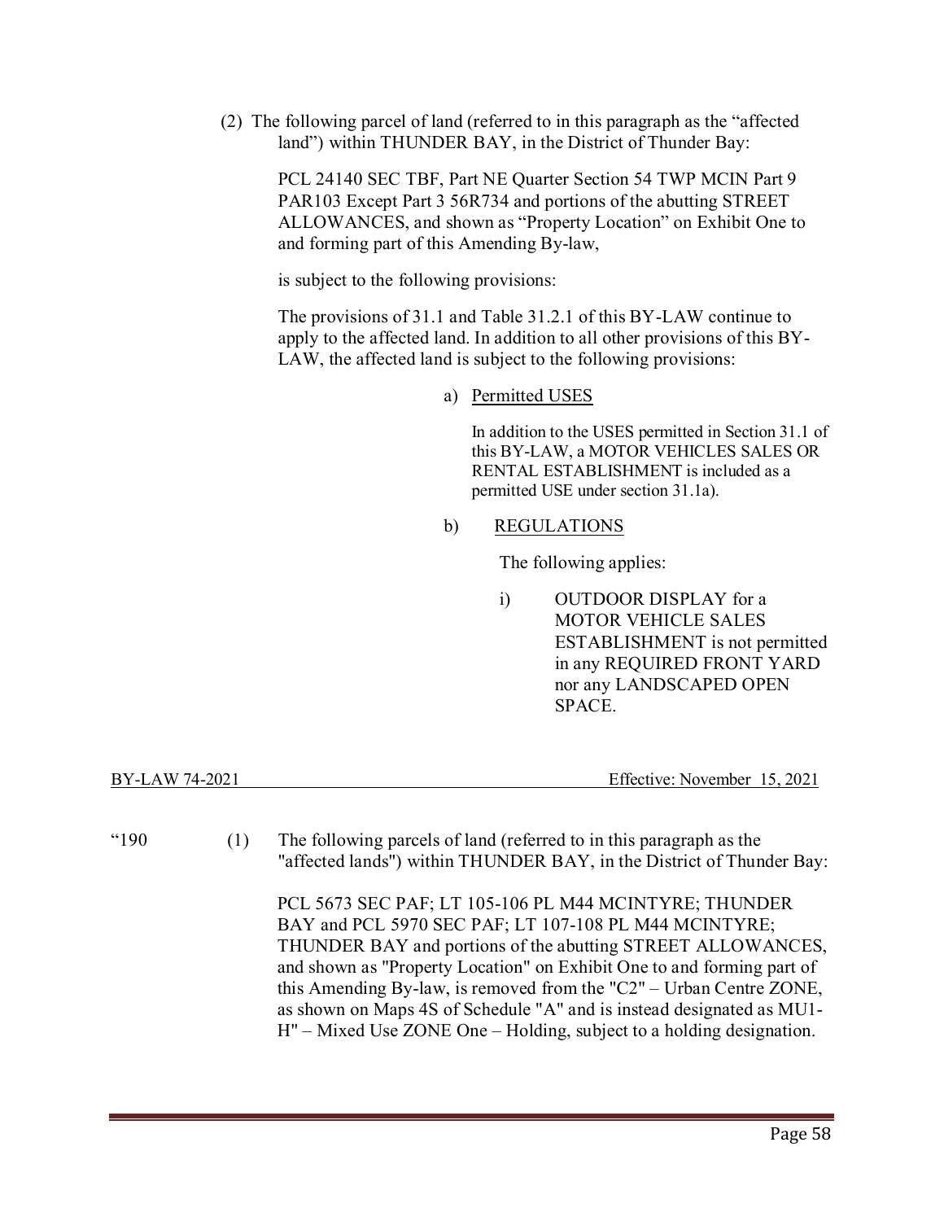(2) The following parcel of land (referred to in this paragraph as the "affected land") within THUNDER BAY, in the District of Thunder Bay:

PCL 24140 SEC TBF, Part NE Quarter Section 54 TWP MCIN Part 9 PAR103 Except Part 3 56R734 and portions of the abutting STREET ALLOWANCES, and shown as "Property Location" on Exhibit One to and forming part of this Amending By-law,

is subject to the following provisions:

The provisions of 31.1 and Table 31.2.1 of this BY-LAW continue to apply to the affected land. In addition to all other provisions of this BY-LAW, the affected land is subject to the following provisions:

a) Permitted USES

In addition to the USES permitted in Section 31.1 of this BY-LAW, a MOTOR VEHICLES SALES OR RENTAL ESTABLISHMENT is included as a permitted USE under section 31.1a).

b) REGULATIONS

The following applies:

i) OUTDOOR DISPLAY for a MOTOR VEHICLE SALES ESTABLISHMENT is not permitted in any REQUIRED FRONT YARD nor any LANDSCAPED OPEN SPACE.

BY-LAW 74-2021 Effective: November 15, 2021

"190 (1) The following parcels of land (referred to in this paragraph as the "affected lands") within THUNDER BAY, in the District of Thunder Bay:

PCL 5673 SEC PAF; LT 105-106 PL M44 MCINTYRE; THUNDER BAY and PCL 5970 SEC PAF; LT 107-108 PL M44 MCINTYRE; THUNDER BAY and portions of the abutting STREET ALLOWANCES, and shown as "Property Location" on Exhibit One to and forming part of this Amending By-law, is removed from the "C2" – Urban Centre ZONE, as shown on Maps 4S of Schedule "A" and is instead designated as MU1-H" – Mixed Use ZONE One – Holding, subject to a holding designation.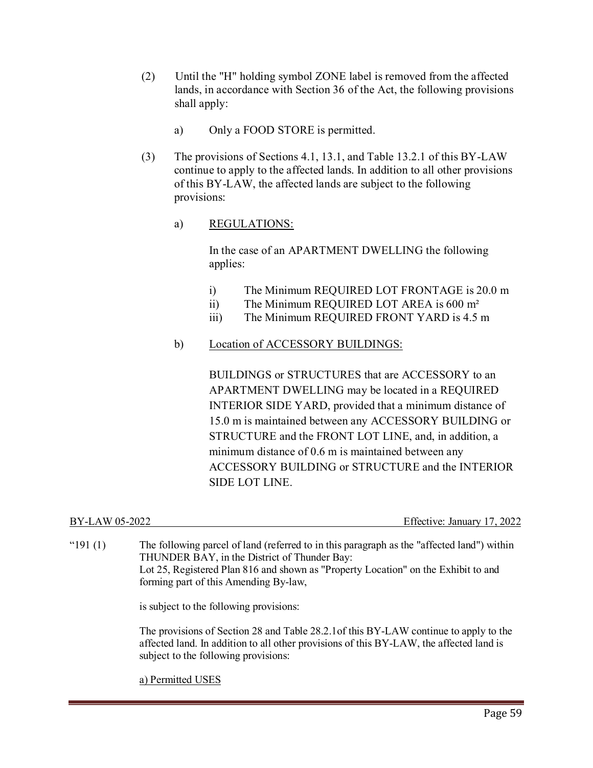(2) Until the "H" holding symbol ZONE label is removed from the affected lands, in accordance with Section 36 of the Act, the following provisions shall apply:

a) Only a FOOD STORE is permitted.

(3) The provisions of Sections 4.1, 13.1, and Table 13.2.1 of this BY-LAW continue to apply to the affected lands. In addition to all other provisions of this BY-LAW, the affected lands are subject to the following provisions:

a) <u>REGULATIONS:</u>

In the case of an APARTMENT DWELLING the following applies:

i) The Minimum REQUIRED LOT FRONTAGE is 20.0 m
ii) The Minimum REQUIRED LOT AREA is 600 m²
iii) The Minimum REQUIRED FRONT YARD is 4.5 m

b) <u>Location of ACCESSORY BUILDINGS:</u>

BUILDINGS or STRUCTURES that are ACCESSORY to an APARTMENT DWELLING may be located in a REQUIRED INTERIOR SIDE YARD, provided that a minimum distance of 15.0 m is maintained between any ACCESSORY BUILDING or STRUCTURE and the FRONT LOT LINE, and, in addition, a minimum distance of 0.6 m is maintained between any ACCESSORY BUILDING or STRUCTURE and the INTERIOR SIDE LOT LINE.

BY-LAW 05-2022 Effective: January 17, 2022

"191 (1) The following parcel of land (referred to in this paragraph as the "affected land") within THUNDER BAY, in the District of Thunder Bay:
Lot 25, Registered Plan 816 and shown as "Property Location" on the Exhibit to and forming part of this Amending By-law,

is subject to the following provisions:

The provisions of Section 28 and Table 28.2.1of this BY-LAW continue to apply to the affected land. In addition to all other provisions of this BY-LAW, the affected land is subject to the following provisions:

<u>a) Permitted USES</u>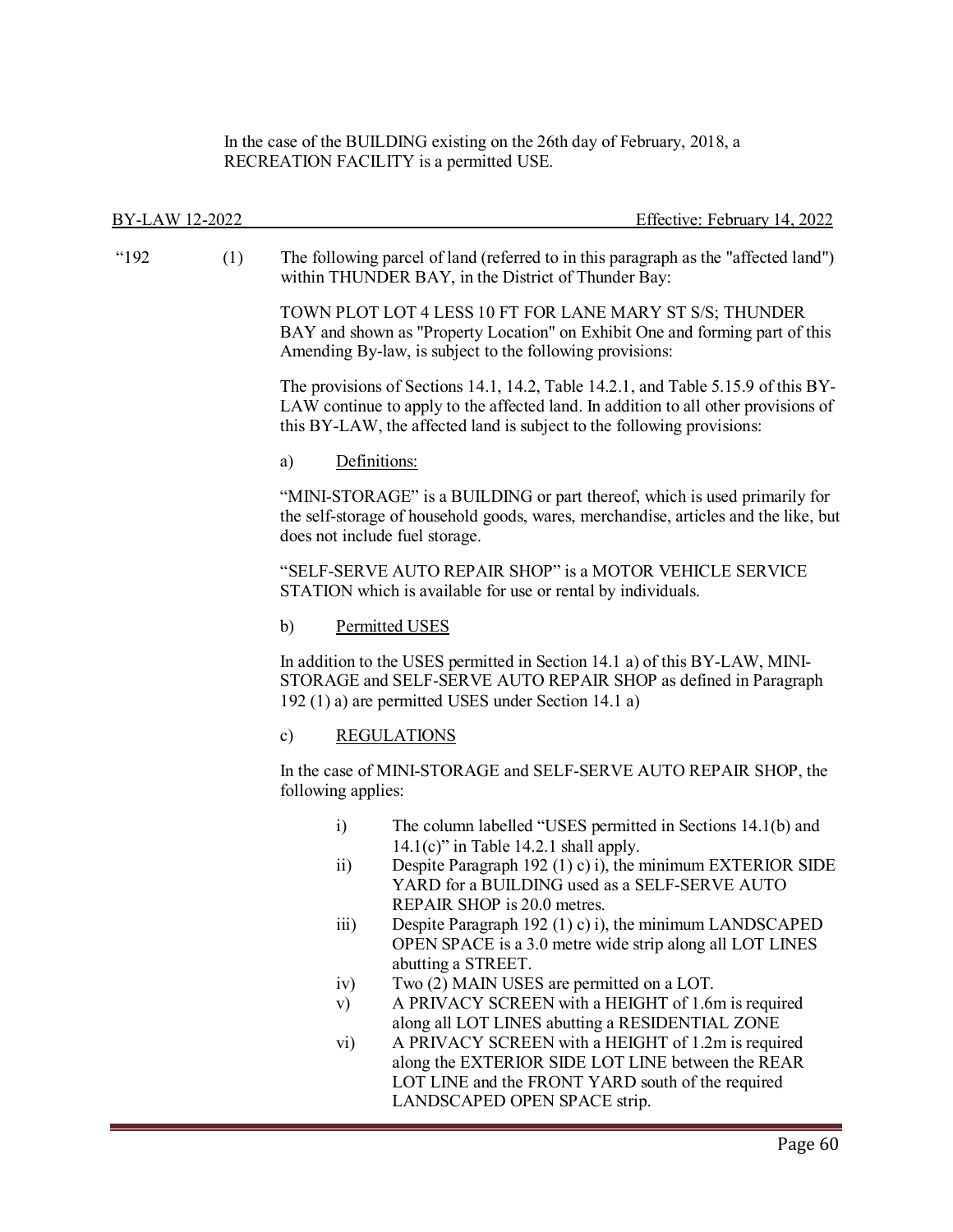In the case of the BUILDING existing on the 26th day of February, 2018, a RECREATION FACILITY is a permitted USE.

BY-LAW 12-2022 Effective: February 14, 2022

"192 (1) The following parcel of land (referred to in this paragraph as the "affected land") within THUNDER BAY, in the District of Thunder Bay:

TOWN PLOT LOT 4 LESS 10 FT FOR LANE MARY ST S/S; THUNDER BAY and shown as "Property Location" on Exhibit One and forming part of this Amending By-law, is subject to the following provisions:

The provisions of Sections 14.1, 14.2, Table 14.2.1, and Table 5.15.9 of this BY-LAW continue to apply to the affected land. In addition to all other provisions of this BY-LAW, the affected land is subject to the following provisions:

a) Definitions:

"MINI-STORAGE" is a BUILDING or part thereof, which is used primarily for the self-storage of household goods, wares, merchandise, articles and the like, but does not include fuel storage.

"SELF-SERVE AUTO REPAIR SHOP" is a MOTOR VEHICLE SERVICE STATION which is available for use or rental by individuals.

b) Permitted USES

In addition to the USES permitted in Section 14.1 a) of this BY-LAW, MINI-STORAGE and SELF-SERVE AUTO REPAIR SHOP as defined in Paragraph 192 (1) a) are permitted USES under Section 14.1 a)

c) REGULATIONS

In the case of MINI-STORAGE and SELF-SERVE AUTO REPAIR SHOP, the following applies:

i) The column labelled "USES permitted in Sections 14.1(b) and 14.1(c)" in Table 14.2.1 shall apply.
ii) Despite Paragraph 192 (1) c) i), the minimum EXTERIOR SIDE YARD for a BUILDING used as a SELF-SERVE AUTO REPAIR SHOP is 20.0 metres.
iii) Despite Paragraph 192 (1) c) i), the minimum LANDSCAPED OPEN SPACE is a 3.0 metre wide strip along all LOT LINES abutting a STREET.
iv) Two (2) MAIN USES are permitted on a LOT.
v) A PRIVACY SCREEN with a HEIGHT of 1.6m is required along all LOT LINES abutting a RESIDENTIAL ZONE
vi) A PRIVACY SCREEN with a HEIGHT of 1.2m is required along the EXTERIOR SIDE LOT LINE between the REAR LOT LINE and the FRONT YARD south of the required LANDSCAPED OPEN SPACE strip.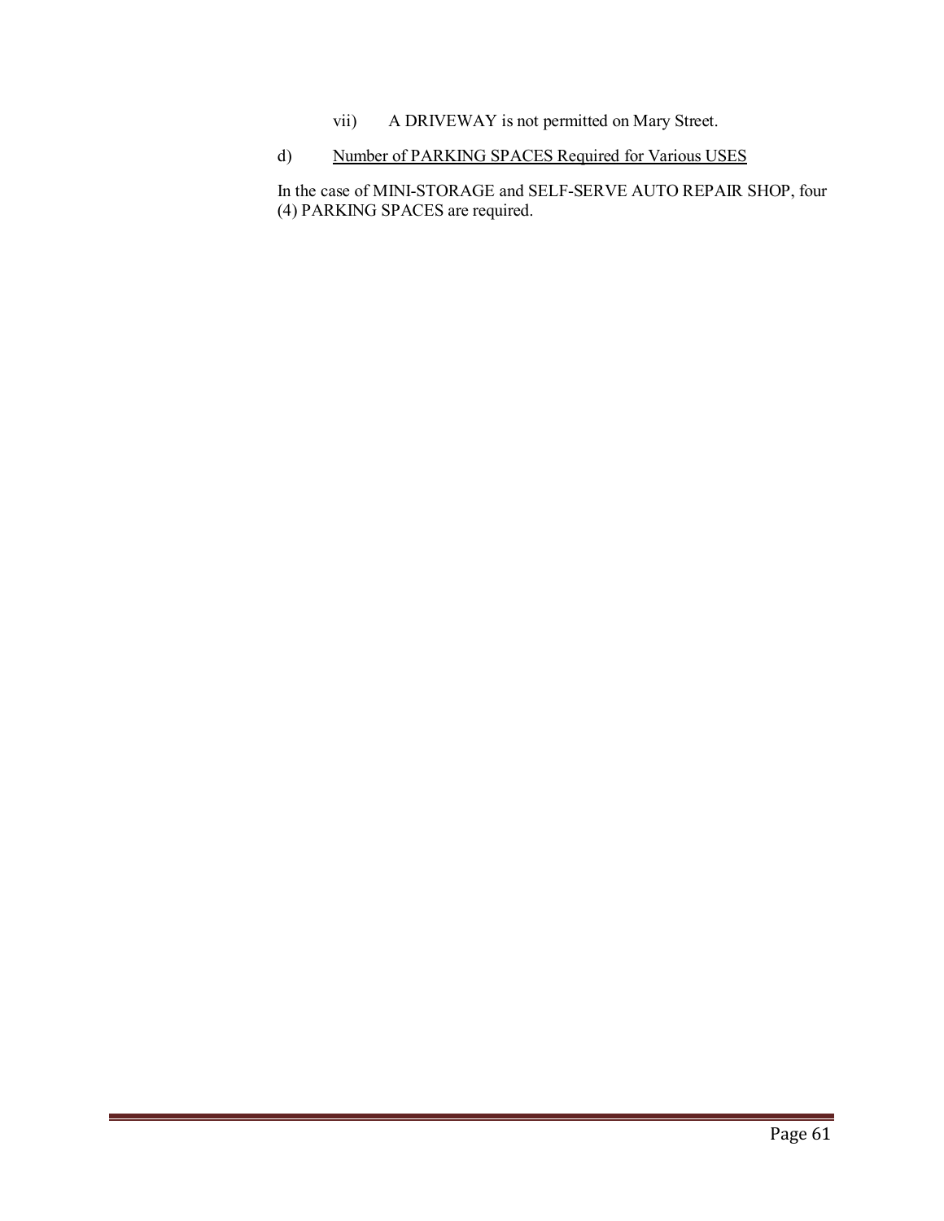vii) A DRIVEWAY is not permitted on Mary Street.

d) <u>Number of PARKING SPACES Required for Various USES</u>

In the case of MINI-STORAGE and SELF-SERVE AUTO REPAIR SHOP, four (4) PARKING SPACES are required.